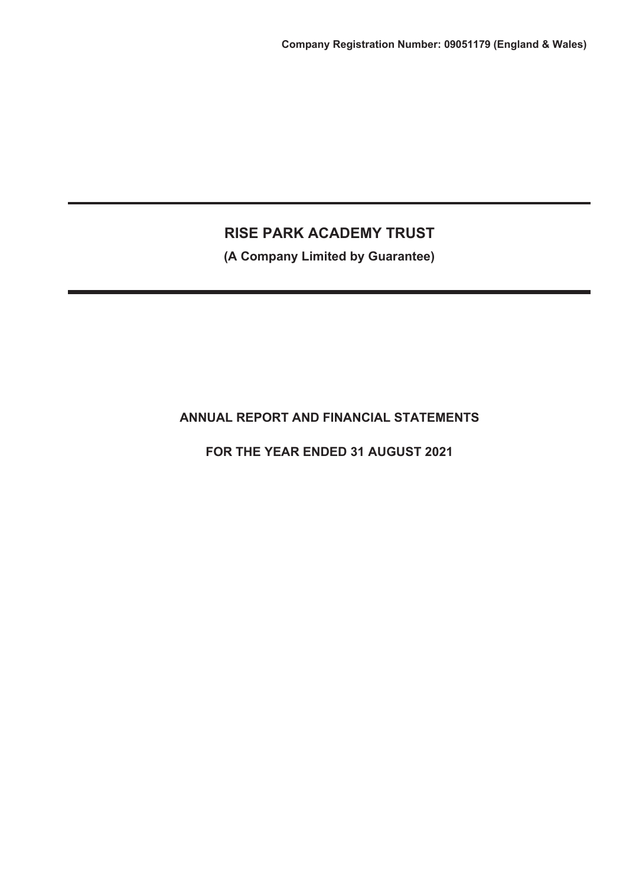**Company Registration Number: 09051179 (England & Wales)**

# RISE PARK ACADEMY TRUST

**(A Company Limited by Guarantee)**

## ANNUAL REPORT AND FINANCIAL STATEMENTS

## FOR THE YEAR ENDED 31 AUGUST 2021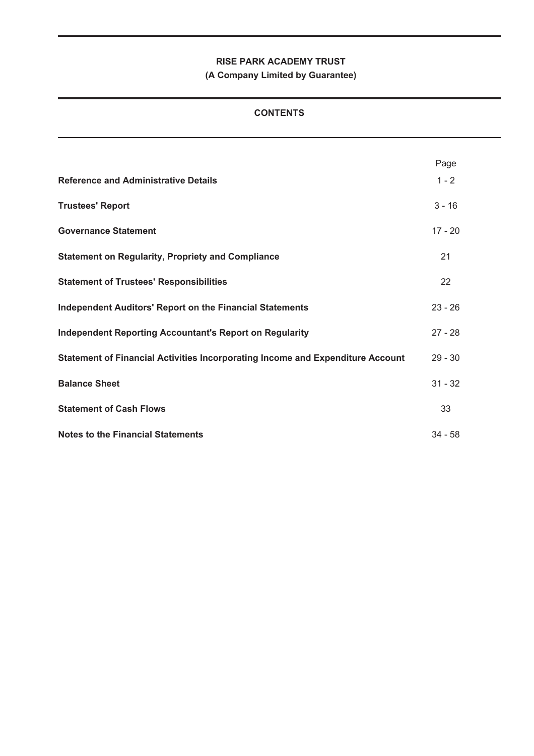**RISE PARK ACADEMY TRUST**

**(A Company Limited by Guarantee)**

## CONTENTS

| | Page |
|---|---|
| **Reference and Administrative Details** | 1 - 2 |
| **Trustees' Report** | 3 - 16 |
| **Governance Statement** | 17 - 20 |
| **Statement on Regularity, Propriety and Compliance** | 21 |
| **Statement of Trustees' Responsibilities** | 22 |
| **Independent Auditors' Report on the Financial Statements** | 23 - 26 |
| **Independent Reporting Accountant's Report on Regularity** | 27 - 28 |
| **Statement of Financial Activities Incorporating Income and Expenditure Account** | 29 - 30 |
| **Balance Sheet** | 31 - 32 |
| **Statement of Cash Flows** | 33 |
| **Notes to the Financial Statements** | 34 - 58 |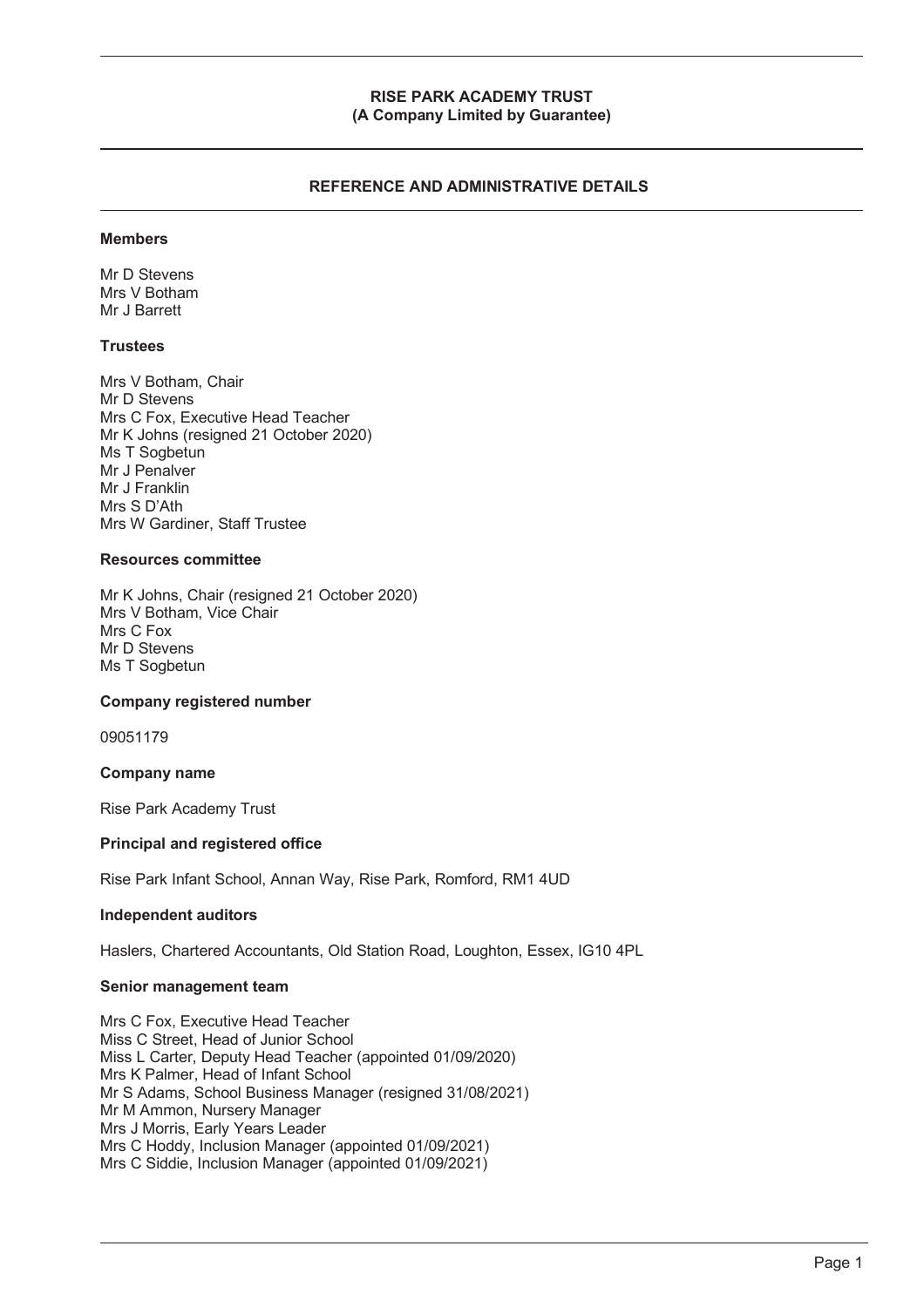**RISE PARK ACADEMY TRUST**
**(A Company Limited by Guarantee)**

## REFERENCE AND ADMINISTRATIVE DETAILS

### Members

Mr D Stevens
Mrs V Botham
Mr J Barrett

### Trustees

Mrs V Botham, Chair
Mr D Stevens
Mrs C Fox, Executive Head Teacher
Mr K Johns (resigned 21 October 2020)
Ms T Sogbetun
Mr J Penalver
Mr J Franklin
Mrs S D'Ath
Mrs W Gardiner, Staff Trustee

### Resources committee

Mr K Johns, Chair (resigned 21 October 2020)
Mrs V Botham, Vice Chair
Mrs C Fox
Mr D Stevens
Ms T Sogbetun

### Company registered number

09051179

### Company name

Rise Park Academy Trust

### Principal and registered office

Rise Park Infant School, Annan Way, Rise Park, Romford, RM1 4UD

### Independent auditors

Haslers, Chartered Accountants, Old Station Road, Loughton, Essex, IG10 4PL

### Senior management team

Mrs C Fox, Executive Head Teacher
Miss C Street, Head of Junior School
Miss L Carter, Deputy Head Teacher (appointed 01/09/2020)
Mrs K Palmer, Head of Infant School
Mr S Adams, School Business Manager (resigned 31/08/2021)
Mr M Ammon, Nursery Manager
Mrs J Morris, Early Years Leader
Mrs C Hoddy, Inclusion Manager (appointed 01/09/2021)
Mrs C Siddie, Inclusion Manager (appointed 01/09/2021)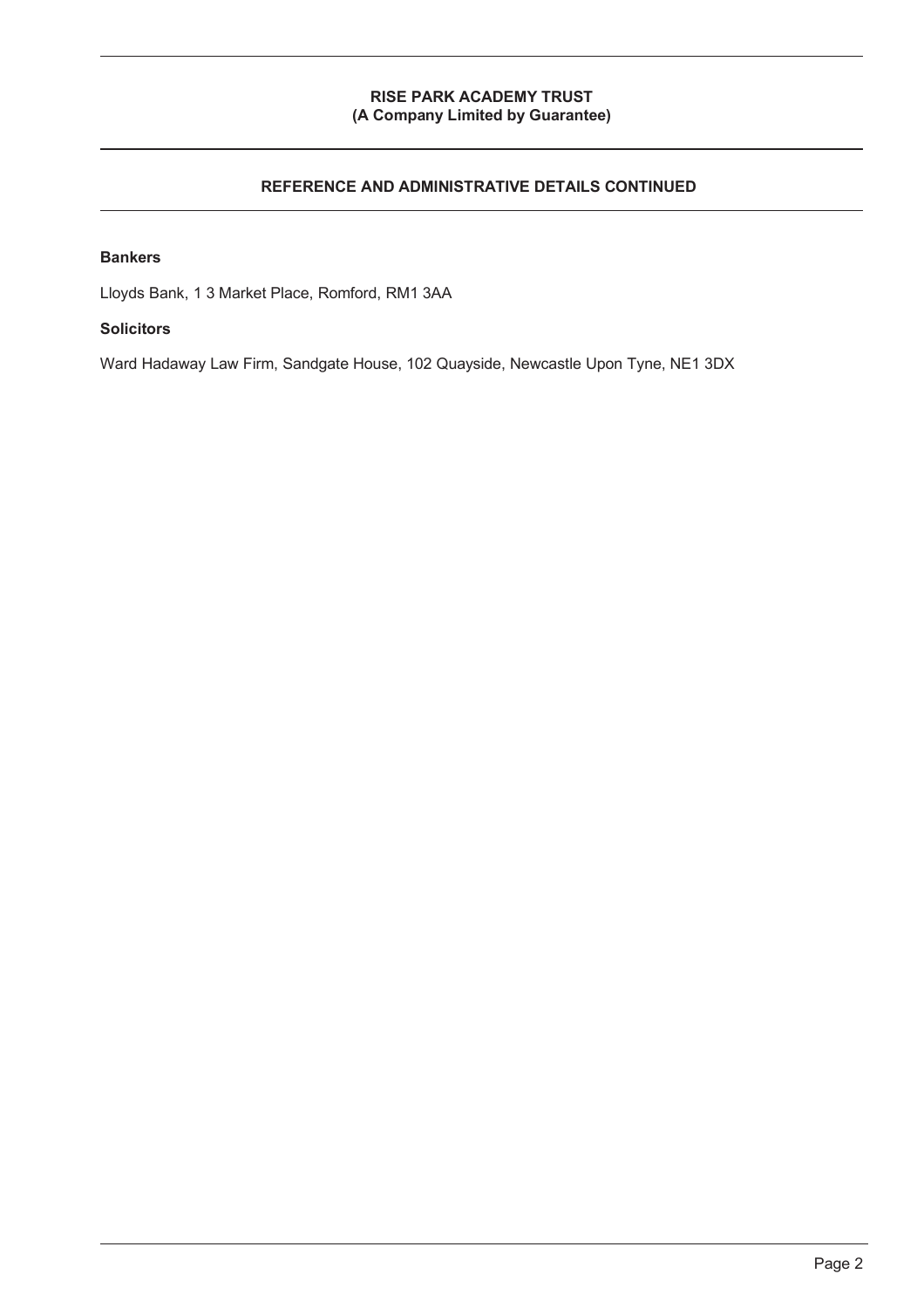## REFERENCE AND ADMINISTRATIVE DETAILS CONTINUED

**Bankers**

Lloyds Bank, 1 3 Market Place, Romford, RM1 3AA

**Solicitors**

Ward Hadaway Law Firm, Sandgate House, 102 Quayside, Newcastle Upon Tyne, NE1 3DX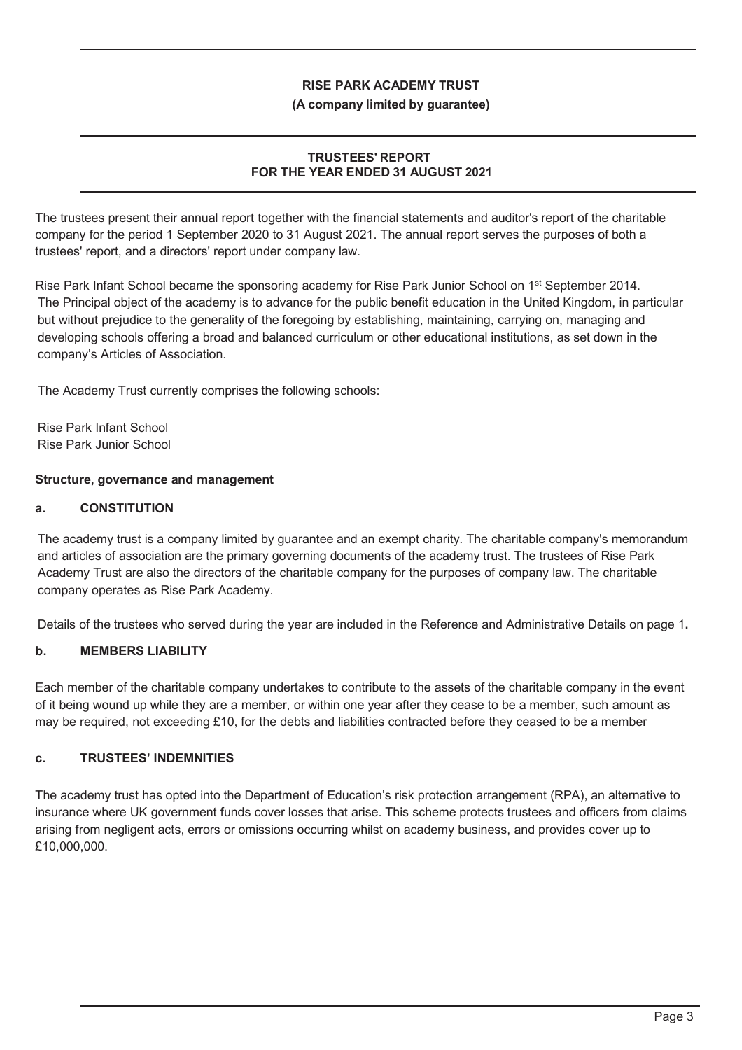**RISE PARK ACADEMY TRUST**

**(A company limited by guarantee)**

**TRUSTEES' REPORT FOR THE YEAR ENDED 31 AUGUST 2021**

The trustees present their annual report together with the financial statements and auditor's report of the charitable company for the period 1 September 2020 to 31 August 2021. The annual report serves the purposes of both a trustees' report, and a directors' report under company law.

Rise Park Infant School became the sponsoring academy for Rise Park Junior School on 1st September 2014. The Principal object of the academy is to advance for the public benefit education in the United Kingdom, in particular but without prejudice to the generality of the foregoing by establishing, maintaining, carrying on, managing and developing schools offering a broad and balanced curriculum or other educational institutions, as set down in the company's Articles of Association.

The Academy Trust currently comprises the following schools:

Rise Park Infant School
Rise Park Junior School

**Structure, governance and management**

**a. CONSTITUTION**

The academy trust is a company limited by guarantee and an exempt charity. The charitable company's memorandum and articles of association are the primary governing documents of the academy trust. The trustees of Rise Park Academy Trust are also the directors of the charitable company for the purposes of company law. The charitable company operates as Rise Park Academy.

Details of the trustees who served during the year are included in the Reference and Administrative Details on page 1**.**

**b. MEMBERS LIABILITY**

Each member of the charitable company undertakes to contribute to the assets of the charitable company in the event of it being wound up while they are a member, or within one year after they cease to be a member, such amount as may be required, not exceeding £10, for the debts and liabilities contracted before they ceased to be a member

**c. TRUSTEES' INDEMNITIES**

The academy trust has opted into the Department of Education's risk protection arrangement (RPA), an alternative to insurance where UK government funds cover losses that arise. This scheme protects trustees and officers from claims arising from negligent acts, errors or omissions occurring whilst on academy business, and provides cover up to £10,000,000.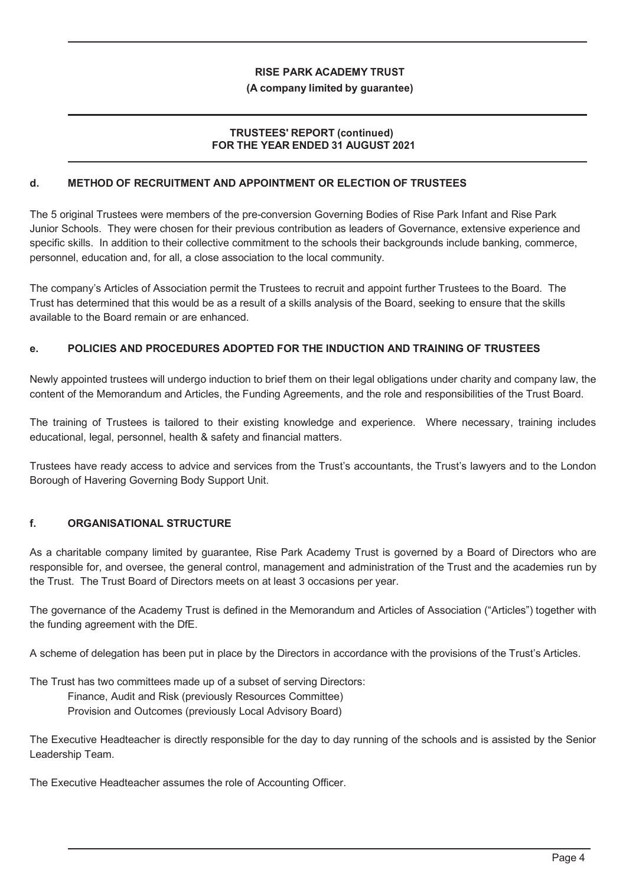### d. METHOD OF RECRUITMENT AND APPOINTMENT OR ELECTION OF TRUSTEES

The 5 original Trustees were members of the pre-conversion Governing Bodies of Rise Park Infant and Rise Park Junior Schools. They were chosen for their previous contribution as leaders of Governance, extensive experience and specific skills. In addition to their collective commitment to the schools their backgrounds include banking, commerce, personnel, education and, for all, a close association to the local community.

The company's Articles of Association permit the Trustees to recruit and appoint further Trustees to the Board. The Trust has determined that this would be as a result of a skills analysis of the Board, seeking to ensure that the skills available to the Board remain or are enhanced.

### e. POLICIES AND PROCEDURES ADOPTED FOR THE INDUCTION AND TRAINING OF TRUSTEES

Newly appointed trustees will undergo induction to brief them on their legal obligations under charity and company law, the content of the Memorandum and Articles, the Funding Agreements, and the role and responsibilities of the Trust Board.

The training of Trustees is tailored to their existing knowledge and experience. Where necessary, training includes educational, legal, personnel, health & safety and financial matters.

Trustees have ready access to advice and services from the Trust's accountants, the Trust's lawyers and to the London Borough of Havering Governing Body Support Unit.

### f. ORGANISATIONAL STRUCTURE

As a charitable company limited by guarantee, Rise Park Academy Trust is governed by a Board of Directors who are responsible for, and oversee, the general control, management and administration of the Trust and the academies run by the Trust. The Trust Board of Directors meets on at least 3 occasions per year.

The governance of the Academy Trust is defined in the Memorandum and Articles of Association ("Articles") together with the funding agreement with the DfE.

A scheme of delegation has been put in place by the Directors in accordance with the provisions of the Trust's Articles.

The Trust has two committees made up of a subset of serving Directors:

- Finance, Audit and Risk (previously Resources Committee)
- Provision and Outcomes (previously Local Advisory Board)

The Executive Headteacher is directly responsible for the day to day running of the schools and is assisted by the Senior Leadership Team.

The Executive Headteacher assumes the role of Accounting Officer.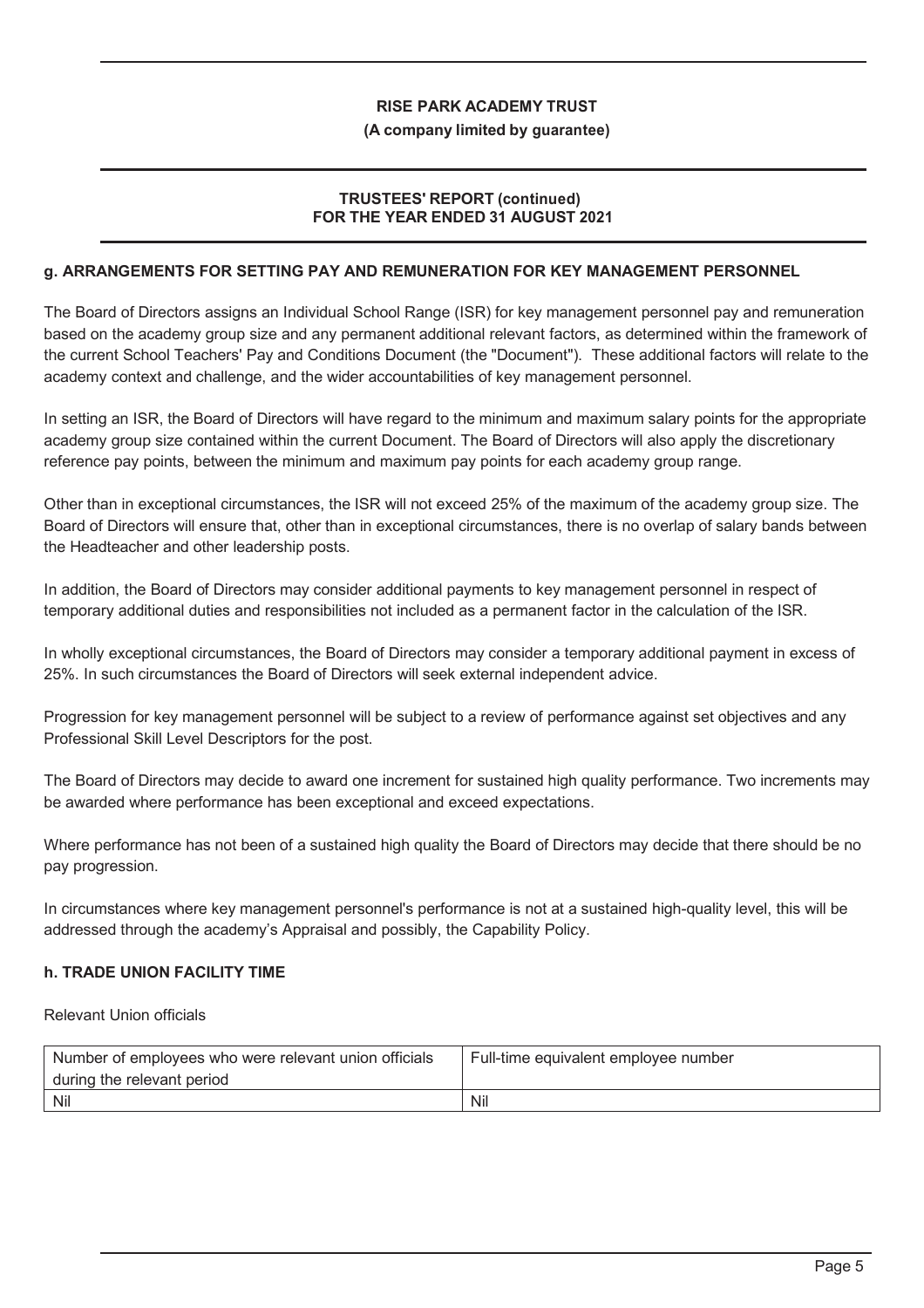## g. ARRANGEMENTS FOR SETTING PAY AND REMUNERATION FOR KEY MANAGEMENT PERSONNEL

The Board of Directors assigns an Individual School Range (ISR) for key management personnel pay and remuneration based on the academy group size and any permanent additional relevant factors, as determined within the framework of the current School Teachers' Pay and Conditions Document (the "Document"). These additional factors will relate to the academy context and challenge, and the wider accountabilities of key management personnel.

In setting an ISR, the Board of Directors will have regard to the minimum and maximum salary points for the appropriate academy group size contained within the current Document. The Board of Directors will also apply the discretionary reference pay points, between the minimum and maximum pay points for each academy group range.

Other than in exceptional circumstances, the ISR will not exceed 25% of the maximum of the academy group size. The Board of Directors will ensure that, other than in exceptional circumstances, there is no overlap of salary bands between the Headteacher and other leadership posts.

In addition, the Board of Directors may consider additional payments to key management personnel in respect of temporary additional duties and responsibilities not included as a permanent factor in the calculation of the ISR.

In wholly exceptional circumstances, the Board of Directors may consider a temporary additional payment in excess of 25%. In such circumstances the Board of Directors will seek external independent advice.

Progression for key management personnel will be subject to a review of performance against set objectives and any Professional Skill Level Descriptors for the post.

The Board of Directors may decide to award one increment for sustained high quality performance. Two increments may be awarded where performance has been exceptional and exceed expectations.

Where performance has not been of a sustained high quality the Board of Directors may decide that there should be no pay progression.

In circumstances where key management personnel's performance is not at a sustained high-quality level, this will be addressed through the academy's Appraisal and possibly, the Capability Policy.

## h. TRADE UNION FACILITY TIME

Relevant Union officials

| Number of employees who were relevant union officials during the relevant period | Full-time equivalent employee number |
|---|---|
| Nil | Nil |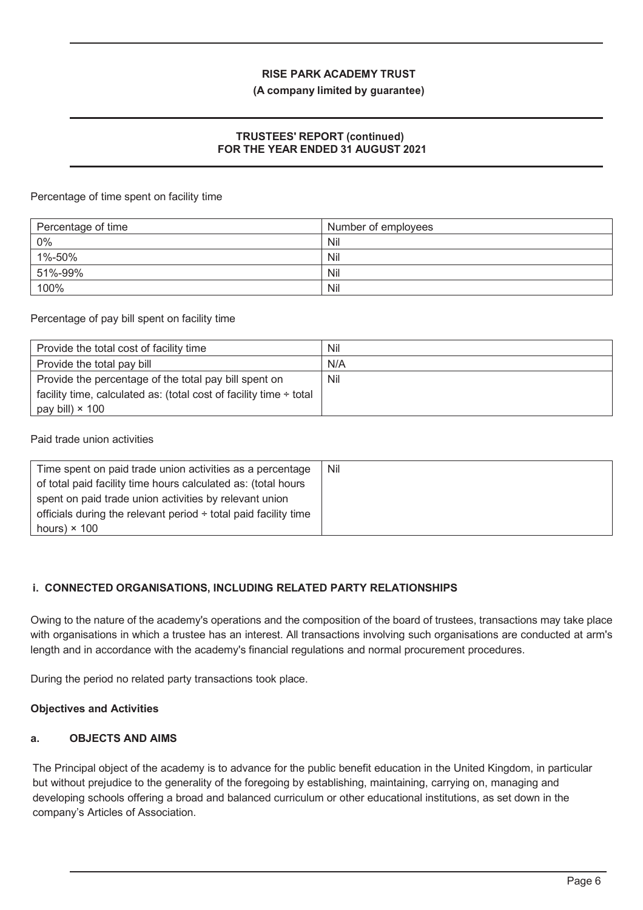Percentage of time spent on facility time

| Percentage of time | Number of employees |
|---|---|
| 0% | Nil |
| 1%-50% | Nil |
| 51%-99% | Nil |
| 100% | Nil |

Percentage of pay bill spent on facility time

| Provide the total cost of facility time | Nil |
|---|---|
| Provide the total pay bill | N/A |
| Provide the percentage of the total pay bill spent on facility time, calculated as: (total cost of facility time ÷ total pay bill) × 100 | Nil |

Paid trade union activities

| Time spent on paid trade union activities as a percentage of total paid facility time hours calculated as: (total hours spent on paid trade union activities by relevant union officials during the relevant period ÷ total paid facility time hours) × 100 | Nil |
|---|---|

### i. CONNECTED ORGANISATIONS, INCLUDING RELATED PARTY RELATIONSHIPS

Owing to the nature of the academy's operations and the composition of the board of trustees, transactions may take place with organisations in which a trustee has an interest. All transactions involving such organisations are conducted at arm's length and in accordance with the academy's financial regulations and normal procurement procedures.

During the period no related party transactions took place.

## Objectives and Activities

### a. OBJECTS AND AIMS

The Principal object of the academy is to advance for the public benefit education in the United Kingdom, in particular but without prejudice to the generality of the foregoing by establishing, maintaining, carrying on, managing and developing schools offering a broad and balanced curriculum or other educational institutions, as set down in the company's Articles of Association.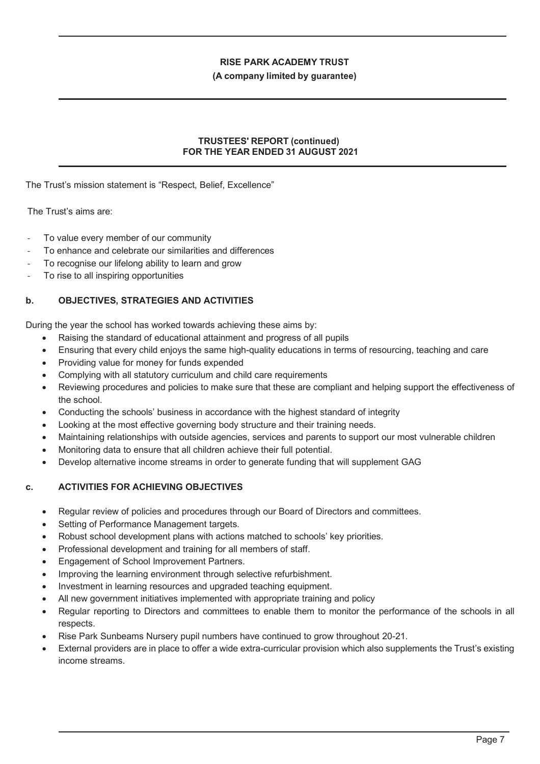The Trust's mission statement is "Respect, Belief, Excellence"

The Trust's aims are:

- To value every member of our community
- To enhance and celebrate our similarities and differences
- To recognise our lifelong ability to learn and grow
- To rise to all inspiring opportunities

### b. OBJECTIVES, STRATEGIES AND ACTIVITIES

During the year the school has worked towards achieving these aims by:

- Raising the standard of educational attainment and progress of all pupils
- Ensuring that every child enjoys the same high-quality educations in terms of resourcing, teaching and care
- Providing value for money for funds expended
- Complying with all statutory curriculum and child care requirements
- Reviewing procedures and policies to make sure that these are compliant and helping support the effectiveness of the school.
- Conducting the schools' business in accordance with the highest standard of integrity
- Looking at the most effective governing body structure and their training needs.
- Maintaining relationships with outside agencies, services and parents to support our most vulnerable children
- Monitoring data to ensure that all children achieve their full potential.
- Develop alternative income streams in order to generate funding that will supplement GAG

### c. ACTIVITIES FOR ACHIEVING OBJECTIVES

- Regular review of policies and procedures through our Board of Directors and committees.
- Setting of Performance Management targets.
- Robust school development plans with actions matched to schools' key priorities.
- Professional development and training for all members of staff.
- Engagement of School Improvement Partners.
- Improving the learning environment through selective refurbishment.
- Investment in learning resources and upgraded teaching equipment.
- All new government initiatives implemented with appropriate training and policy
- Regular reporting to Directors and committees to enable them to monitor the performance of the schools in all respects.
- Rise Park Sunbeams Nursery pupil numbers have continued to grow throughout 20-21.
- External providers are in place to offer a wide extra-curricular provision which also supplements the Trust's existing income streams.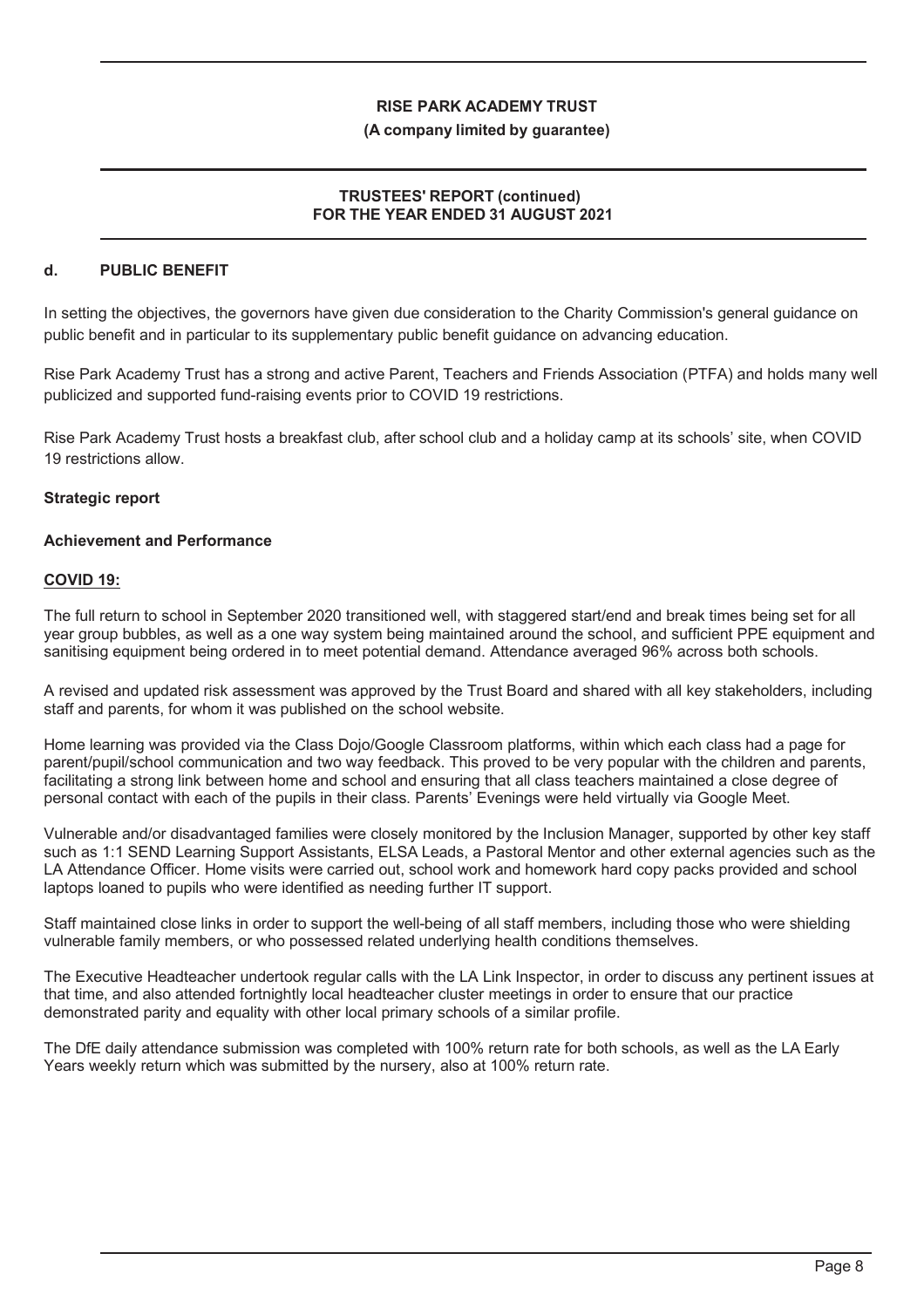## d. PUBLIC BENEFIT

In setting the objectives, the governors have given due consideration to the Charity Commission's general guidance on public benefit and in particular to its supplementary public benefit guidance on advancing education.

Rise Park Academy Trust has a strong and active Parent, Teachers and Friends Association (PTFA) and holds many well publicized and supported fund-raising events prior to COVID 19 restrictions.

Rise Park Academy Trust hosts a breakfast club, after school club and a holiday camp at its schools' site, when COVID 19 restrictions allow.

**Strategic report**

**Achievement and Performance**

**COVID 19:**

The full return to school in September 2020 transitioned well, with staggered start/end and break times being set for all year group bubbles, as well as a one way system being maintained around the school, and sufficient PPE equipment and sanitising equipment being ordered in to meet potential demand. Attendance averaged 96% across both schools.

A revised and updated risk assessment was approved by the Trust Board and shared with all key stakeholders, including staff and parents, for whom it was published on the school website.

Home learning was provided via the Class Dojo/Google Classroom platforms, within which each class had a page for parent/pupil/school communication and two way feedback. This proved to be very popular with the children and parents, facilitating a strong link between home and school and ensuring that all class teachers maintained a close degree of personal contact with each of the pupils in their class. Parents' Evenings were held virtually via Google Meet.

Vulnerable and/or disadvantaged families were closely monitored by the Inclusion Manager, supported by other key staff such as 1:1 SEND Learning Support Assistants, ELSA Leads, a Pastoral Mentor and other external agencies such as the LA Attendance Officer. Home visits were carried out, school work and homework hard copy packs provided and school laptops loaned to pupils who were identified as needing further IT support.

Staff maintained close links in order to support the well-being of all staff members, including those who were shielding vulnerable family members, or who possessed related underlying health conditions themselves.

The Executive Headteacher undertook regular calls with the LA Link Inspector, in order to discuss any pertinent issues at that time, and also attended fortnightly local headteacher cluster meetings in order to ensure that our practice demonstrated parity and equality with other local primary schools of a similar profile.

The DfE daily attendance submission was completed with 100% return rate for both schools, as well as the LA Early Years weekly return which was submitted by the nursery, also at 100% return rate.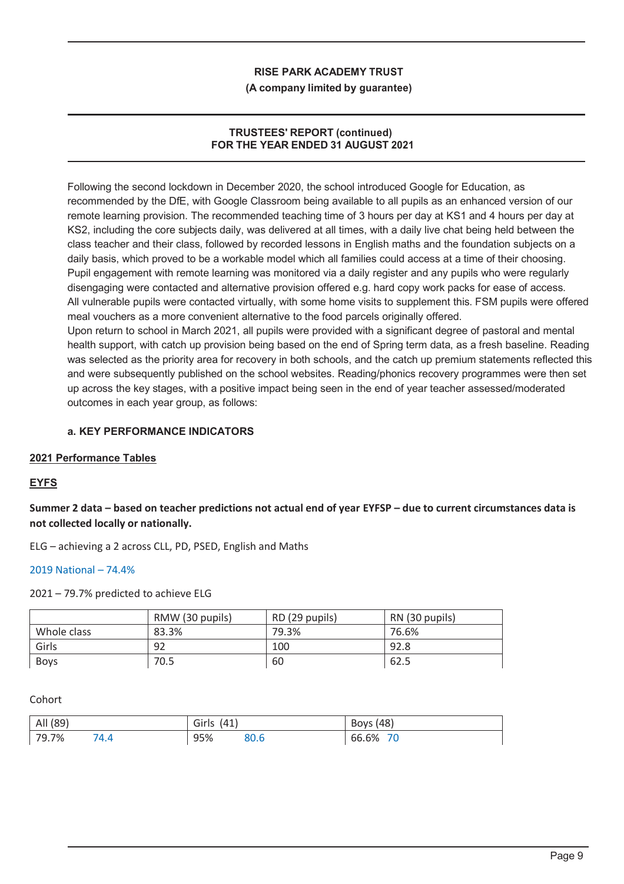Following the second lockdown in December 2020, the school introduced Google for Education, as recommended by the DfE, with Google Classroom being available to all pupils as an enhanced version of our remote learning provision. The recommended teaching time of 3 hours per day at KS1 and 4 hours per day at KS2, including the core subjects daily, was delivered at all times, with a daily live chat being held between the class teacher and their class, followed by recorded lessons in English maths and the foundation subjects on a daily basis, which proved to be a workable model which all families could access at a time of their choosing. Pupil engagement with remote learning was monitored via a daily register and any pupils who were regularly disengaging were contacted and alternative provision offered e.g. hard copy work packs for ease of access. All vulnerable pupils were contacted virtually, with some home visits to supplement this. FSM pupils were offered meal vouchers as a more convenient alternative to the food parcels originally offered.
Upon return to school in March 2021, all pupils were provided with a significant degree of pastoral and mental health support, with catch up provision being based on the end of Spring term data, as a fresh baseline. Reading was selected as the priority area for recovery in both schools, and the catch up premium statements reflected this and were subsequently published on the school websites. Reading/phonics recovery programmes were then set up across the key stages, with a positive impact being seen in the end of year teacher assessed/moderated outcomes in each year group, as follows:

### a. KEY PERFORMANCE INDICATORS

**2021 Performance Tables**

**EYFS**

**Summer 2 data – based on teacher predictions not actual end of year EYFSP – due to current circumstances data is not collected locally or nationally.**

ELG – achieving a 2 across CLL, PD, PSED, English and Maths

2019 National – 74.4%

2021 – 79.7% predicted to achieve ELG

| | RMW (30 pupils) | RD (29 pupils) | RN (30 pupils) |
|---|---|---|---|
| Whole class | 83.3% | 79.3% | 76.6% |
| Girls | 92 | 100 | 92.8 |
| Boys | 70.5 | 60 | 62.5 |

Cohort

| All (89) | Girls (41) | Boys (48) |
|---|---|---|
| 79.7% 74.4 | 95% 80.6 | 66.6% 70 |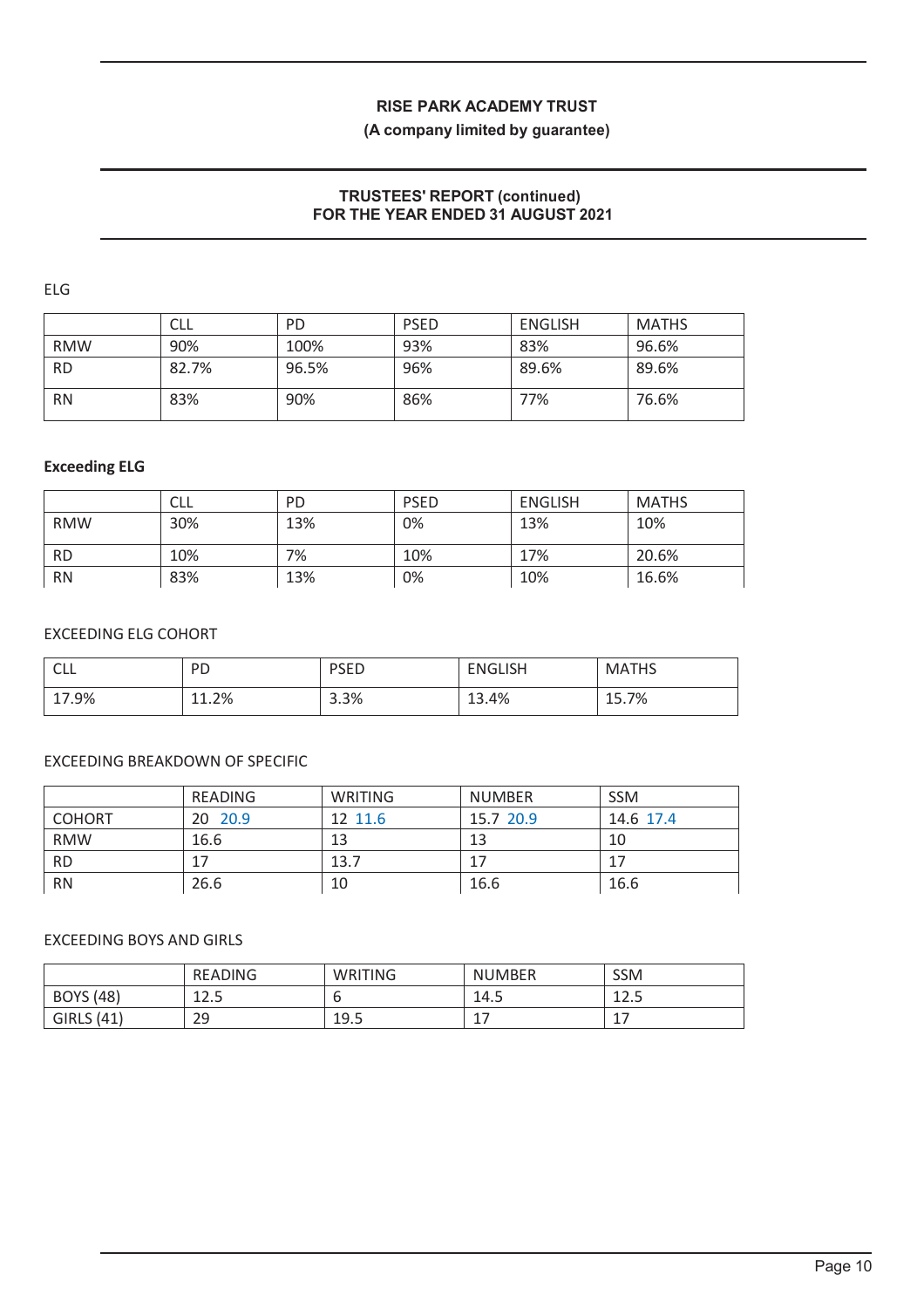ELG

| | CLL | PD | PSED | ENGLISH | MATHS |
|---|---|---|---|---|---|
| RMW | 90% | 100% | 93% | 83% | 96.6% |
| RD | 82.7% | 96.5% | 96% | 89.6% | 89.6% |
| RN | 83% | 90% | 86% | 77% | 76.6% |

**Exceeding ELG**

| | CLL | PD | PSED | ENGLISH | MATHS |
|---|---|---|---|---|---|
| RMW | 30% | 13% | 0% | 13% | 10% |
| RD | 10% | 7% | 10% | 17% | 20.6% |
| RN | 83% | 13% | 0% | 10% | 16.6% |

EXCEEDING ELG COHORT

| CLL | PD | PSED | ENGLISH | MATHS |
|---|---|---|---|---|
| 17.9% | 11.2% | 3.3% | 13.4% | 15.7% |

EXCEEDING BREAKDOWN OF SPECIFIC

| | READING | WRITING | NUMBER | SSM |
|---|---|---|---|---|
| COHORT | 20 20.9 | 12 11.6 | 15.7 20.9 | 14.6 17.4 |
| RMW | 16.6 | 13 | 13 | 10 |
| RD | 17 | 13.7 | 17 | 17 |
| RN | 26.6 | 10 | 16.6 | 16.6 |

EXCEEDING BOYS AND GIRLS

| | READING | WRITING | NUMBER | SSM |
|---|---|---|---|---|
| BOYS (48) | 12.5 | 6 | 14.5 | 12.5 |
| GIRLS (41) | 29 | 19.5 | 17 | 17 |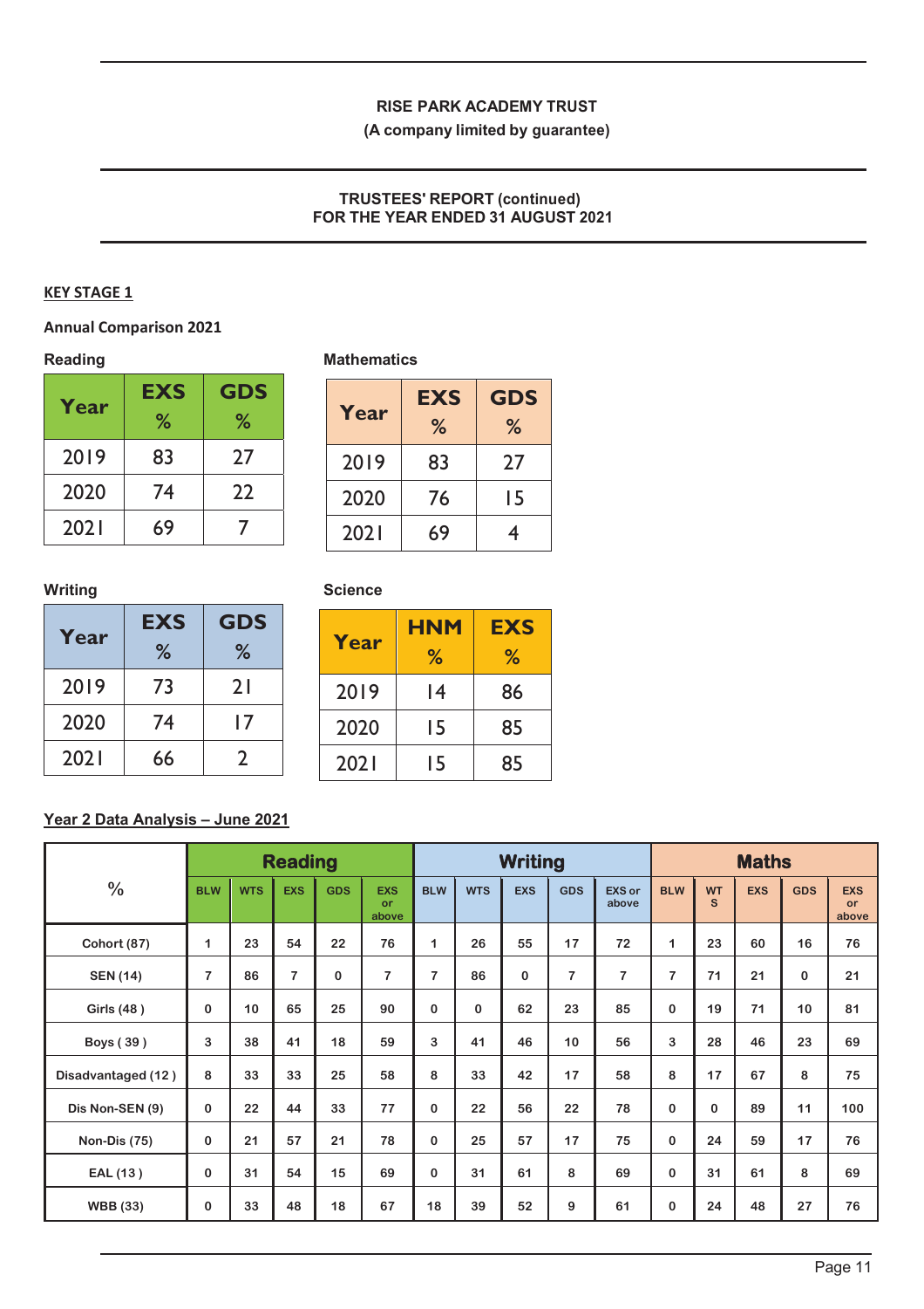**KEY STAGE 1**

**Annual Comparison 2021**

**Reading**

| Year | EXS % | GDS % |
|---|---|---|
| 2019 | 83 | 27 |
| 2020 | 74 | 22 |
| 2021 | 69 | 7 |

**Mathematics**

| Year | EXS % | GDS % |
|---|---|---|
| 2019 | 83 | 27 |
| 2020 | 76 | 15 |
| 2021 | 69 | 4 |

**Writing**

| Year | EXS % | GDS % |
|---|---|---|
| 2019 | 73 | 21 |
| 2020 | 74 | 17 |
| 2021 | 66 | 2 |

**Science**

| Year | HNM % | EXS % |
|---|---|---|
| 2019 | 14 | 86 |
| 2020 | 15 | 85 |
| 2021 | 15 | 85 |

**Year 2 Data Analysis – June 2021**

| % | Reading | | | | | Writing | | | | | Maths | | | | |
|---|---|---|---|---|---|---|---|---|---|---|---|---|---|---|---|
| | BLW | WTS | EXS | GDS | EXS or above | BLW | WTS | EXS | GDS | EXS or above | BLW | WTS | EXS | GDS | EXS or above |
| Cohort (87) | 1 | 23 | 54 | 22 | 76 | 1 | 26 | 55 | 17 | 72 | 1 | 23 | 60 | 16 | 76 |
| SEN (14) | 7 | 86 | 7 | 0 | 7 | 7 | 86 | 0 | 7 | 7 | 7 | 71 | 21 | 0 | 21 |
| Girls (48 ) | 0 | 10 | 65 | 25 | 90 | 0 | 0 | 62 | 23 | 85 | 0 | 19 | 71 | 10 | 81 |
| Boys ( 39 ) | 3 | 38 | 41 | 18 | 59 | 3 | 41 | 46 | 10 | 56 | 3 | 28 | 46 | 23 | 69 |
| Disadvantaged (12 ) | 8 | 33 | 33 | 25 | 58 | 8 | 33 | 42 | 17 | 58 | 8 | 17 | 67 | 8 | 75 |
| Dis Non-SEN (9) | 0 | 22 | 44 | 33 | 77 | 0 | 22 | 56 | 22 | 78 | 0 | 0 | 89 | 11 | 100 |
| Non-Dis (75) | 0 | 21 | 57 | 21 | 78 | 0 | 25 | 57 | 17 | 75 | 0 | 24 | 59 | 17 | 76 |
| EAL (13 ) | 0 | 31 | 54 | 15 | 69 | 0 | 31 | 61 | 8 | 69 | 0 | 31 | 61 | 8 | 69 |
| WBB (33) | 0 | 33 | 48 | 18 | 67 | 18 | 39 | 52 | 9 | 61 | 0 | 24 | 48 | 27 | 76 |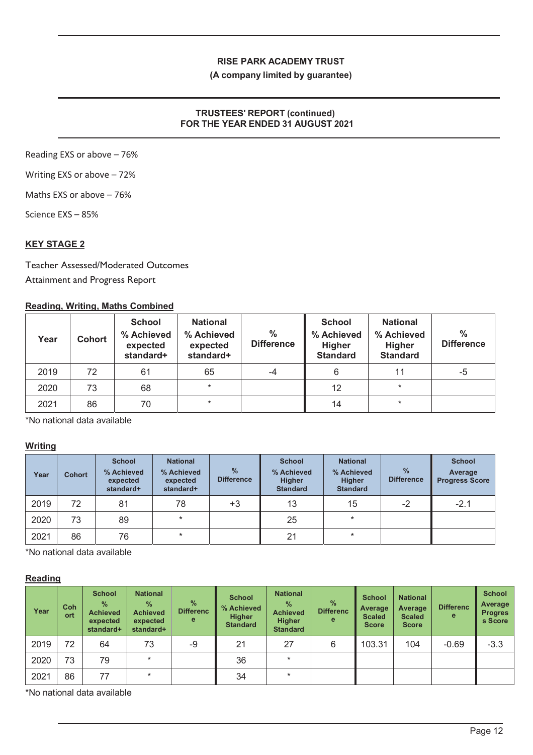Reading EXS or above – 76%

Writing EXS or above – 72%

Maths EXS or above – 76%

Science EXS – 85%

## KEY STAGE 2

Teacher Assessed/Moderated Outcomes

Attainment and Progress Report

**Reading, Writing, Maths Combined**

| Year | Cohort | School % Achieved expected standard+ | National % Achieved expected standard+ | % Difference | School % Achieved Higher Standard | National % Achieved Higher Standard | % Difference |
|---|---|---|---|---|---|---|---|
| 2019 | 72 | 61 | 65 | -4 | 6 | 11 | -5 |
| 2020 | 73 | 68 | * | | 12 | * | |
| 2021 | 86 | 70 | * | | 14 | * | |

*No national data available

**Writing**

| Year | Cohort | School % Achieved expected standard+ | National % Achieved expected standard+ | % Difference | School % Achieved Higher Standard | National % Achieved Higher Standard | % Difference | School Average Progress Score |
|---|---|---|---|---|---|---|---|---|
| 2019 | 72 | 81 | 78 | +3 | 13 | 15 | -2 | -2.1 |
| 2020 | 73 | 89 | * | | 25 | * | | |
| 2021 | 86 | 76 | * | | 21 | * | | |

*No national data available

**Reading**

| Year | Cohort | School % Achieved expected standard+ | National % Achieved expected standard+ | % Difference | School % Achieved Higher Standard | National % Achieved Higher Standard | % Difference | School Average Scaled Score | National Average Scaled Score | Difference | School Average Progress Score |
|---|---|---|---|---|---|---|---|---|---|---|---|
| 2019 | 72 | 64 | 73 | -9 | 21 | 27 | 6 | 103.31 | 104 | -0.69 | -3.3 |
| 2020 | 73 | 79 | * | | 36 | * | | | | | |
| 2021 | 86 | 77 | * | | 34 | * | | | | | |

*No national data available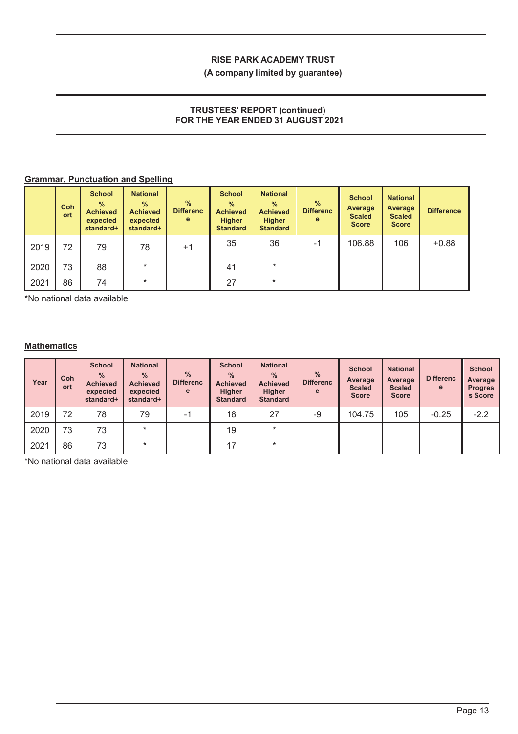## Grammar, Punctuation and Spelling

| | Cohort | School % Achieved expected standard+ | National % Achieved expected standard+ | % Difference | School % Achieved Higher Standard | National % Achieved Higher Standard | % Difference | School Average Scaled Score | National Average Scaled Score | Difference |
|---|---|---|---|---|---|---|---|---|---|---|
| 2019 | 72 | 79 | 78 | +1 | 35 | 36 | -1 | 106.88 | 106 | +0.88 |
| 2020 | 73 | 88 | * | | 41 | * | | | | |
| 2021 | 86 | 74 | * | | 27 | * | | | | |

*No national data available

## Mathematics

| Year | Cohort | School % Achieved expected standard+ | National % Achieved expected standard+ | % Difference | School % Achieved Higher Standard | National % Achieved Higher Standard | % Difference | School Average Scaled Score | National Average Scaled Score | Difference | School Average Progress Score |
|---|---|---|---|---|---|---|---|---|---|---|---|
| 2019 | 72 | 78 | 79 | -1 | 18 | 27 | -9 | 104.75 | 105 | -0.25 | -2.2 |
| 2020 | 73 | 73 | * | | 19 | * | | | | | |
| 2021 | 86 | 73 | * | | 17 | * | | | | | |

*No national data available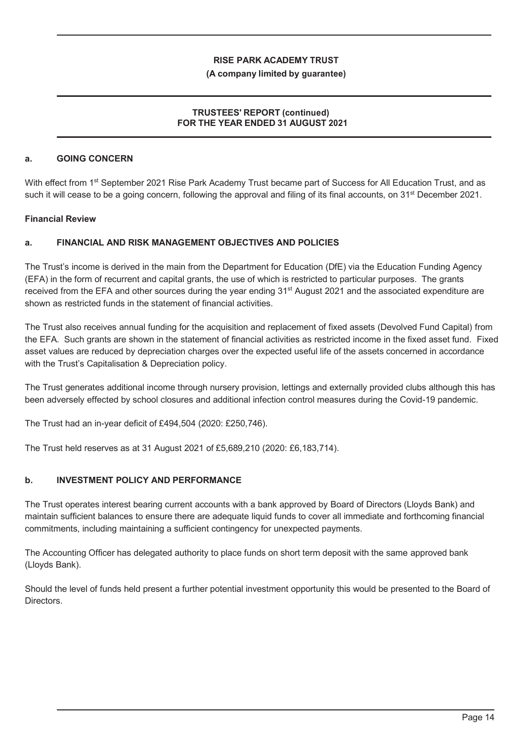## a. GOING CONCERN

With effect from 1st September 2021 Rise Park Academy Trust became part of Success for All Education Trust, and as such it will cease to be a going concern, following the approval and filing of its final accounts, on 31st December 2021.

### Financial Review

## a. FINANCIAL AND RISK MANAGEMENT OBJECTIVES AND POLICIES

The Trust's income is derived in the main from the Department for Education (DfE) via the Education Funding Agency (EFA) in the form of recurrent and capital grants, the use of which is restricted to particular purposes. The grants received from the EFA and other sources during the year ending 31st August 2021 and the associated expenditure are shown as restricted funds in the statement of financial activities.

The Trust also receives annual funding for the acquisition and replacement of fixed assets (Devolved Fund Capital) from the EFA. Such grants are shown in the statement of financial activities as restricted income in the fixed asset fund. Fixed asset values are reduced by depreciation charges over the expected useful life of the assets concerned in accordance with the Trust's Capitalisation & Depreciation policy.

The Trust generates additional income through nursery provision, lettings and externally provided clubs although this has been adversely effected by school closures and additional infection control measures during the Covid-19 pandemic.

The Trust had an in-year deficit of £494,504 (2020: £250,746).

The Trust held reserves as at 31 August 2021 of £5,689,210 (2020: £6,183,714).

## b. INVESTMENT POLICY AND PERFORMANCE

The Trust operates interest bearing current accounts with a bank approved by Board of Directors (Lloyds Bank) and maintain sufficient balances to ensure there are adequate liquid funds to cover all immediate and forthcoming financial commitments, including maintaining a sufficient contingency for unexpected payments.

The Accounting Officer has delegated authority to place funds on short term deposit with the same approved bank (Lloyds Bank).

Should the level of funds held present a further potential investment opportunity this would be presented to the Board of Directors.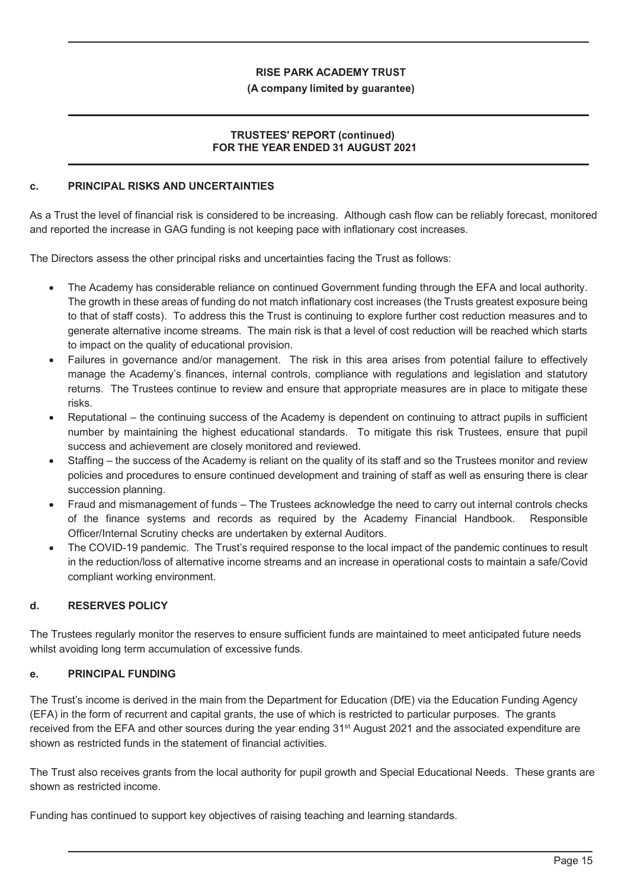## c. PRINCIPAL RISKS AND UNCERTAINTIES

As a Trust the level of financial risk is considered to be increasing. Although cash flow can be reliably forecast, monitored and reported the increase in GAG funding is not keeping pace with inflationary cost increases.

The Directors assess the other principal risks and uncertainties facing the Trust as follows:

- The Academy has considerable reliance on continued Government funding through the EFA and local authority. The growth in these areas of funding do not match inflationary cost increases (the Trusts greatest exposure being to that of staff costs). To address this the Trust is continuing to explore further cost reduction measures and to generate alternative income streams. The main risk is that a level of cost reduction will be reached which starts to impact on the quality of educational provision.
- Failures in governance and/or management. The risk in this area arises from potential failure to effectively manage the Academy's finances, internal controls, compliance with regulations and legislation and statutory returns. The Trustees continue to review and ensure that appropriate measures are in place to mitigate these risks.
- Reputational – the continuing success of the Academy is dependent on continuing to attract pupils in sufficient number by maintaining the highest educational standards. To mitigate this risk Trustees, ensure that pupil success and achievement are closely monitored and reviewed.
- Staffing – the success of the Academy is reliant on the quality of its staff and so the Trustees monitor and review policies and procedures to ensure continued development and training of staff as well as ensuring there is clear succession planning.
- Fraud and mismanagement of funds – The Trustees acknowledge the need to carry out internal controls checks of the finance systems and records as required by the Academy Financial Handbook. Responsible Officer/Internal Scrutiny checks are undertaken by external Auditors.
- The COVID-19 pandemic. The Trust's required response to the local impact of the pandemic continues to result in the reduction/loss of alternative income streams and an increase in operational costs to maintain a safe/Covid compliant working environment.

## d. RESERVES POLICY

The Trustees regularly monitor the reserves to ensure sufficient funds are maintained to meet anticipated future needs whilst avoiding long term accumulation of excessive funds.

## e. PRINCIPAL FUNDING

The Trust's income is derived in the main from the Department for Education (DfE) via the Education Funding Agency (EFA) in the form of recurrent and capital grants, the use of which is restricted to particular purposes. The grants received from the EFA and other sources during the year ending 31st August 2021 and the associated expenditure are shown as restricted funds in the statement of financial activities.

The Trust also receives grants from the local authority for pupil growth and Special Educational Needs. These grants are shown as restricted income.

Funding has continued to support key objectives of raising teaching and learning standards.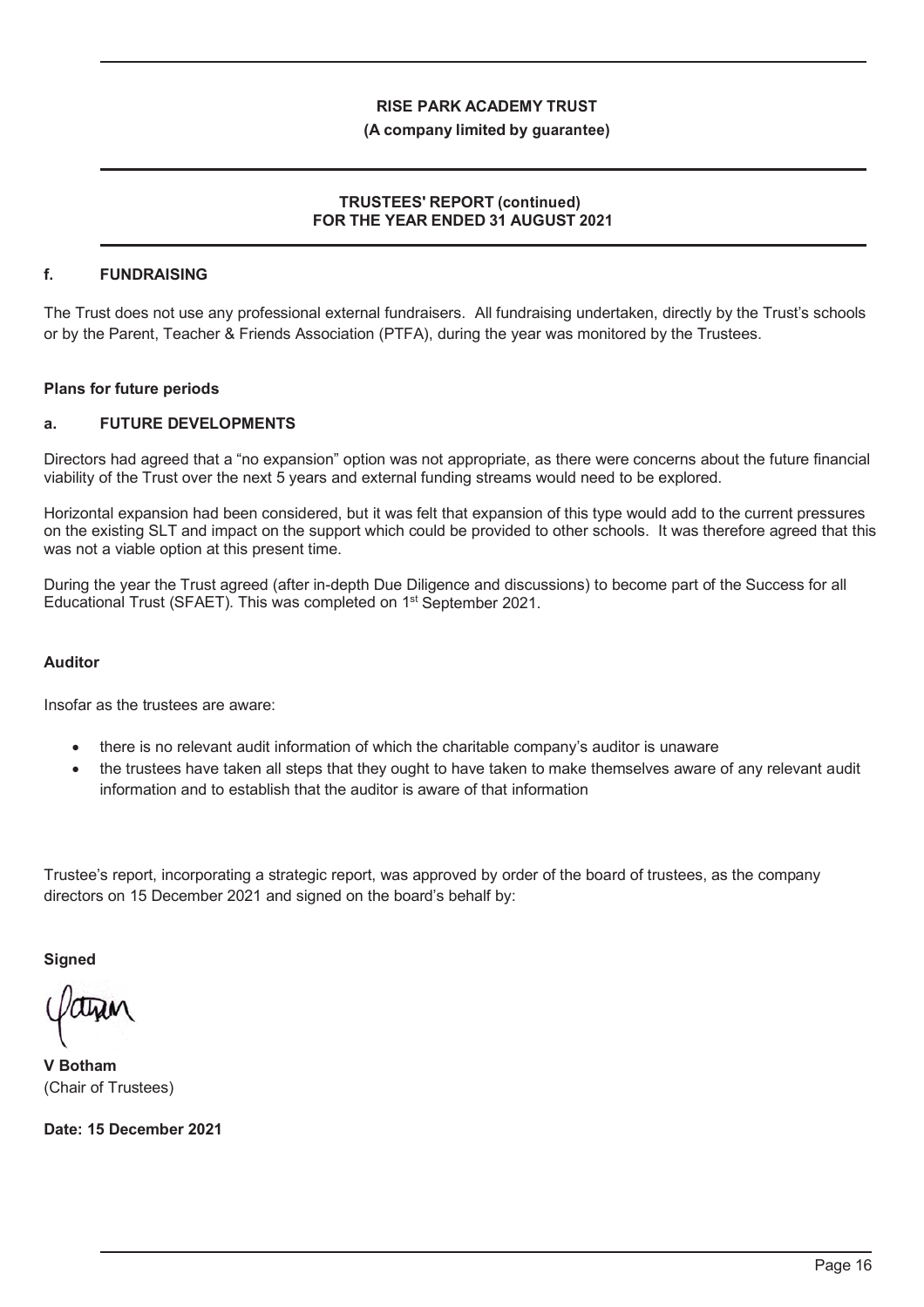**f. FUNDRAISING**

The Trust does not use any professional external fundraisers. All fundraising undertaken, directly by the Trust's schools or by the Parent, Teacher & Friends Association (PTFA), during the year was monitored by the Trustees.

### Plans for future periods

**a. FUTURE DEVELOPMENTS**

Directors had agreed that a "no expansion" option was not appropriate, as there were concerns about the future financial viability of the Trust over the next 5 years and external funding streams would need to be explored.

Horizontal expansion had been considered, but it was felt that expansion of this type would add to the current pressures on the existing SLT and impact on the support which could be provided to other schools. It was therefore agreed that this was not a viable option at this present time.

During the year the Trust agreed (after in-depth Due Diligence and discussions) to become part of the Success for all Educational Trust (SFAET). This was completed on 1st September 2021.

### Auditor

Insofar as the trustees are aware:

- there is no relevant audit information of which the charitable company's auditor is unaware
- the trustees have taken all steps that they ought to have taken to make themselves aware of any relevant audit information and to establish that the auditor is aware of that information

Trustee's report, incorporating a strategic report, was approved by order of the board of trustees, as the company directors on 15 December 2021 and signed on the board's behalf by:

**Signed**

**V Botham**
(Chair of Trustees)

**Date: 15 December 2021**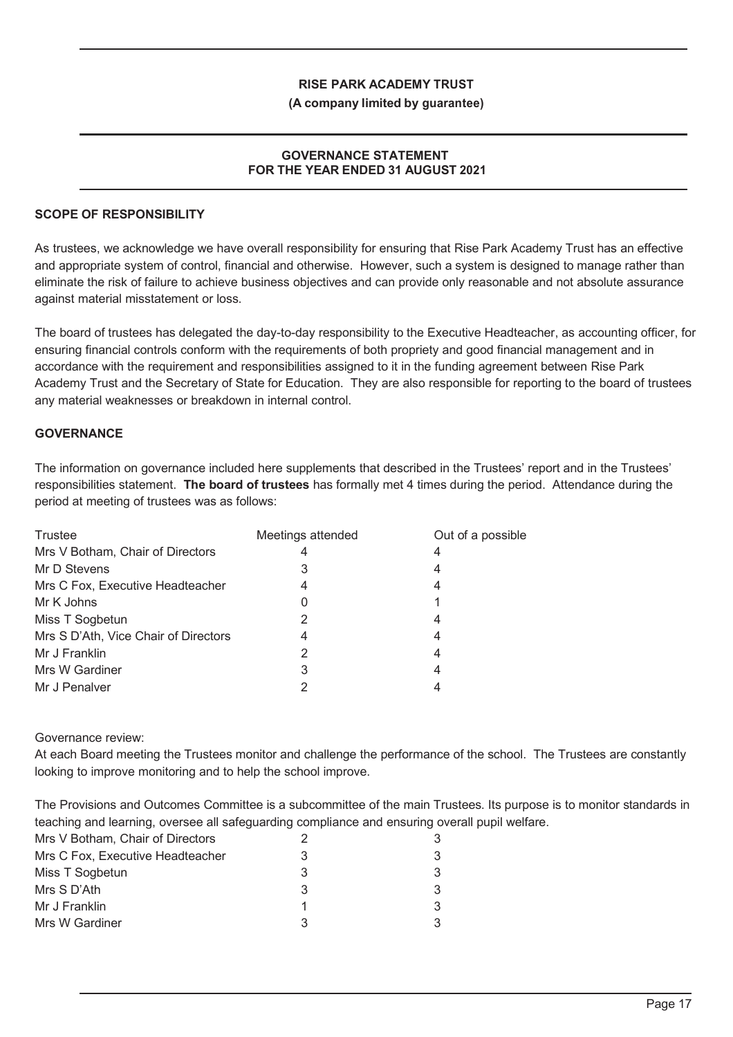**RISE PARK ACADEMY TRUST**

**(A company limited by guarantee)**

## GOVERNANCE STATEMENT FOR THE YEAR ENDED 31 AUGUST 2021

### SCOPE OF RESPONSIBILITY

As trustees, we acknowledge we have overall responsibility for ensuring that Rise Park Academy Trust has an effective and appropriate system of control, financial and otherwise. However, such a system is designed to manage rather than eliminate the risk of failure to achieve business objectives and can provide only reasonable and not absolute assurance against material misstatement or loss.

The board of trustees has delegated the day-to-day responsibility to the Executive Headteacher, as accounting officer, for ensuring financial controls conform with the requirements of both propriety and good financial management and in accordance with the requirement and responsibilities assigned to it in the funding agreement between Rise Park Academy Trust and the Secretary of State for Education. They are also responsible for reporting to the board of trustees any material weaknesses or breakdown in internal control.

### GOVERNANCE

The information on governance included here supplements that described in the Trustees' report and in the Trustees' responsibilities statement. **The board of trustees** has formally met 4 times during the period. Attendance during the period at meeting of trustees was as follows:

| Trustee | Meetings attended | Out of a possible |
|---|---|---|
| Mrs V Botham, Chair of Directors | 4 | 4 |
| Mr D Stevens | 3 | 4 |
| Mrs C Fox, Executive Headteacher | 4 | 4 |
| Mr K Johns | 0 | 1 |
| Miss T Sogbetun | 2 | 4 |
| Mrs S D'Ath, Vice Chair of Directors | 4 | 4 |
| Mr J Franklin | 2 | 4 |
| Mrs W Gardiner | 3 | 4 |
| Mr J Penalver | 2 | 4 |

Governance review:
At each Board meeting the Trustees monitor and challenge the performance of the school. The Trustees are constantly looking to improve monitoring and to help the school improve.

The Provisions and Outcomes Committee is a subcommittee of the main Trustees. Its purpose is to monitor standards in teaching and learning, oversee all safeguarding compliance and ensuring overall pupil welfare.

| | | |
|---|---|---|
| Mrs V Botham, Chair of Directors | 2 | 3 |
| Mrs C Fox, Executive Headteacher | 3 | 3 |
| Miss T Sogbetun | 3 | 3 |
| Mrs S D'Ath | 3 | 3 |
| Mr J Franklin | 1 | 3 |
| Mrs W Gardiner | 3 | 3 |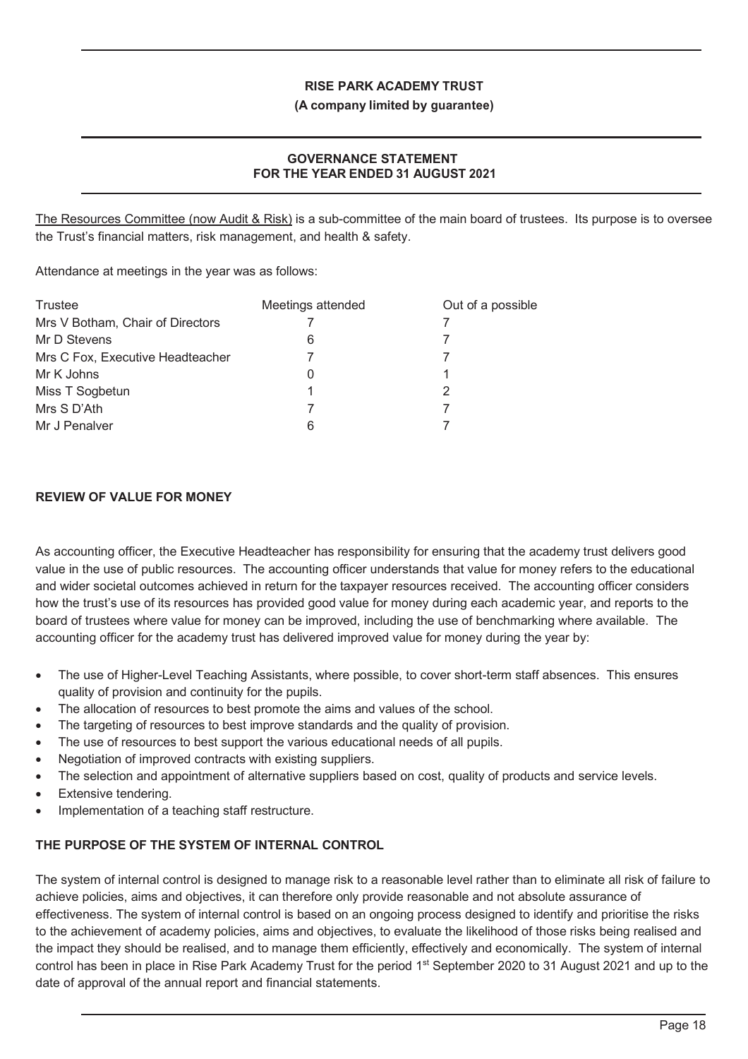The Resources Committee (now Audit & Risk) is a sub-committee of the main board of trustees. Its purpose is to oversee the Trust's financial matters, risk management, and health & safety.

Attendance at meetings in the year was as follows:

| Trustee | Meetings attended | Out of a possible |
|---|---|---|
| Mrs V Botham, Chair of Directors | 7 | 7 |
| Mr D Stevens | 6 | 7 |
| Mrs C Fox, Executive Headteacher | 7 | 7 |
| Mr K Johns | 0 | 1 |
| Miss T Sogbetun | 1 | 2 |
| Mrs S D'Ath | 7 | 7 |
| Mr J Penalver | 6 | 7 |

## REVIEW OF VALUE FOR MONEY

As accounting officer, the Executive Headteacher has responsibility for ensuring that the academy trust delivers good value in the use of public resources. The accounting officer understands that value for money refers to the educational and wider societal outcomes achieved in return for the taxpayer resources received. The accounting officer considers how the trust's use of its resources has provided good value for money during each academic year, and reports to the board of trustees where value for money can be improved, including the use of benchmarking where available. The accounting officer for the academy trust has delivered improved value for money during the year by:

- The use of Higher-Level Teaching Assistants, where possible, to cover short-term staff absences. This ensures quality of provision and continuity for the pupils.
- The allocation of resources to best promote the aims and values of the school.
- The targeting of resources to best improve standards and the quality of provision.
- The use of resources to best support the various educational needs of all pupils.
- Negotiation of improved contracts with existing suppliers.
- The selection and appointment of alternative suppliers based on cost, quality of products and service levels.
- Extensive tendering.
- Implementation of a teaching staff restructure.

## THE PURPOSE OF THE SYSTEM OF INTERNAL CONTROL

The system of internal control is designed to manage risk to a reasonable level rather than to eliminate all risk of failure to achieve policies, aims and objectives, it can therefore only provide reasonable and not absolute assurance of effectiveness. The system of internal control is based on an ongoing process designed to identify and prioritise the risks to the achievement of academy policies, aims and objectives, to evaluate the likelihood of those risks being realised and the impact they should be realised, and to manage them efficiently, effectively and economically. The system of internal control has been in place in Rise Park Academy Trust for the period 1st September 2020 to 31 August 2021 and up to the date of approval of the annual report and financial statements.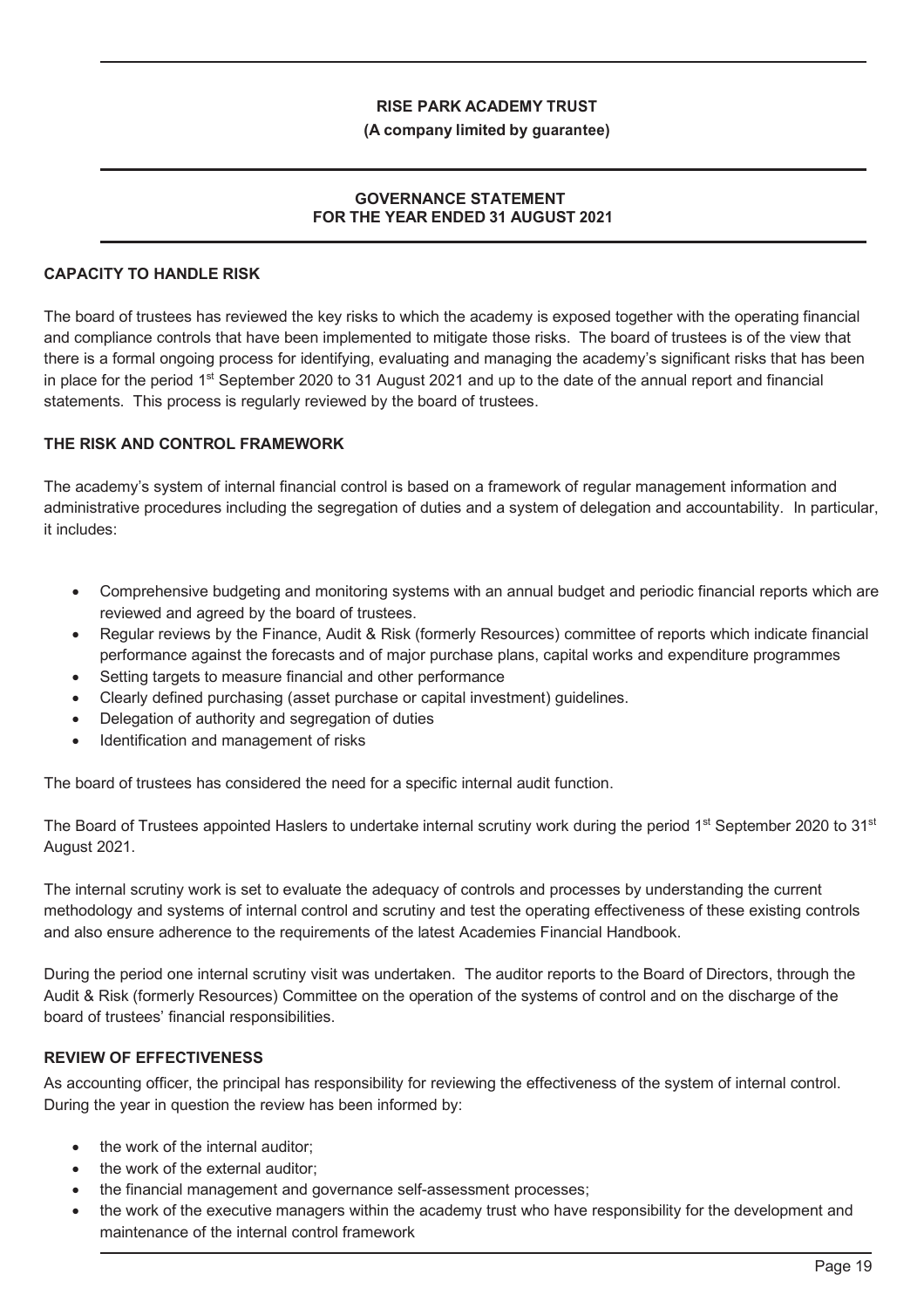**RISE PARK ACADEMY TRUST**

**(A company limited by guarantee)**

**GOVERNANCE STATEMENT**
**FOR THE YEAR ENDED 31 AUGUST 2021**

## CAPACITY TO HANDLE RISK

The board of trustees has reviewed the key risks to which the academy is exposed together with the operating financial and compliance controls that have been implemented to mitigate those risks. The board of trustees is of the view that there is a formal ongoing process for identifying, evaluating and managing the academy's significant risks that has been in place for the period 1st September 2020 to 31 August 2021 and up to the date of the annual report and financial statements. This process is regularly reviewed by the board of trustees.

## THE RISK AND CONTROL FRAMEWORK

The academy's system of internal financial control is based on a framework of regular management information and administrative procedures including the segregation of duties and a system of delegation and accountability. In particular, it includes:

- Comprehensive budgeting and monitoring systems with an annual budget and periodic financial reports which are reviewed and agreed by the board of trustees.
- Regular reviews by the Finance, Audit & Risk (formerly Resources) committee of reports which indicate financial performance against the forecasts and of major purchase plans, capital works and expenditure programmes
- Setting targets to measure financial and other performance
- Clearly defined purchasing (asset purchase or capital investment) guidelines.
- Delegation of authority and segregation of duties
- Identification and management of risks

The board of trustees has considered the need for a specific internal audit function.

The Board of Trustees appointed Haslers to undertake internal scrutiny work during the period 1st September 2020 to 31st August 2021.

The internal scrutiny work is set to evaluate the adequacy of controls and processes by understanding the current methodology and systems of internal control and scrutiny and test the operating effectiveness of these existing controls and also ensure adherence to the requirements of the latest Academies Financial Handbook.

During the period one internal scrutiny visit was undertaken. The auditor reports to the Board of Directors, through the Audit & Risk (formerly Resources) Committee on the operation of the systems of control and on the discharge of the board of trustees' financial responsibilities.

## REVIEW OF EFFECTIVENESS

As accounting officer, the principal has responsibility for reviewing the effectiveness of the system of internal control. During the year in question the review has been informed by:

- the work of the internal auditor;
- the work of the external auditor;
- the financial management and governance self-assessment processes;
- the work of the executive managers within the academy trust who have responsibility for the development and maintenance of the internal control framework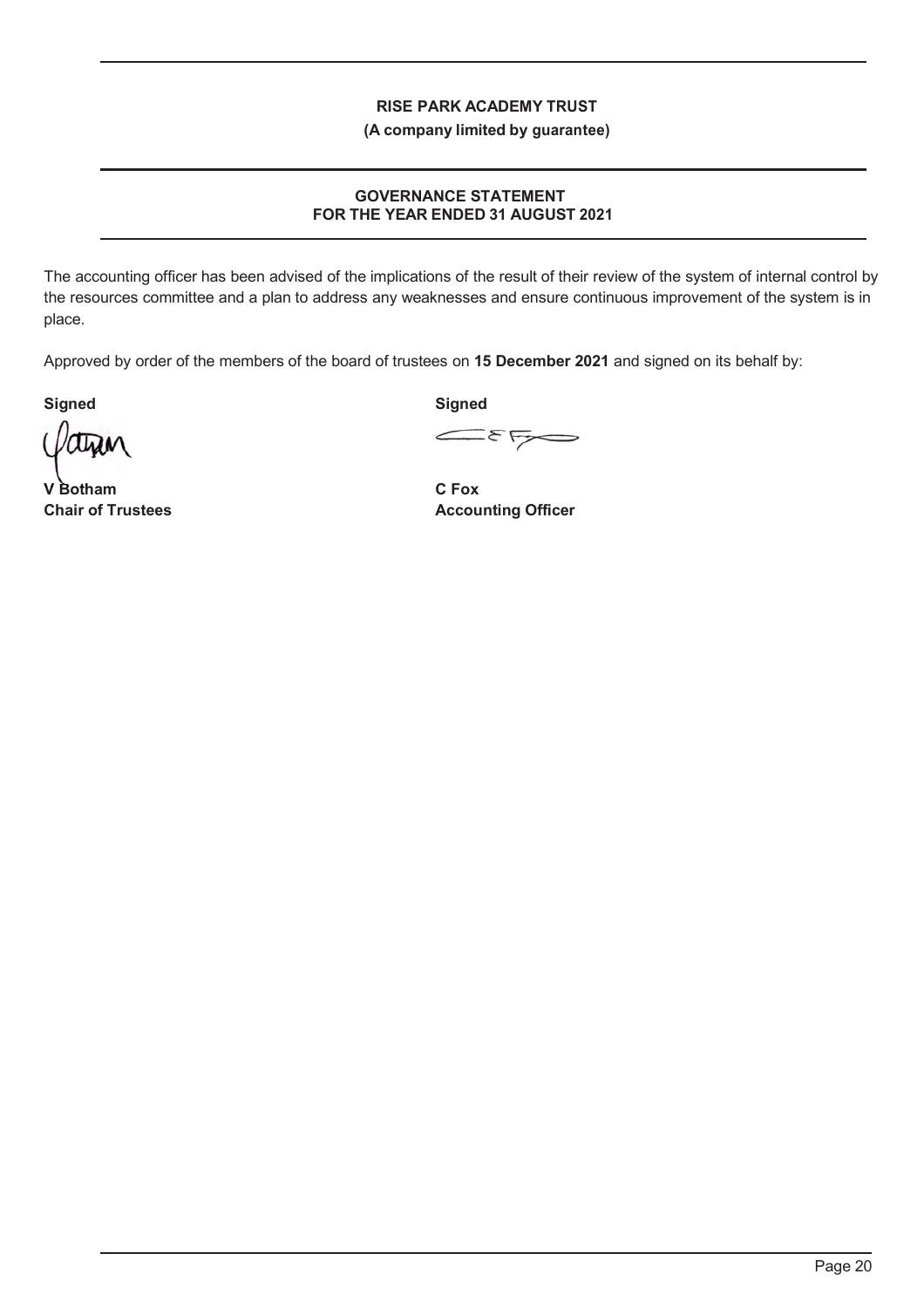# GOVERNANCE STATEMENT
## FOR THE YEAR ENDED 31 AUGUST 2021

The accounting officer has been advised of the implications of the result of their review of the system of internal control by the resources committee and a plan to address any weaknesses and ensure continuous improvement of the system is in place.

Approved by order of the members of the board of trustees on **15 December 2021** and signed on its behalf by:

| **Signed** | **Signed** |
|---|---|
| **V Botham** | **C Fox** |
| **Chair of Trustees** | **Accounting Officer** |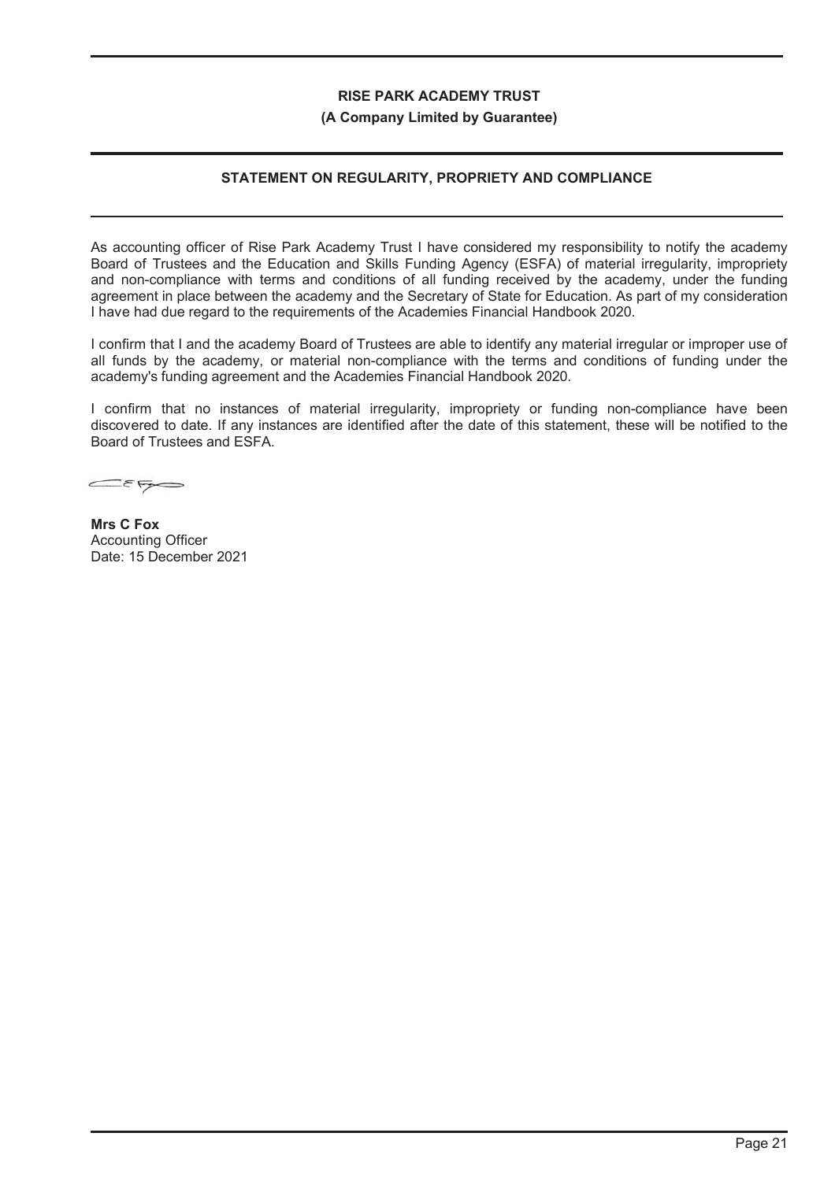**RISE PARK ACADEMY TRUST**

**(A Company Limited by Guarantee)**

## STATEMENT ON REGULARITY, PROPRIETY AND COMPLIANCE

As accounting officer of Rise Park Academy Trust I have considered my responsibility to notify the academy Board of Trustees and the Education and Skills Funding Agency (ESFA) of material irregularity, impropriety and non-compliance with terms and conditions of all funding received by the academy, under the funding agreement in place between the academy and the Secretary of State for Education. As part of my consideration I have had due regard to the requirements of the Academies Financial Handbook 2020.

I confirm that I and the academy Board of Trustees are able to identify any material irregular or improper use of all funds by the academy, or material non-compliance with the terms and conditions of funding under the academy's funding agreement and the Academies Financial Handbook 2020.

I confirm that no instances of material irregularity, impropriety or funding non-compliance have been discovered to date. If any instances are identified after the date of this statement, these will be notified to the Board of Trustees and ESFA.

**Mrs C Fox**
Accounting Officer
Date: 15 December 2021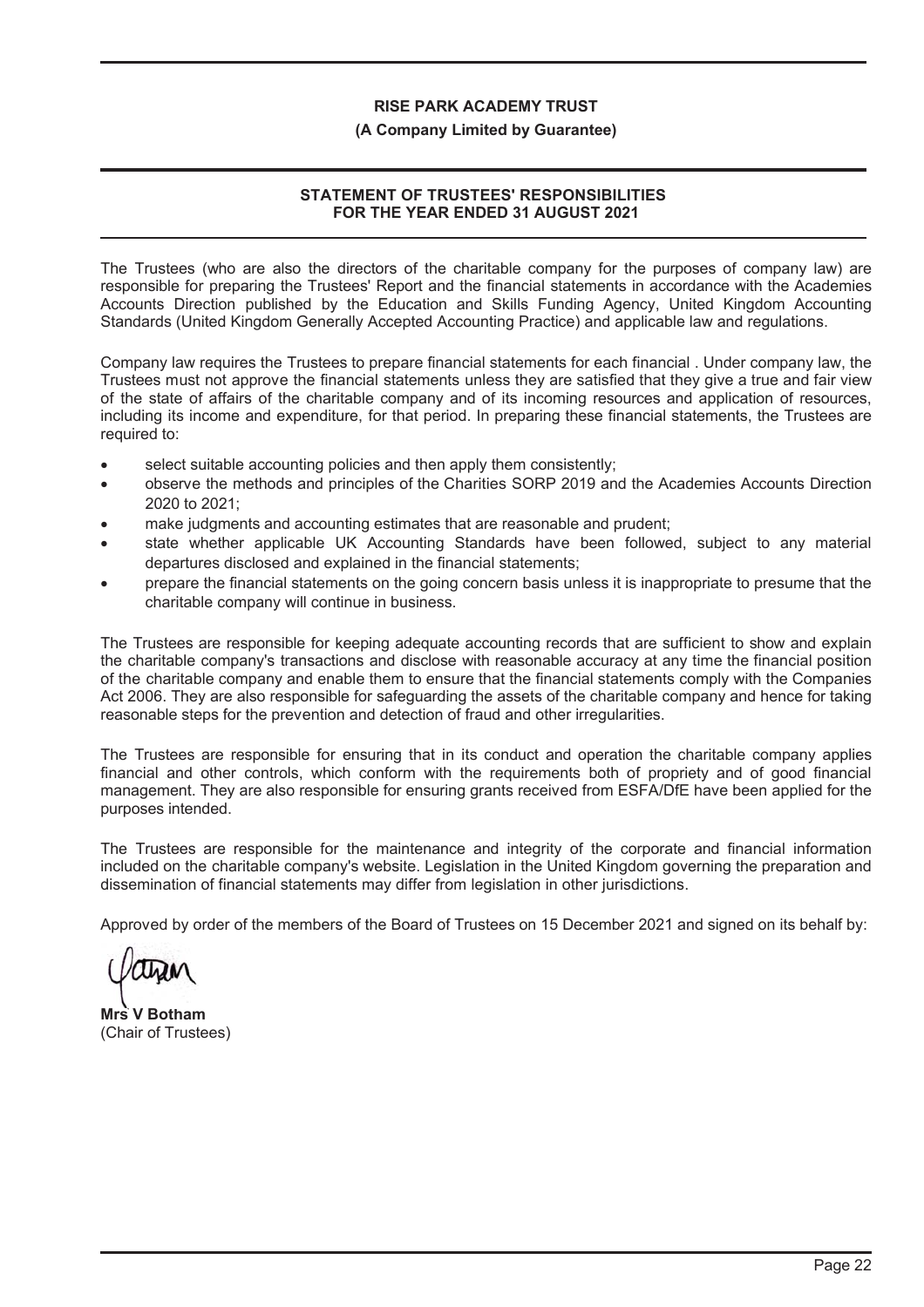**RISE PARK ACADEMY TRUST**

**(A Company Limited by Guarantee)**

## STATEMENT OF TRUSTEES' RESPONSIBILITIES FOR THE YEAR ENDED 31 AUGUST 2021

The Trustees (who are also the directors of the charitable company for the purposes of company law) are responsible for preparing the Trustees' Report and the financial statements in accordance with the Academies Accounts Direction published by the Education and Skills Funding Agency, United Kingdom Accounting Standards (United Kingdom Generally Accepted Accounting Practice) and applicable law and regulations.

Company law requires the Trustees to prepare financial statements for each financial . Under company law, the Trustees must not approve the financial statements unless they are satisfied that they give a true and fair view of the state of affairs of the charitable company and of its incoming resources and application of resources, including its income and expenditure, for that period. In preparing these financial statements, the Trustees are required to:

- select suitable accounting policies and then apply them consistently;
- observe the methods and principles of the Charities SORP 2019 and the Academies Accounts Direction 2020 to 2021;
- make judgments and accounting estimates that are reasonable and prudent;
- state whether applicable UK Accounting Standards have been followed, subject to any material departures disclosed and explained in the financial statements;
- prepare the financial statements on the going concern basis unless it is inappropriate to presume that the charitable company will continue in business.

The Trustees are responsible for keeping adequate accounting records that are sufficient to show and explain the charitable company's transactions and disclose with reasonable accuracy at any time the financial position of the charitable company and enable them to ensure that the financial statements comply with the Companies Act 2006. They are also responsible for safeguarding the assets of the charitable company and hence for taking reasonable steps for the prevention and detection of fraud and other irregularities.

The Trustees are responsible for ensuring that in its conduct and operation the charitable company applies financial and other controls, which conform with the requirements both of propriety and of good financial management. They are also responsible for ensuring grants received from ESFA/DfE have been applied for the purposes intended.

The Trustees are responsible for the maintenance and integrity of the corporate and financial information included on the charitable company's website. Legislation in the United Kingdom governing the preparation and dissemination of financial statements may differ from legislation in other jurisdictions.

Approved by order of the members of the Board of Trustees on 15 December 2021 and signed on its behalf by:

**Mrs V Botham**
(Chair of Trustees)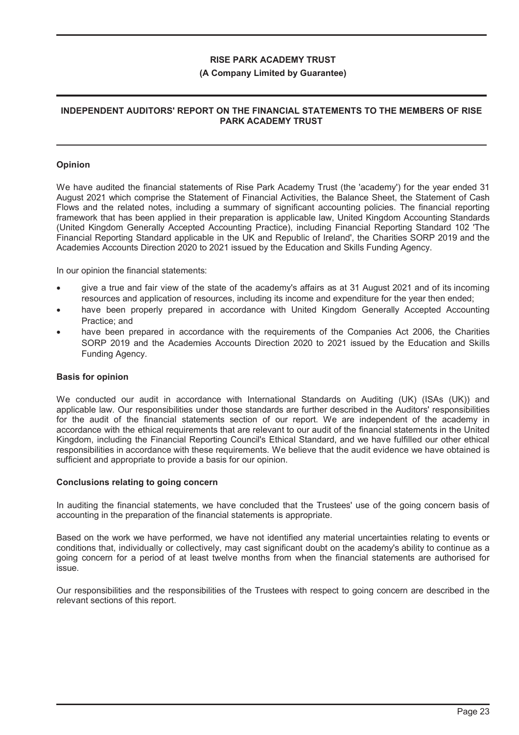# RISE PARK ACADEMY TRUST

**(A Company Limited by Guarantee)**

## INDEPENDENT AUDITORS' REPORT ON THE FINANCIAL STATEMENTS TO THE MEMBERS OF RISE PARK ACADEMY TRUST

### Opinion

We have audited the financial statements of Rise Park Academy Trust (the 'academy') for the year ended 31 August 2021 which comprise the Statement of Financial Activities, the Balance Sheet, the Statement of Cash Flows and the related notes, including a summary of significant accounting policies. The financial reporting framework that has been applied in their preparation is applicable law, United Kingdom Accounting Standards (United Kingdom Generally Accepted Accounting Practice), including Financial Reporting Standard 102 'The Financial Reporting Standard applicable in the UK and Republic of Ireland', the Charities SORP 2019 and the Academies Accounts Direction 2020 to 2021 issued by the Education and Skills Funding Agency.

In our opinion the financial statements:

- give a true and fair view of the state of the academy's affairs as at 31 August 2021 and of its incoming resources and application of resources, including its income and expenditure for the year then ended;
- have been properly prepared in accordance with United Kingdom Generally Accepted Accounting Practice; and
- have been prepared in accordance with the requirements of the Companies Act 2006, the Charities SORP 2019 and the Academies Accounts Direction 2020 to 2021 issued by the Education and Skills Funding Agency.

### Basis for opinion

We conducted our audit in accordance with International Standards on Auditing (UK) (ISAs (UK)) and applicable law. Our responsibilities under those standards are further described in the Auditors' responsibilities for the audit of the financial statements section of our report. We are independent of the academy in accordance with the ethical requirements that are relevant to our audit of the financial statements in the United Kingdom, including the Financial Reporting Council's Ethical Standard, and we have fulfilled our other ethical responsibilities in accordance with these requirements. We believe that the audit evidence we have obtained is sufficient and appropriate to provide a basis for our opinion.

### Conclusions relating to going concern

In auditing the financial statements, we have concluded that the Trustees' use of the going concern basis of accounting in the preparation of the financial statements is appropriate.

Based on the work we have performed, we have not identified any material uncertainties relating to events or conditions that, individually or collectively, may cast significant doubt on the academy's ability to continue as a going concern for a period of at least twelve months from when the financial statements are authorised for issue.

Our responsibilities and the responsibilities of the Trustees with respect to going concern are described in the relevant sections of this report.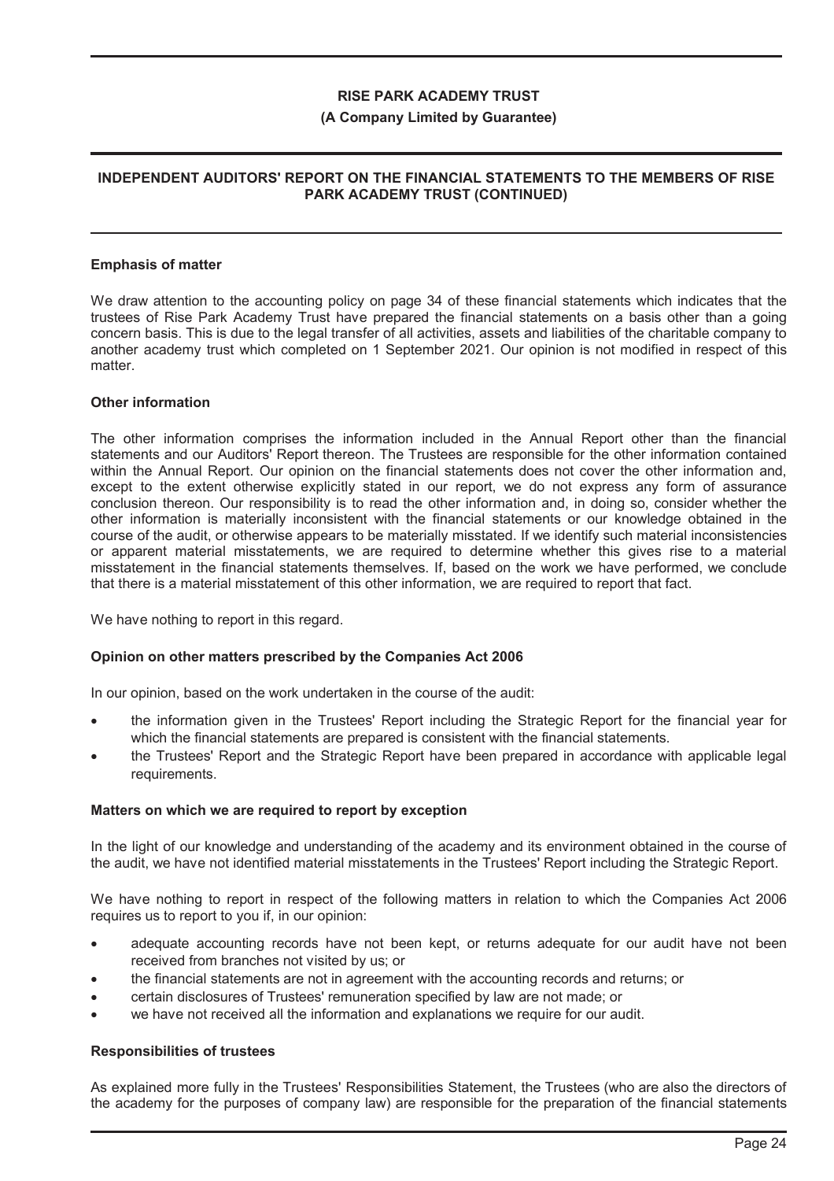## Emphasis of matter

We draw attention to the accounting policy on page 34 of these financial statements which indicates that the trustees of Rise Park Academy Trust have prepared the financial statements on a basis other than a going concern basis. This is due to the legal transfer of all activities, assets and liabilities of the charitable company to another academy trust which completed on 1 September 2021. Our opinion is not modified in respect of this matter.

## Other information

The other information comprises the information included in the Annual Report other than the financial statements and our Auditors' Report thereon. The Trustees are responsible for the other information contained within the Annual Report. Our opinion on the financial statements does not cover the other information and, except to the extent otherwise explicitly stated in our report, we do not express any form of assurance conclusion thereon. Our responsibility is to read the other information and, in doing so, consider whether the other information is materially inconsistent with the financial statements or our knowledge obtained in the course of the audit, or otherwise appears to be materially misstated. If we identify such material inconsistencies or apparent material misstatements, we are required to determine whether this gives rise to a material misstatement in the financial statements themselves. If, based on the work we have performed, we conclude that there is a material misstatement of this other information, we are required to report that fact.

We have nothing to report in this regard.

## Opinion on other matters prescribed by the Companies Act 2006

In our opinion, based on the work undertaken in the course of the audit:

- the information given in the Trustees' Report including the Strategic Report for the financial year for which the financial statements are prepared is consistent with the financial statements.
- the Trustees' Report and the Strategic Report have been prepared in accordance with applicable legal requirements.

## Matters on which we are required to report by exception

In the light of our knowledge and understanding of the academy and its environment obtained in the course of the audit, we have not identified material misstatements in the Trustees' Report including the Strategic Report.

We have nothing to report in respect of the following matters in relation to which the Companies Act 2006 requires us to report to you if, in our opinion:

- adequate accounting records have not been kept, or returns adequate for our audit have not been received from branches not visited by us; or
- the financial statements are not in agreement with the accounting records and returns; or
- certain disclosures of Trustees' remuneration specified by law are not made; or
- we have not received all the information and explanations we require for our audit.

## Responsibilities of trustees

As explained more fully in the Trustees' Responsibilities Statement, the Trustees (who are also the directors of the academy for the purposes of company law) are responsible for the preparation of the financial statements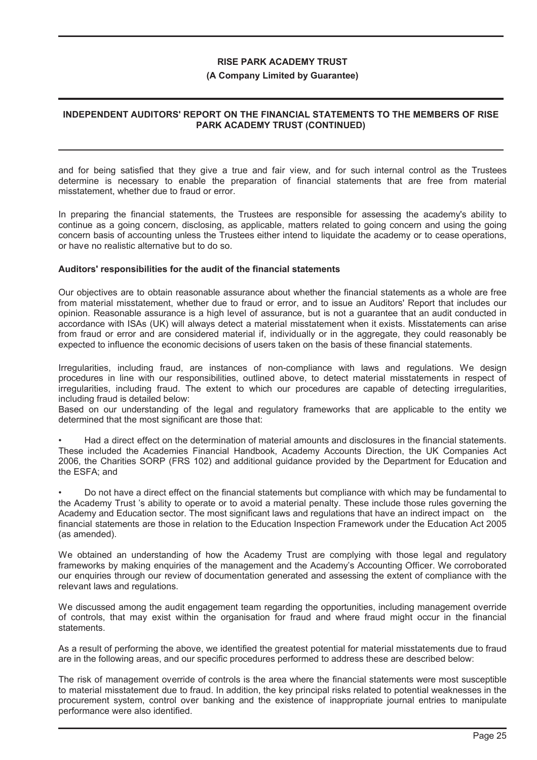and for being satisfied that they give a true and fair view, and for such internal control as the Trustees determine is necessary to enable the preparation of financial statements that are free from material misstatement, whether due to fraud or error.

In preparing the financial statements, the Trustees are responsible for assessing the academy's ability to continue as a going concern, disclosing, as applicable, matters related to going concern and using the going concern basis of accounting unless the Trustees either intend to liquidate the academy or to cease operations, or have no realistic alternative but to do so.

**Auditors' responsibilities for the audit of the financial statements**

Our objectives are to obtain reasonable assurance about whether the financial statements as a whole are free from material misstatement, whether due to fraud or error, and to issue an Auditors' Report that includes our opinion. Reasonable assurance is a high level of assurance, but is not a guarantee that an audit conducted in accordance with ISAs (UK) will always detect a material misstatement when it exists. Misstatements can arise from fraud or error and are considered material if, individually or in the aggregate, they could reasonably be expected to influence the economic decisions of users taken on the basis of these financial statements.

Irregularities, including fraud, are instances of non-compliance with laws and regulations. We design procedures in line with our responsibilities, outlined above, to detect material misstatements in respect of irregularities, including fraud. The extent to which our procedures are capable of detecting irregularities, including fraud is detailed below:

Based on our understanding of the legal and regulatory frameworks that are applicable to the entity we determined that the most significant are those that:

- Had a direct effect on the determination of material amounts and disclosures in the financial statements. These included the Academies Financial Handbook, Academy Accounts Direction, the UK Companies Act 2006, the Charities SORP (FRS 102) and additional guidance provided by the Department for Education and the ESFA; and

- Do not have a direct effect on the financial statements but compliance with which may be fundamental to the Academy Trust 's ability to operate or to avoid a material penalty. These include those rules governing the Academy and Education sector. The most significant laws and regulations that have an indirect impact on the financial statements are those in relation to the Education Inspection Framework under the Education Act 2005 (as amended).

We obtained an understanding of how the Academy Trust are complying with those legal and regulatory frameworks by making enquiries of the management and the Academy's Accounting Officer. We corroborated our enquiries through our review of documentation generated and assessing the extent of compliance with the relevant laws and regulations.

We discussed among the audit engagement team regarding the opportunities, including management override of controls, that may exist within the organisation for fraud and where fraud might occur in the financial statements.

As a result of performing the above, we identified the greatest potential for material misstatements due to fraud are in the following areas, and our specific procedures performed to address these are described below:

The risk of management override of controls is the area where the financial statements were most susceptible to material misstatement due to fraud. In addition, the key principal risks related to potential weaknesses in the procurement system, control over banking and the existence of inappropriate journal entries to manipulate performance were also identified.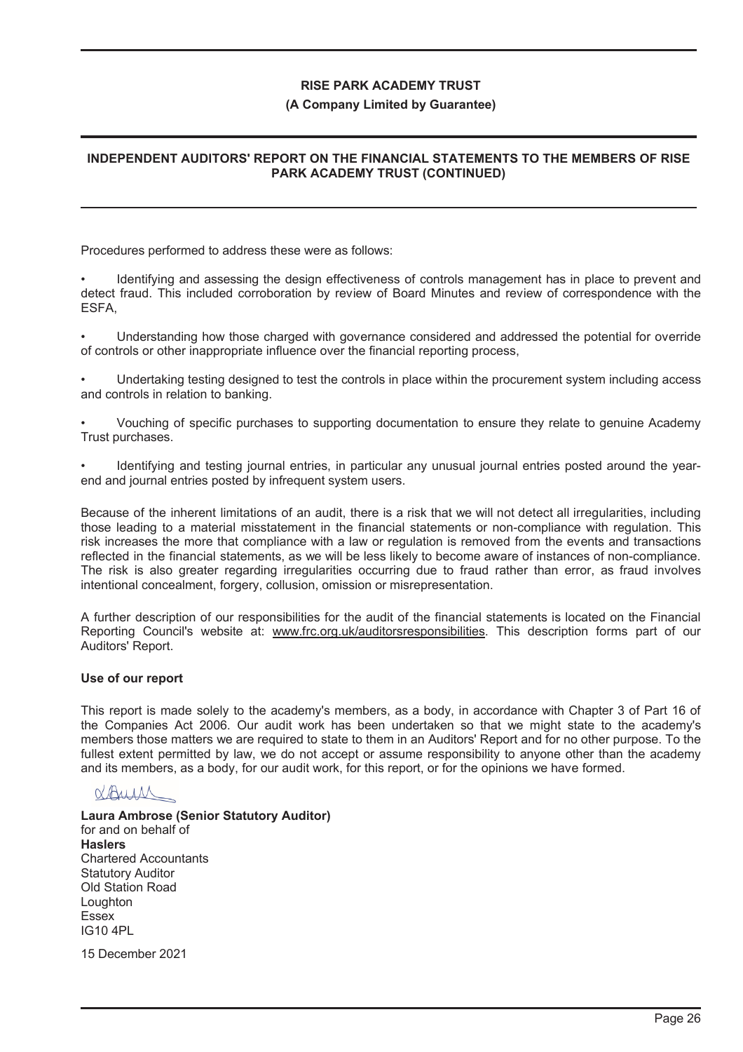Procedures performed to address these were as follows:

- Identifying and assessing the design effectiveness of controls management has in place to prevent and detect fraud. This included corroboration by review of Board Minutes and review of correspondence with the ESFA,
- Understanding how those charged with governance considered and addressed the potential for override of controls or other inappropriate influence over the financial reporting process,
- Undertaking testing designed to test the controls in place within the procurement system including access and controls in relation to banking.
- Vouching of specific purchases to supporting documentation to ensure they relate to genuine Academy Trust purchases.
- Identifying and testing journal entries, in particular any unusual journal entries posted around the year-end and journal entries posted by infrequent system users.

Because of the inherent limitations of an audit, there is a risk that we will not detect all irregularities, including those leading to a material misstatement in the financial statements or non-compliance with regulation. This risk increases the more that compliance with a law or regulation is removed from the events and transactions reflected in the financial statements, as we will be less likely to become aware of instances of non-compliance. The risk is also greater regarding irregularities occurring due to fraud rather than error, as fraud involves intentional concealment, forgery, collusion, omission or misrepresentation.

A further description of our responsibilities for the audit of the financial statements is located on the Financial Reporting Council's website at: www.frc.org.uk/auditorsresponsibilities. This description forms part of our Auditors' Report.

### Use of our report

This report is made solely to the academy's members, as a body, in accordance with Chapter 3 of Part 16 of the Companies Act 2006. Our audit work has been undertaken so that we might state to the academy's members those matters we are required to state to them in an Auditors' Report and for no other purpose. To the fullest extent permitted by law, we do not accept or assume responsibility to anyone other than the academy and its members, as a body, for our audit work, for this report, or for the opinions we have formed.

**Laura Ambrose (Senior Statutory Auditor)**
for and on behalf of
**Haslers**
Chartered Accountants
Statutory Auditor
Old Station Road
Loughton
Essex
IG10 4PL

15 December 2021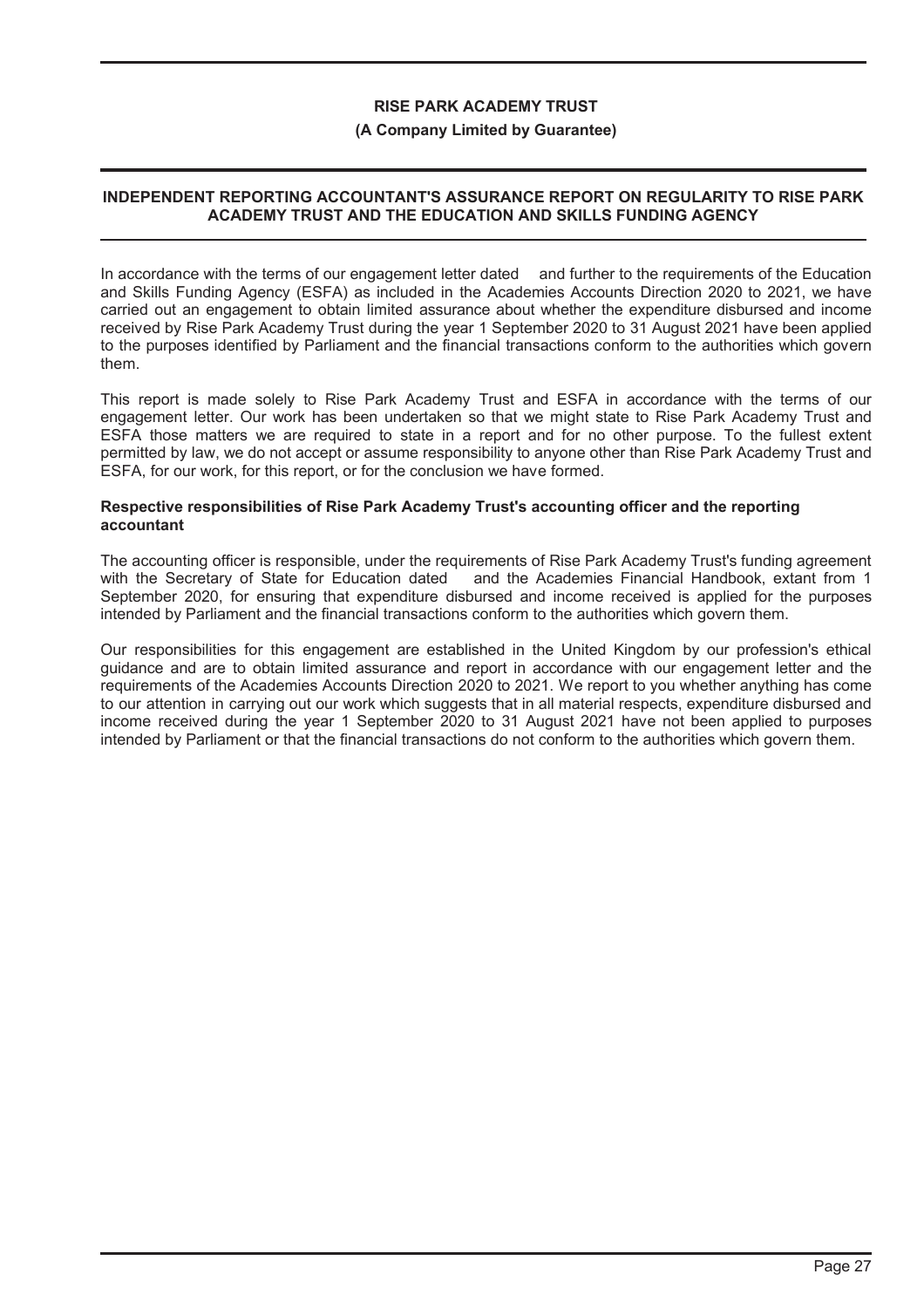**RISE PARK ACADEMY TRUST**

**(A Company Limited by Guarantee)**

## INDEPENDENT REPORTING ACCOUNTANT'S ASSURANCE REPORT ON REGULARITY TO RISE PARK ACADEMY TRUST AND THE EDUCATION AND SKILLS FUNDING AGENCY

In accordance with the terms of our engagement letter dated and further to the requirements of the Education and Skills Funding Agency (ESFA) as included in the Academies Accounts Direction 2020 to 2021, we have carried out an engagement to obtain limited assurance about whether the expenditure disbursed and income received by Rise Park Academy Trust during the year 1 September 2020 to 31 August 2021 have been applied to the purposes identified by Parliament and the financial transactions conform to the authorities which govern them.

This report is made solely to Rise Park Academy Trust and ESFA in accordance with the terms of our engagement letter. Our work has been undertaken so that we might state to Rise Park Academy Trust and ESFA those matters we are required to state in a report and for no other purpose. To the fullest extent permitted by law, we do not accept or assume responsibility to anyone other than Rise Park Academy Trust and ESFA, for our work, for this report, or for the conclusion we have formed.

### Respective responsibilities of Rise Park Academy Trust's accounting officer and the reporting accountant

The accounting officer is responsible, under the requirements of Rise Park Academy Trust's funding agreement with the Secretary of State for Education dated and the Academies Financial Handbook, extant from 1 September 2020, for ensuring that expenditure disbursed and income received is applied for the purposes intended by Parliament and the financial transactions conform to the authorities which govern them.

Our responsibilities for this engagement are established in the United Kingdom by our profession's ethical guidance and are to obtain limited assurance and report in accordance with our engagement letter and the requirements of the Academies Accounts Direction 2020 to 2021. We report to you whether anything has come to our attention in carrying out our work which suggests that in all material respects, expenditure disbursed and income received during the year 1 September 2020 to 31 August 2021 have not been applied to purposes intended by Parliament or that the financial transactions do not conform to the authorities which govern them.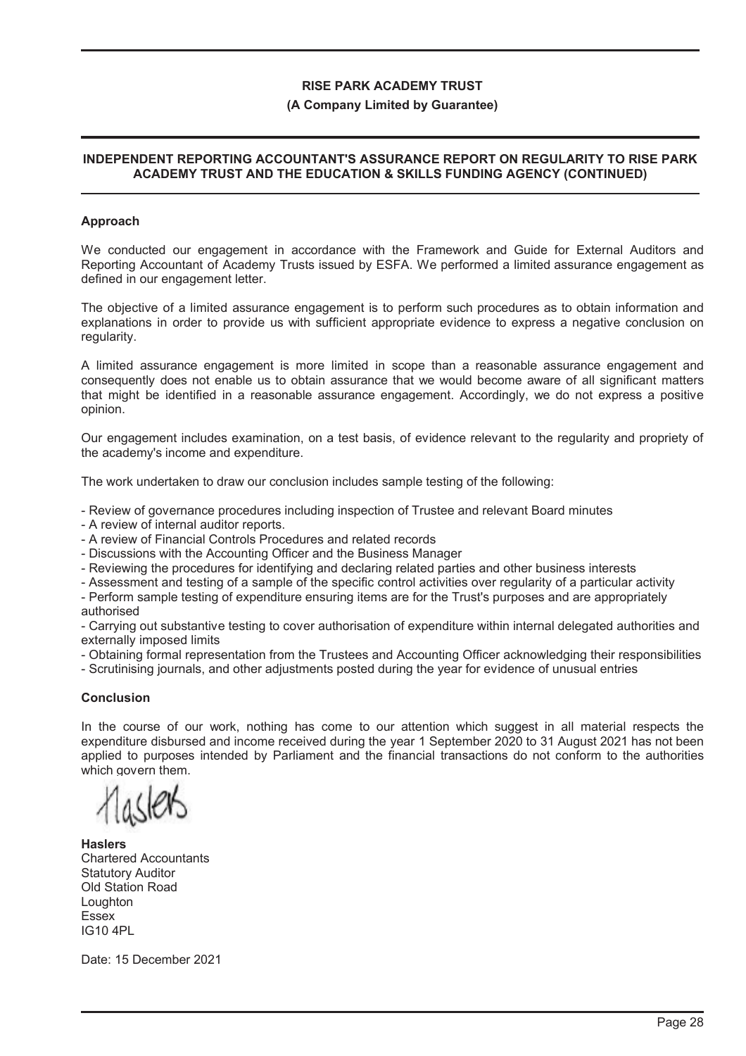**RISE PARK ACADEMY TRUST**

**(A Company Limited by Guarantee)**

**INDEPENDENT REPORTING ACCOUNTANT'S ASSURANCE REPORT ON REGULARITY TO RISE PARK ACADEMY TRUST AND THE EDUCATION & SKILLS FUNDING AGENCY (CONTINUED)**

### Approach

We conducted our engagement in accordance with the Framework and Guide for External Auditors and Reporting Accountant of Academy Trusts issued by ESFA. We performed a limited assurance engagement as defined in our engagement letter.

The objective of a limited assurance engagement is to perform such procedures as to obtain information and explanations in order to provide us with sufficient appropriate evidence to express a negative conclusion on regularity.

A limited assurance engagement is more limited in scope than a reasonable assurance engagement and consequently does not enable us to obtain assurance that we would become aware of all significant matters that might be identified in a reasonable assurance engagement. Accordingly, we do not express a positive opinion.

Our engagement includes examination, on a test basis, of evidence relevant to the regularity and propriety of the academy's income and expenditure.

The work undertaken to draw our conclusion includes sample testing of the following:

- Review of governance procedures including inspection of Trustee and relevant Board minutes
- A review of internal auditor reports.
- A review of Financial Controls Procedures and related records
- Discussions with the Accounting Officer and the Business Manager
- Reviewing the procedures for identifying and declaring related parties and other business interests
- Assessment and testing of a sample of the specific control activities over regularity of a particular activity
- Perform sample testing of expenditure ensuring items are for the Trust's purposes and are appropriately authorised
- Carrying out substantive testing to cover authorisation of expenditure within internal delegated authorities and externally imposed limits
- Obtaining formal representation from the Trustees and Accounting Officer acknowledging their responsibilities
- Scrutinising journals, and other adjustments posted during the year for evidence of unusual entries

### Conclusion

In the course of our work, nothing has come to our attention which suggest in all material respects the expenditure disbursed and income received during the year 1 September 2020 to 31 August 2021 has not been applied to purposes intended by Parliament and the financial transactions do not conform to the authorities which govern them.

**Haslers**
Chartered Accountants
Statutory Auditor
Old Station Road
Loughton
Essex
IG10 4PL

Date: 15 December 2021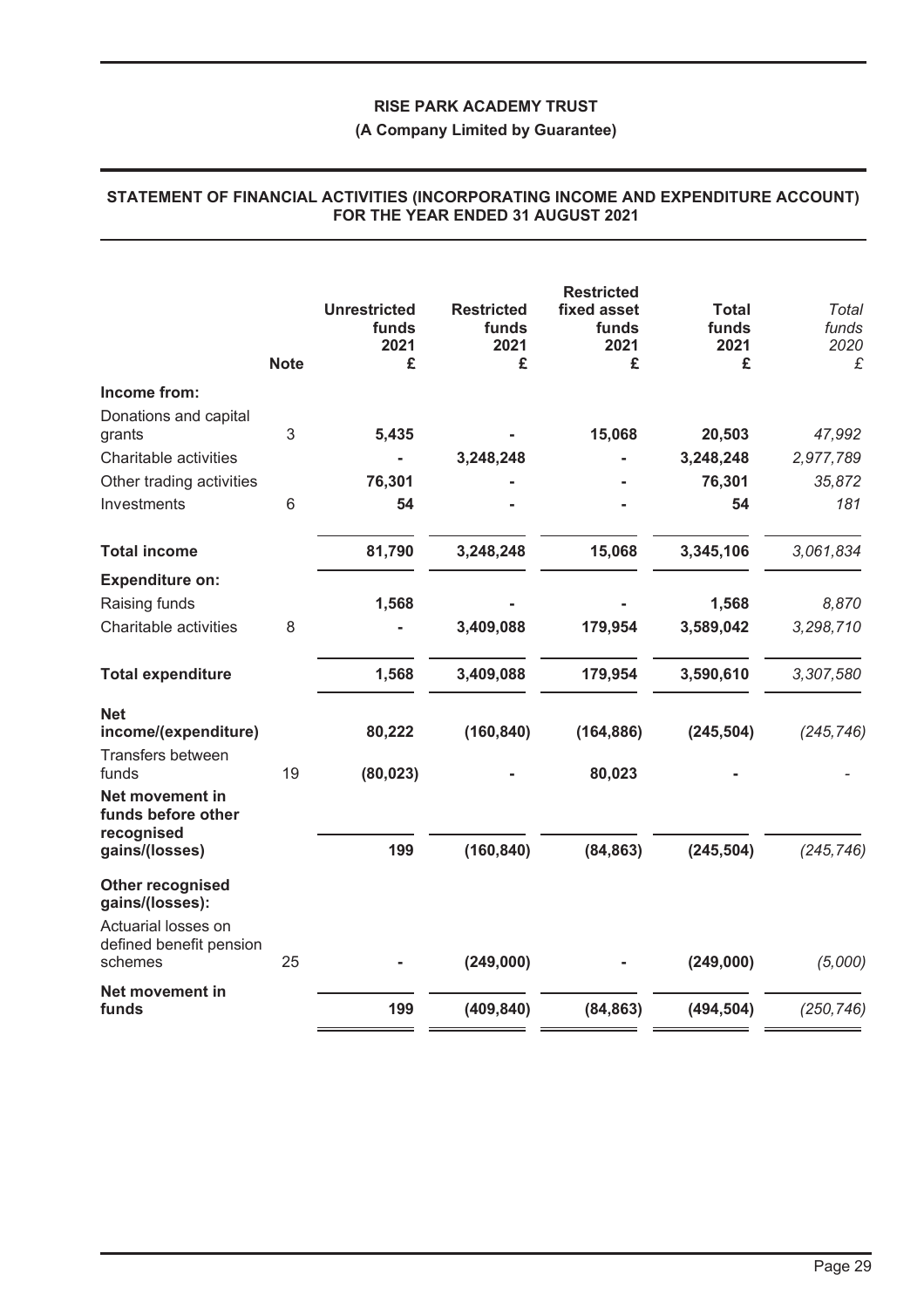# RISE PARK ACADEMY TRUST

**(A Company Limited by Guarantee)**

## STATEMENT OF FINANCIAL ACTIVITIES (INCORPORATING INCOME AND EXPENDITURE ACCOUNT) FOR THE YEAR ENDED 31 AUGUST 2021

| | Note | Unrestricted funds 2021 £ | Restricted funds 2021 £ | Restricted fixed asset funds 2021 £ | Total funds 2021 £ | *Total funds 2020 £* |
|---|---|---|---|---|---|---|
| **Income from:** | | | | | | |
| Donations and capital grants | 3 | **5,435** | **-** | **15,068** | **20,503** | *47,992* |
| Charitable activities | | **-** | **3,248,248** | **-** | **3,248,248** | *2,977,789* |
| Other trading activities | | **76,301** | **-** | **-** | **76,301** | *35,872* |
| Investments | 6 | **54** | **-** | **-** | **54** | *181* |
| **Total income** | | **81,790** | **3,248,248** | **15,068** | **3,345,106** | *3,061,834* |
| **Expenditure on:** | | | | | | |
| Raising funds | | **1,568** | **-** | **-** | **1,568** | *8,870* |
| Charitable activities | 8 | **-** | **3,409,088** | **179,954** | **3,589,042** | *3,298,710* |
| **Total expenditure** | | **1,568** | **3,409,088** | **179,954** | **3,590,610** | *3,307,580* |
| **Net income/(expenditure)** | | **80,222** | **(160,840)** | **(164,886)** | **(245,504)** | *(245,746)* |
| Transfers between funds | 19 | **(80,023)** | **-** | **80,023** | **-** | *-* |
| **Net movement in funds before other recognised gains/(losses)** | | **199** | **(160,840)** | **(84,863)** | **(245,504)** | *(245,746)* |
| **Other recognised gains/(losses):** | | | | | | |
| Actuarial losses on defined benefit pension schemes | 25 | **-** | **(249,000)** | **-** | **(249,000)** | *(5,000)* |
| **Net movement in funds** | | **199** | **(409,840)** | **(84,863)** | **(494,504)** | *(250,746)* |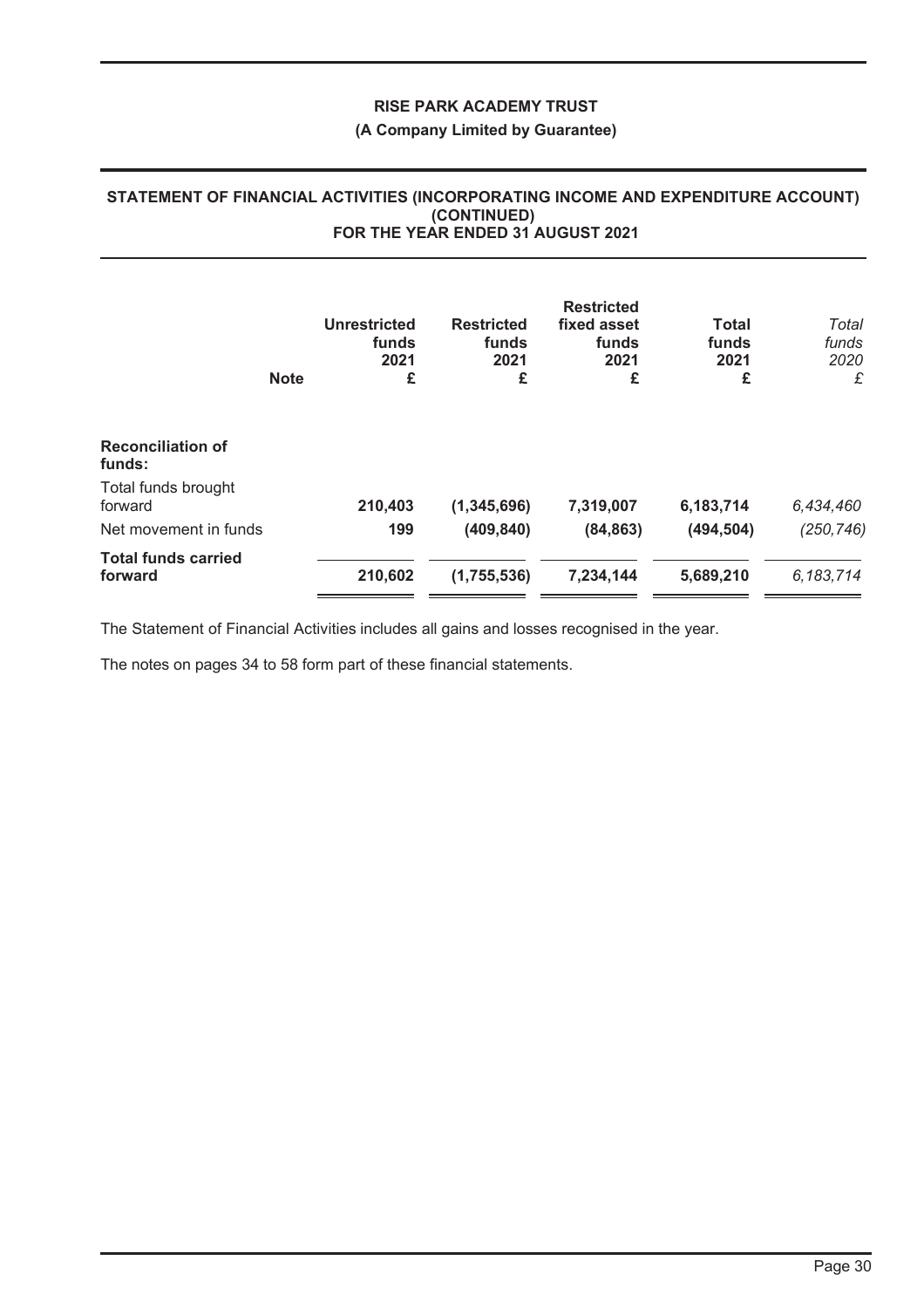# RISE PARK ACADEMY TRUST

**(A Company Limited by Guarantee)**

## STATEMENT OF FINANCIAL ACTIVITIES (INCORPORATING INCOME AND EXPENDITURE ACCOUNT) (CONTINUED) FOR THE YEAR ENDED 31 AUGUST 2021

| | Note | Unrestricted funds 2021 £ | Restricted funds 2021 £ | Restricted fixed asset funds 2021 £ | Total funds 2021 £ | *Total funds 2020 £* |
|---|---|---|---|---|---|---|
| **Reconciliation of funds:** | | | | | | |
| Total funds brought forward | | **210,403** | **(1,345,696)** | **7,319,007** | **6,183,714** | *6,434,460* |
| Net movement in funds | | **199** | **(409,840)** | **(84,863)** | **(494,504)** | *(250,746)* |
| **Total funds carried forward** | | **210,602** | **(1,755,536)** | **7,234,144** | **5,689,210** | *6,183,714* |

The Statement of Financial Activities includes all gains and losses recognised in the year.

The notes on pages 34 to 58 form part of these financial statements.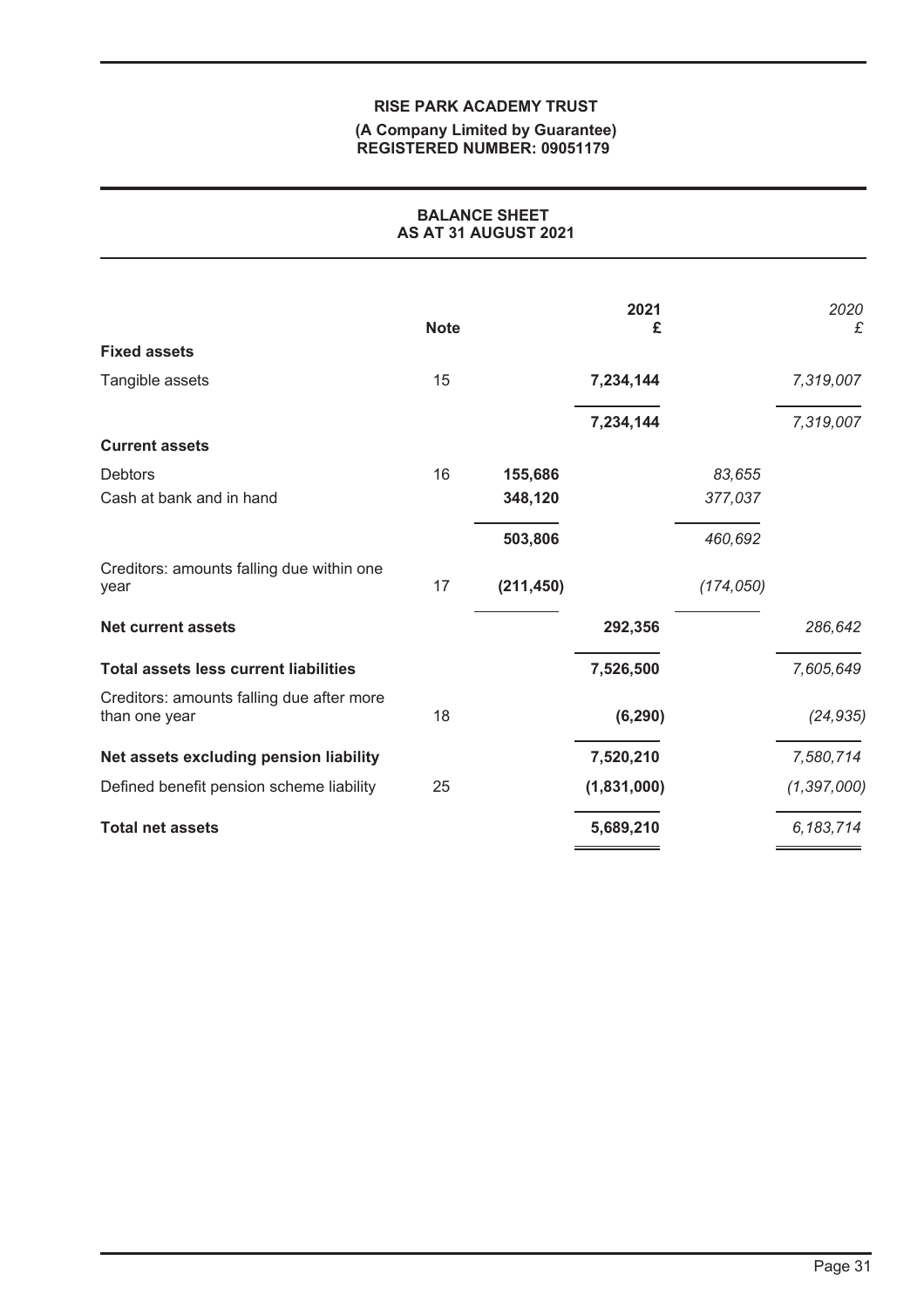**RISE PARK ACADEMY TRUST**
**(A Company Limited by Guarantee)**
**REGISTERED NUMBER: 09051179**

# BALANCE SHEET
## AS AT 31 AUGUST 2021

| | Note | | 2021<br>£ | | 2020<br>£ |
|---|---|---|---|---|---|
| **Fixed assets** | | | | | |
| Tangible assets | 15 | | 7,234,144 | | 7,319,007 |
| | | | 7,234,144 | | 7,319,007 |
| **Current assets** | | | | | |
| Debtors | 16 | 155,686 | | 83,655 | |
| Cash at bank and in hand | | 348,120 | | 377,037 | |
| | | 503,806 | | 460,692 | |
| Creditors: amounts falling due within one year | 17 | (211,450) | | (174,050) | |
| **Net current assets** | | | 292,356 | | 286,642 |
| **Total assets less current liabilities** | | | 7,526,500 | | 7,605,649 |
| Creditors: amounts falling due after more than one year | 18 | | (6,290) | | (24,935) |
| **Net assets excluding pension liability** | | | 7,520,210 | | 7,580,714 |
| Defined benefit pension scheme liability | 25 | | (1,831,000) | | (1,397,000) |
| **Total net assets** | | | 5,689,210 | | 6,183,714 |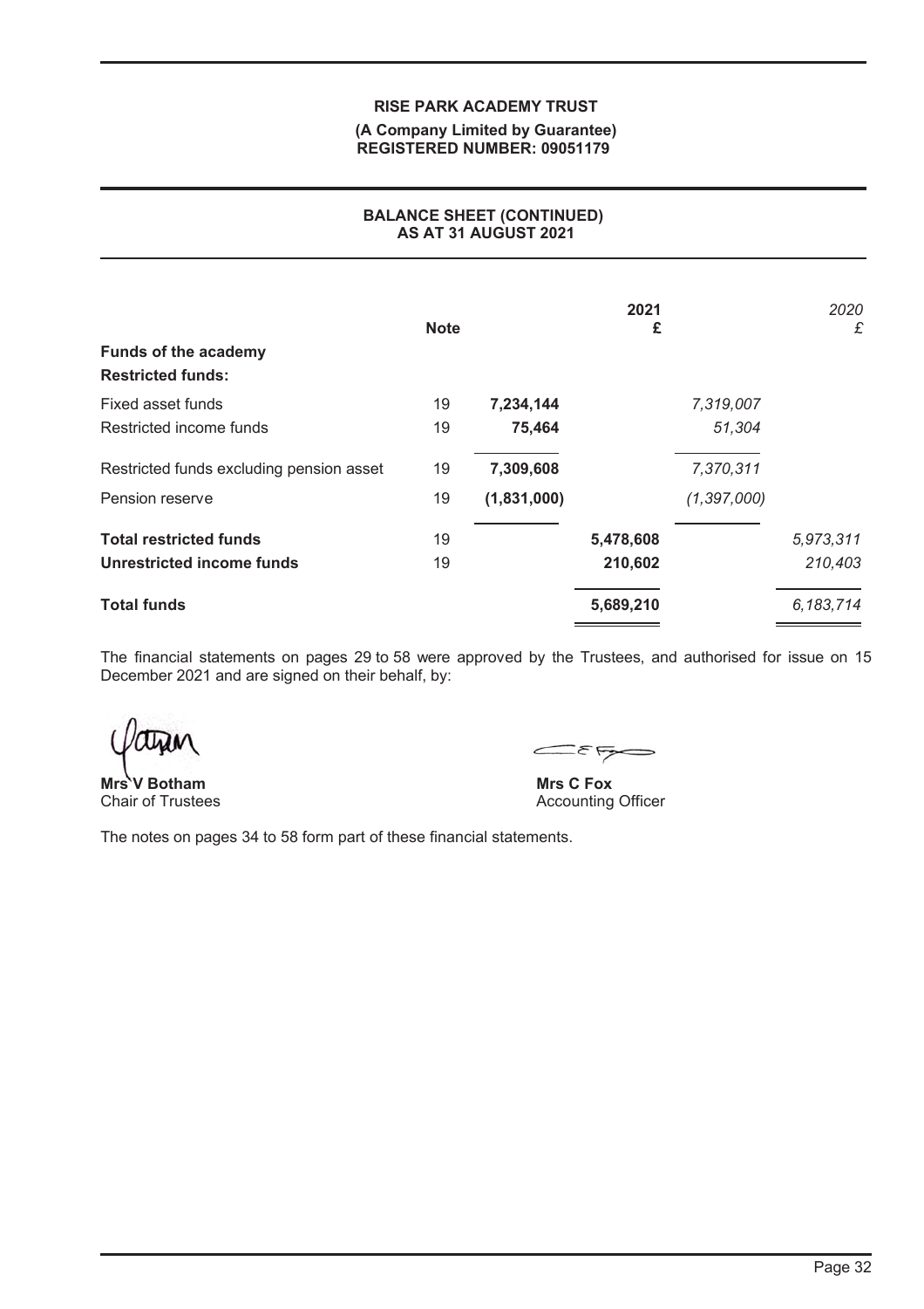**RISE PARK ACADEMY TRUST**
**(A Company Limited by Guarantee)**
**REGISTERED NUMBER: 09051179**

## BALANCE SHEET (CONTINUED) AS AT 31 AUGUST 2021

| | Note | | 2021 £ | | 2020 £ |
|---|---|---|---|---|---|
| **Funds of the academy** | | | | | |
| **Restricted funds:** | | | | | |
| Fixed asset funds | 19 | 7,234,144 | | 7,319,007 | |
| Restricted income funds | 19 | 75,464 | | 51,304 | |
| Restricted funds excluding pension asset | 19 | 7,309,608 | | 7,370,311 | |
| Pension reserve | 19 | (1,831,000) | | (1,397,000) | |
| **Total restricted funds** | 19 | | 5,478,608 | | 5,973,311 |
| **Unrestricted income funds** | 19 | | 210,602 | | 210,403 |
| **Total funds** | | | 5,689,210 | | 6,183,714 |

The financial statements on pages 29 to 58 were approved by the Trustees, and authorised for issue on 15 December 2021 and are signed on their behalf, by:

**Mrs V Botham**
Chair of Trustees

**Mrs C Fox**
Accounting Officer

The notes on pages 34 to 58 form part of these financial statements.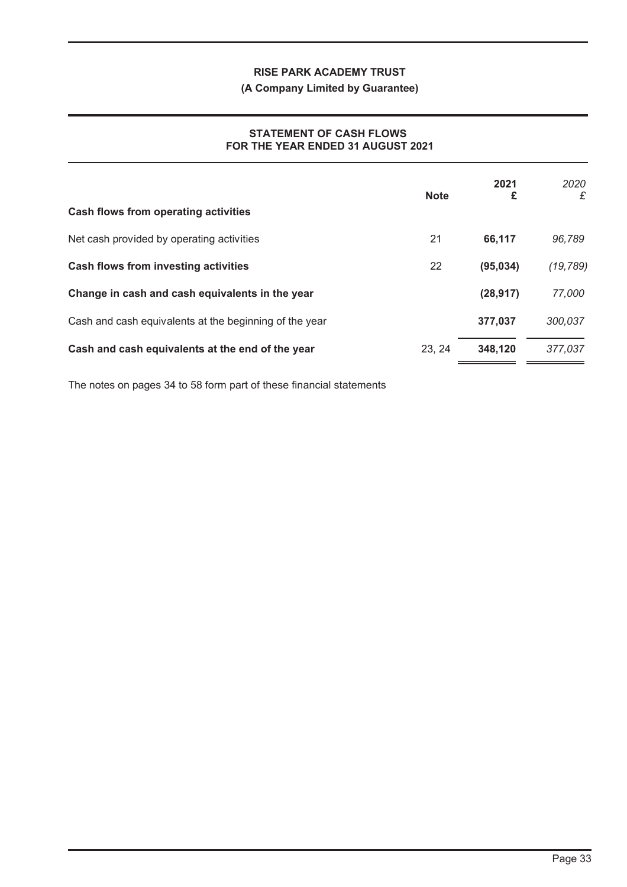**RISE PARK ACADEMY TRUST**

**(A Company Limited by Guarantee)**

**STATEMENT OF CASH FLOWS**
**FOR THE YEAR ENDED 31 AUGUST 2021**

| | Note | 2021 £ | 2020 £ |
|---|---|---|---|
| **Cash flows from operating activities** | | | |
| Net cash provided by operating activities | 21 | **66,117** | *96,789* |
| **Cash flows from investing activities** | 22 | **(95,034)** | *(19,789)* |
| **Change in cash and cash equivalents in the year** | | **(28,917)** | *77,000* |
| Cash and cash equivalents at the beginning of the year | | **377,037** | *300,037* |
| **Cash and cash equivalents at the end of the year** | 23, 24 | **348,120** | *377,037* |

The notes on pages 34 to 58 form part of these financial statements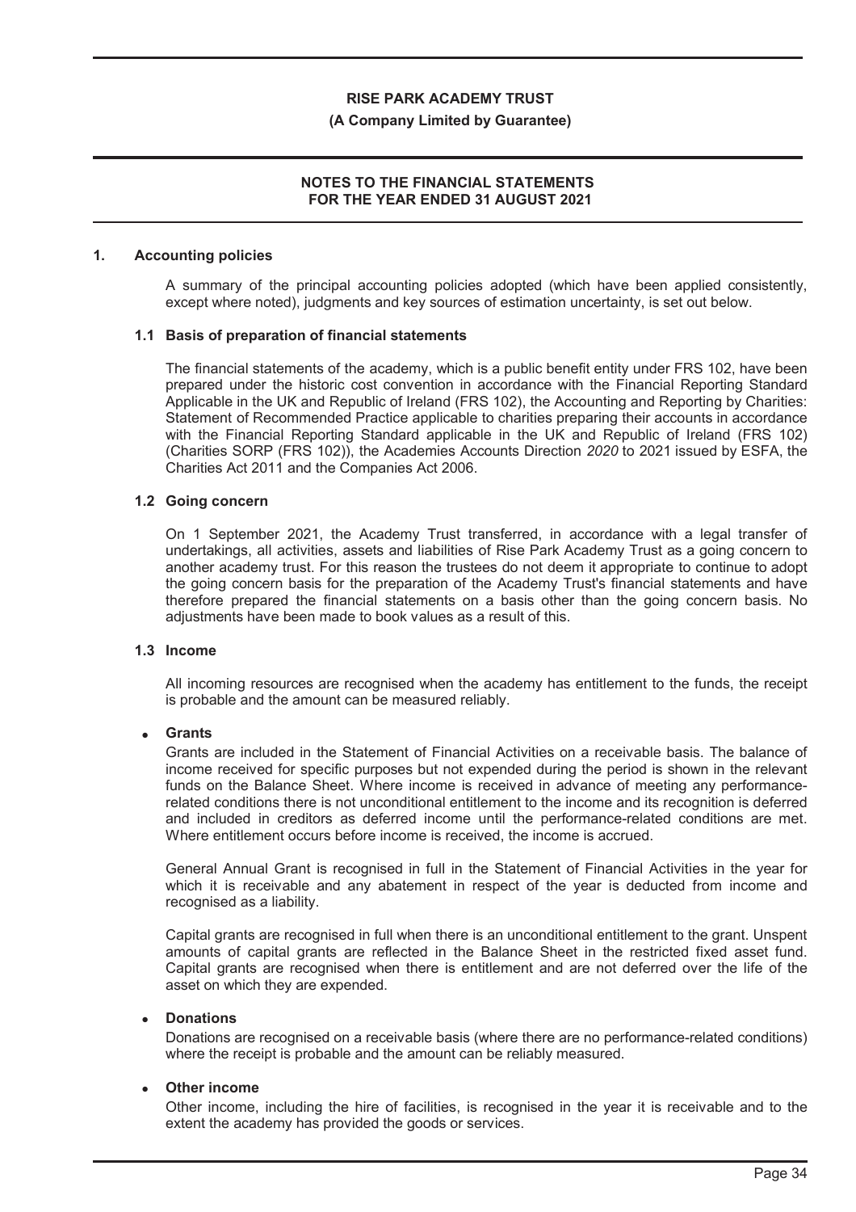## 1. Accounting policies

A summary of the principal accounting policies adopted (which have been applied consistently, except where noted), judgments and key sources of estimation uncertainty, is set out below.

### 1.1 Basis of preparation of financial statements

The financial statements of the academy, which is a public benefit entity under FRS 102, have been prepared under the historic cost convention in accordance with the Financial Reporting Standard Applicable in the UK and Republic of Ireland (FRS 102), the Accounting and Reporting by Charities: Statement of Recommended Practice applicable to charities preparing their accounts in accordance with the Financial Reporting Standard applicable in the UK and Republic of Ireland (FRS 102) (Charities SORP (FRS 102)), the Academies Accounts Direction *2020* to 2021 issued by ESFA, the Charities Act 2011 and the Companies Act 2006.

### 1.2 Going concern

On 1 September 2021, the Academy Trust transferred, in accordance with a legal transfer of undertakings, all activities, assets and liabilities of Rise Park Academy Trust as a going concern to another academy trust. For this reason the trustees do not deem it appropriate to continue to adopt the going concern basis for the preparation of the Academy Trust's financial statements and have therefore prepared the financial statements on a basis other than the going concern basis. No adjustments have been made to book values as a result of this.

### 1.3 Income

All incoming resources are recognised when the academy has entitlement to the funds, the receipt is probable and the amount can be measured reliably.

- **Grants**

  Grants are included in the Statement of Financial Activities on a receivable basis. The balance of income received for specific purposes but not expended during the period is shown in the relevant funds on the Balance Sheet. Where income is received in advance of meeting any performance-related conditions there is not unconditional entitlement to the income and its recognition is deferred and included in creditors as deferred income until the performance-related conditions are met. Where entitlement occurs before income is received, the income is accrued.

  General Annual Grant is recognised in full in the Statement of Financial Activities in the year for which it is receivable and any abatement in respect of the year is deducted from income and recognised as a liability.

  Capital grants are recognised in full when there is an unconditional entitlement to the grant. Unspent amounts of capital grants are reflected in the Balance Sheet in the restricted fixed asset fund. Capital grants are recognised when there is entitlement and are not deferred over the life of the asset on which they are expended.

- **Donations**

  Donations are recognised on a receivable basis (where there are no performance-related conditions) where the receipt is probable and the amount can be reliably measured.

- **Other income**

  Other income, including the hire of facilities, is recognised in the year it is receivable and to the extent the academy has provided the goods or services.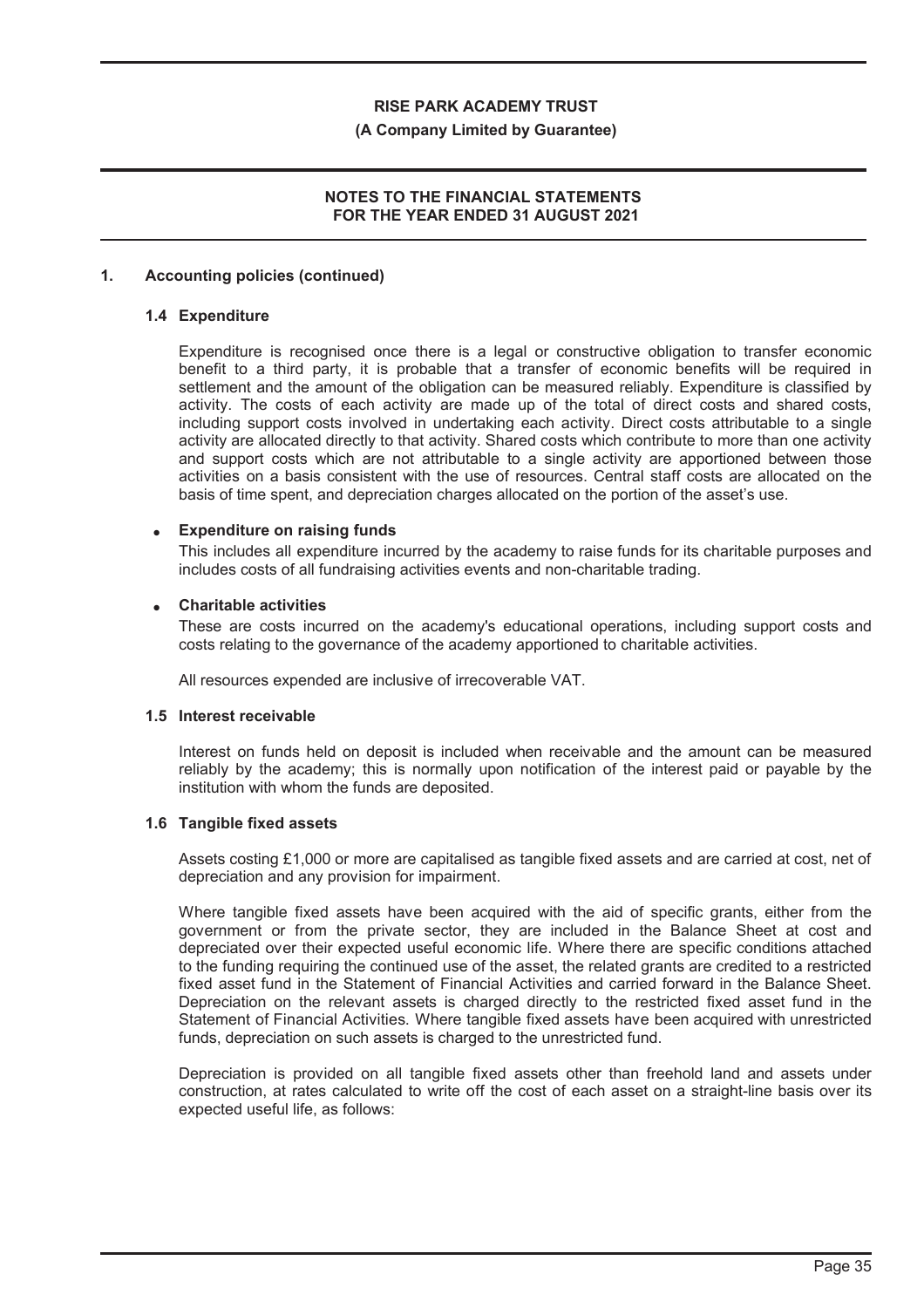## 1. Accounting policies (continued)

### 1.4 Expenditure

Expenditure is recognised once there is a legal or constructive obligation to transfer economic benefit to a third party, it is probable that a transfer of economic benefits will be required in settlement and the amount of the obligation can be measured reliably. Expenditure is classified by activity. The costs of each activity are made up of the total of direct costs and shared costs, including support costs involved in undertaking each activity. Direct costs attributable to a single activity are allocated directly to that activity. Shared costs which contribute to more than one activity and support costs which are not attributable to a single activity are apportioned between those activities on a basis consistent with the use of resources. Central staff costs are allocated on the basis of time spent, and depreciation charges allocated on the portion of the asset's use.

- **Expenditure on raising funds**

  This includes all expenditure incurred by the academy to raise funds for its charitable purposes and includes costs of all fundraising activities events and non-charitable trading.

- **Charitable activities**

  These are costs incurred on the academy's educational operations, including support costs and costs relating to the governance of the academy apportioned to charitable activities.

  All resources expended are inclusive of irrecoverable VAT.

### 1.5 Interest receivable

Interest on funds held on deposit is included when receivable and the amount can be measured reliably by the academy; this is normally upon notification of the interest paid or payable by the institution with whom the funds are deposited.

### 1.6 Tangible fixed assets

Assets costing £1,000 or more are capitalised as tangible fixed assets and are carried at cost, net of depreciation and any provision for impairment.

Where tangible fixed assets have been acquired with the aid of specific grants, either from the government or from the private sector, they are included in the Balance Sheet at cost and depreciated over their expected useful economic life. Where there are specific conditions attached to the funding requiring the continued use of the asset, the related grants are credited to a restricted fixed asset fund in the Statement of Financial Activities and carried forward in the Balance Sheet. Depreciation on the relevant assets is charged directly to the restricted fixed asset fund in the Statement of Financial Activities. Where tangible fixed assets have been acquired with unrestricted funds, depreciation on such assets is charged to the unrestricted fund.

Depreciation is provided on all tangible fixed assets other than freehold land and assets under construction, at rates calculated to write off the cost of each asset on a straight-line basis over its expected useful life, as follows: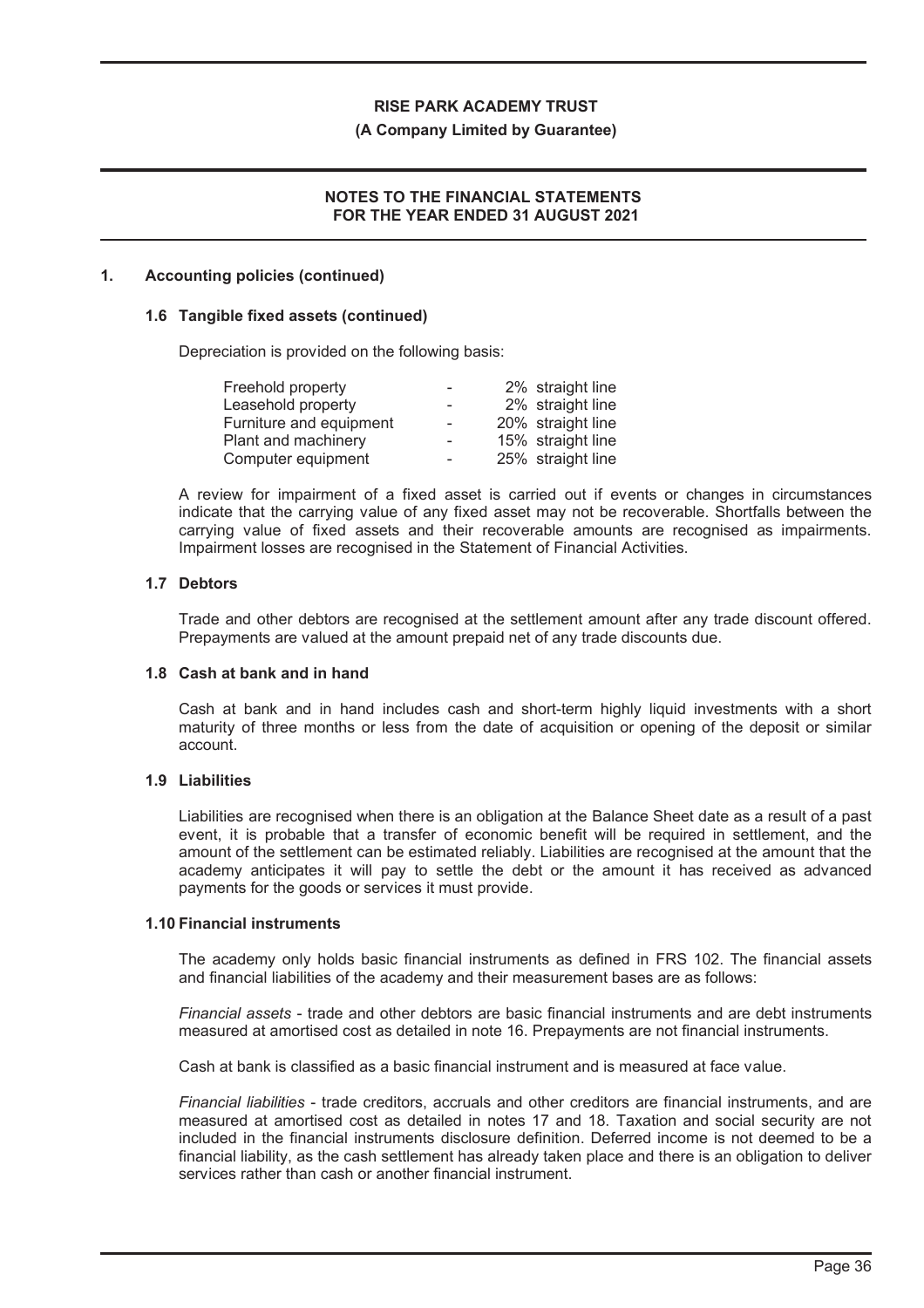## 1. Accounting policies (continued)

### 1.6 Tangible fixed assets (continued)

Depreciation is provided on the following basis:

| | | |
|---|---|---|
| Freehold property | - | 2% straight line |
| Leasehold property | - | 2% straight line |
| Furniture and equipment | - | 20% straight line |
| Plant and machinery | - | 15% straight line |
| Computer equipment | - | 25% straight line |

A review for impairment of a fixed asset is carried out if events or changes in circumstances indicate that the carrying value of any fixed asset may not be recoverable. Shortfalls between the carrying value of fixed assets and their recoverable amounts are recognised as impairments. Impairment losses are recognised in the Statement of Financial Activities.

### 1.7 Debtors

Trade and other debtors are recognised at the settlement amount after any trade discount offered. Prepayments are valued at the amount prepaid net of any trade discounts due.

### 1.8 Cash at bank and in hand

Cash at bank and in hand includes cash and short-term highly liquid investments with a short maturity of three months or less from the date of acquisition or opening of the deposit or similar account.

### 1.9 Liabilities

Liabilities are recognised when there is an obligation at the Balance Sheet date as a result of a past event, it is probable that a transfer of economic benefit will be required in settlement, and the amount of the settlement can be estimated reliably. Liabilities are recognised at the amount that the academy anticipates it will pay to settle the debt or the amount it has received as advanced payments for the goods or services it must provide.

### 1.10 Financial instruments

The academy only holds basic financial instruments as defined in FRS 102. The financial assets and financial liabilities of the academy and their measurement bases are as follows:

*Financial assets* - trade and other debtors are basic financial instruments and are debt instruments measured at amortised cost as detailed in note 16. Prepayments are not financial instruments.

Cash at bank is classified as a basic financial instrument and is measured at face value.

*Financial liabilities* - trade creditors, accruals and other creditors are financial instruments, and are measured at amortised cost as detailed in notes 17 and 18. Taxation and social security are not included in the financial instruments disclosure definition. Deferred income is not deemed to be a financial liability, as the cash settlement has already taken place and there is an obligation to deliver services rather than cash or another financial instrument.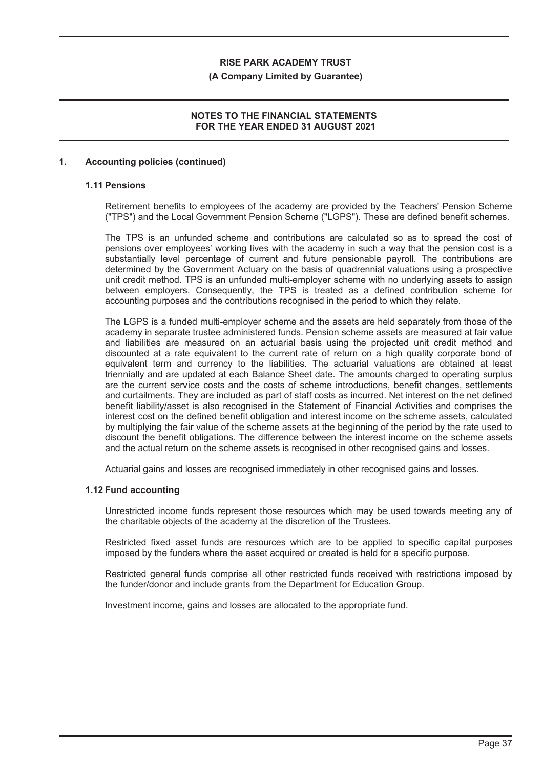## 1. Accounting policies (continued)

### 1.11 Pensions

Retirement benefits to employees of the academy are provided by the Teachers' Pension Scheme ("TPS") and the Local Government Pension Scheme ("LGPS"). These are defined benefit schemes.

The TPS is an unfunded scheme and contributions are calculated so as to spread the cost of pensions over employees' working lives with the academy in such a way that the pension cost is a substantially level percentage of current and future pensionable payroll. The contributions are determined by the Government Actuary on the basis of quadrennial valuations using a prospective unit credit method. TPS is an unfunded multi-employer scheme with no underlying assets to assign between employers. Consequently, the TPS is treated as a defined contribution scheme for accounting purposes and the contributions recognised in the period to which they relate.

The LGPS is a funded multi-employer scheme and the assets are held separately from those of the academy in separate trustee administered funds. Pension scheme assets are measured at fair value and liabilities are measured on an actuarial basis using the projected unit credit method and discounted at a rate equivalent to the current rate of return on a high quality corporate bond of equivalent term and currency to the liabilities. The actuarial valuations are obtained at least triennially and are updated at each Balance Sheet date. The amounts charged to operating surplus are the current service costs and the costs of scheme introductions, benefit changes, settlements and curtailments. They are included as part of staff costs as incurred. Net interest on the net defined benefit liability/asset is also recognised in the Statement of Financial Activities and comprises the interest cost on the defined benefit obligation and interest income on the scheme assets, calculated by multiplying the fair value of the scheme assets at the beginning of the period by the rate used to discount the benefit obligations. The difference between the interest income on the scheme assets and the actual return on the scheme assets is recognised in other recognised gains and losses.

Actuarial gains and losses are recognised immediately in other recognised gains and losses.

### 1.12 Fund accounting

Unrestricted income funds represent those resources which may be used towards meeting any of the charitable objects of the academy at the discretion of the Trustees.

Restricted fixed asset funds are resources which are to be applied to specific capital purposes imposed by the funders where the asset acquired or created is held for a specific purpose.

Restricted general funds comprise all other restricted funds received with restrictions imposed by the funder/donor and include grants from the Department for Education Group.

Investment income, gains and losses are allocated to the appropriate fund.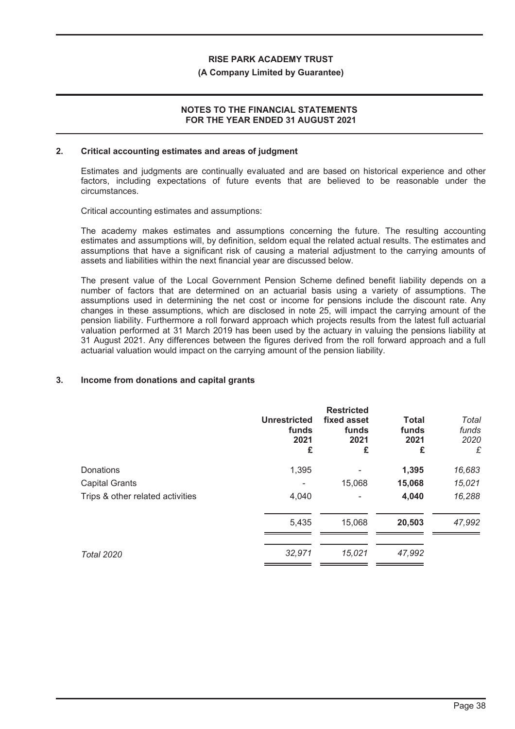## 2. Critical accounting estimates and areas of judgment

Estimates and judgments are continually evaluated and are based on historical experience and other factors, including expectations of future events that are believed to be reasonable under the circumstances.

Critical accounting estimates and assumptions:

The academy makes estimates and assumptions concerning the future. The resulting accounting estimates and assumptions will, by definition, seldom equal the related actual results. The estimates and assumptions that have a significant risk of causing a material adjustment to the carrying amounts of assets and liabilities within the next financial year are discussed below.

The present value of the Local Government Pension Scheme defined benefit liability depends on a number of factors that are determined on an actuarial basis using a variety of assumptions. The assumptions used in determining the net cost or income for pensions include the discount rate. Any changes in these assumptions, which are disclosed in note 25, will impact the carrying amount of the pension liability. Furthermore a roll forward approach which projects results from the latest full actuarial valuation performed at 31 March 2019 has been used by the actuary in valuing the pensions liability at 31 August 2021. Any differences between the figures derived from the roll forward approach and a full actuarial valuation would impact on the carrying amount of the pension liability.

## 3. Income from donations and capital grants

| | **Unrestricted funds 2021 £** | **Restricted fixed asset funds 2021 £** | **Total funds 2021 £** | *Total funds 2020 £* |
|---|---|---|---|---|
| Donations | 1,395 | - | **1,395** | *16,683* |
| Capital Grants | - | 15,068 | **15,068** | *15,021* |
| Trips & other related activities | 4,040 | - | **4,040** | *16,288* |
| | 5,435 | 15,068 | **20,503** | *47,992* |
| *Total 2020* | *32,971* | *15,021* | *47,992* | |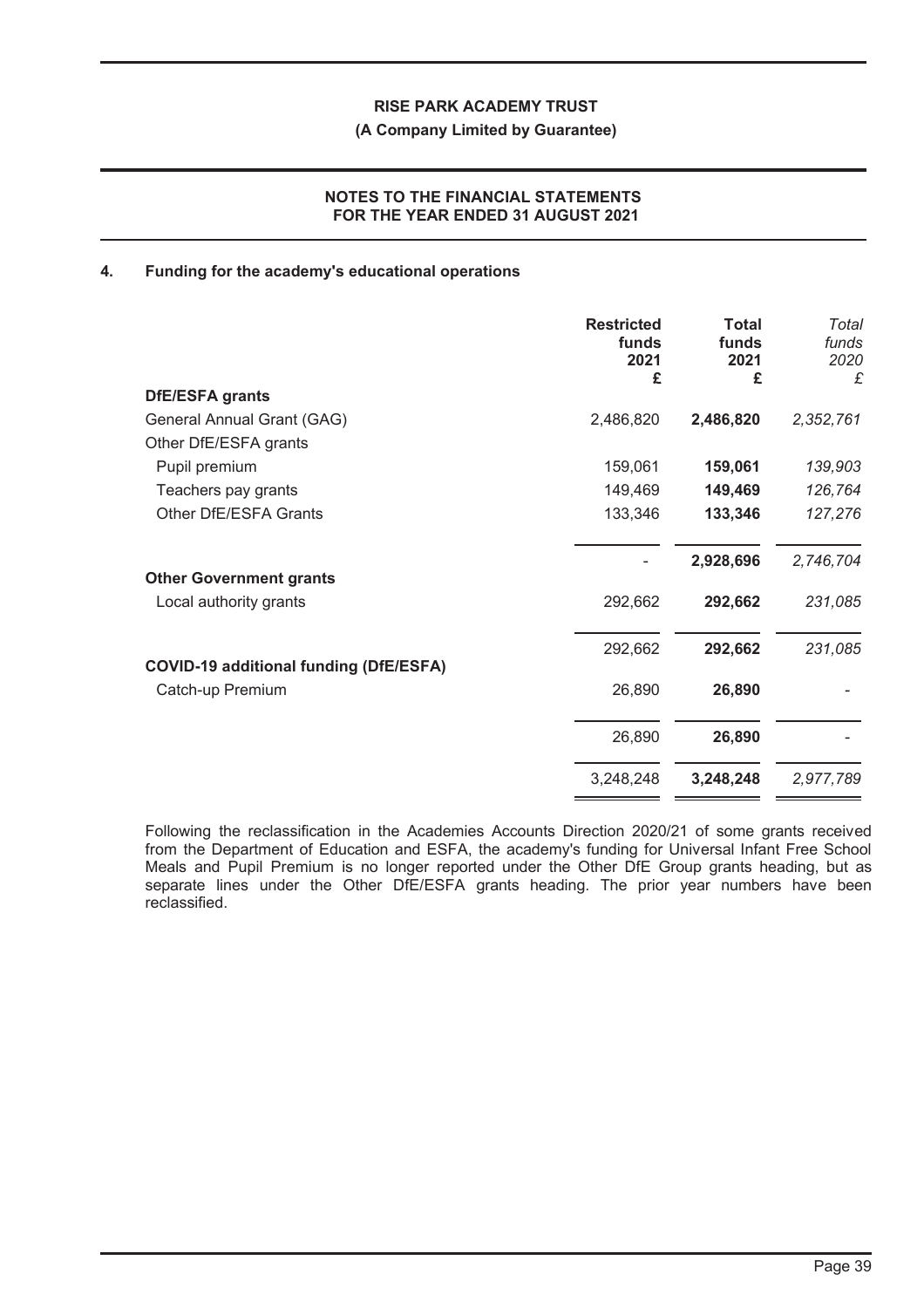RISE PARK ACADEMY TRUST

(A Company Limited by Guarantee)

## NOTES TO THE FINANCIAL STATEMENTS FOR THE YEAR ENDED 31 AUGUST 2021

### 4. Funding for the academy's educational operations

| | Restricted funds 2021 £ | Total funds 2021 £ | Total funds 2020 £ |
|---|---|---|---|
| **DfE/ESFA grants** | | | |
| General Annual Grant (GAG) | 2,486,820 | **2,486,820** | *2,352,761* |
| Other DfE/ESFA grants | | | |
| Pupil premium | 159,061 | **159,061** | *139,903* |
| Teachers pay grants | 149,469 | **149,469** | *126,764* |
| Other DfE/ESFA Grants | 133,346 | **133,346** | *127,276* |
| | - | **2,928,696** | *2,746,704* |
| **Other Government grants** | | | |
| Local authority grants | 292,662 | **292,662** | *231,085* |
| | 292,662 | **292,662** | *231,085* |
| **COVID-19 additional funding (DfE/ESFA)** | | | |
| Catch-up Premium | 26,890 | **26,890** | - |
| | 26,890 | **26,890** | - |
| | 3,248,248 | **3,248,248** | *2,977,789* |

Following the reclassification in the Academies Accounts Direction 2020/21 of some grants received from the Department of Education and ESFA, the academy's funding for Universal Infant Free School Meals and Pupil Premium is no longer reported under the Other DfE Group grants heading, but as separate lines under the Other DfE/ESFA grants heading. The prior year numbers have been reclassified.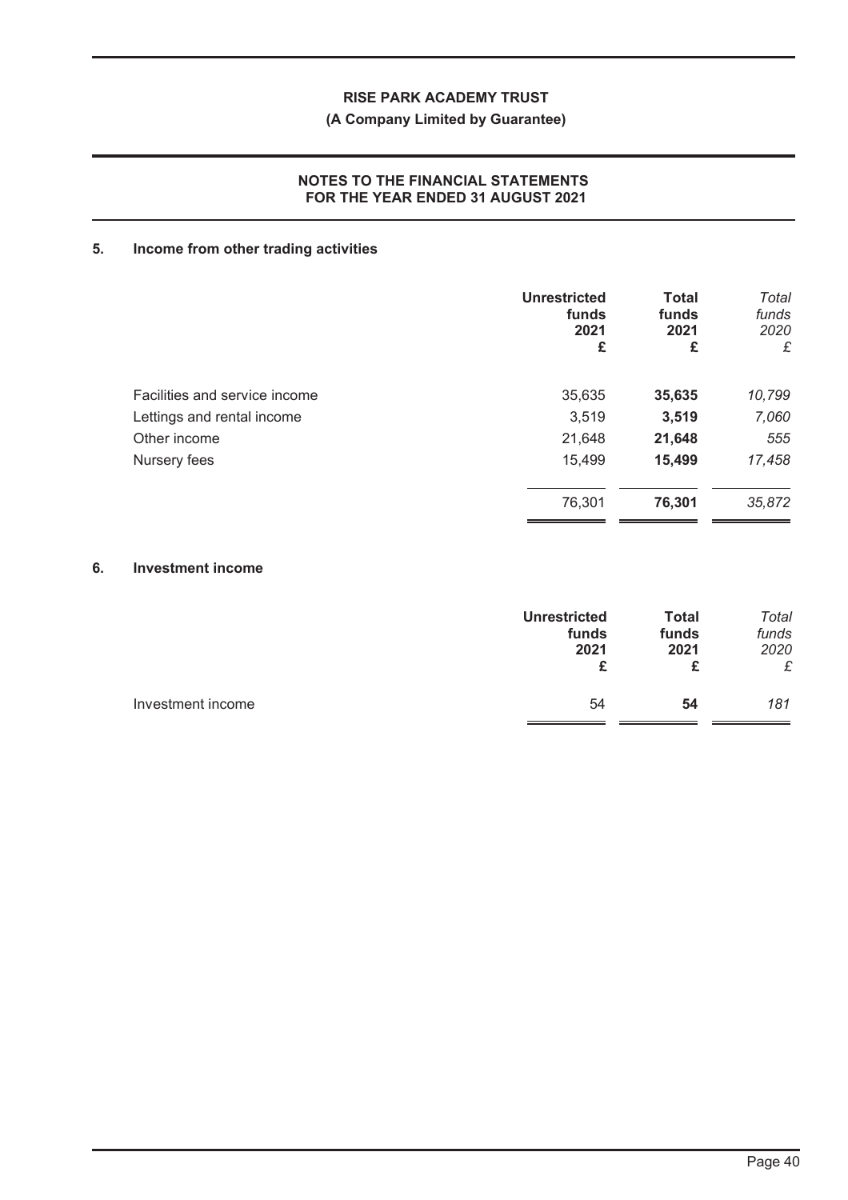**RISE PARK ACADEMY TRUST**

**(A Company Limited by Guarantee)**

**NOTES TO THE FINANCIAL STATEMENTS FOR THE YEAR ENDED 31 AUGUST 2021**

## 5. Income from other trading activities

| | Unrestricted funds 2021 £ | Total funds 2021 £ | *Total funds 2020 £* |
|---|---|---|---|
| Facilities and service income | 35,635 | **35,635** | *10,799* |
| Lettings and rental income | 3,519 | **3,519** | *7,060* |
| Other income | 21,648 | **21,648** | *555* |
| Nursery fees | 15,499 | **15,499** | *17,458* |
| | 76,301 | **76,301** | *35,872* |

## 6. Investment income

| | Unrestricted funds 2021 £ | Total funds 2021 £ | *Total funds 2020 £* |
|---|---|---|---|
| Investment income | 54 | **54** | *181* |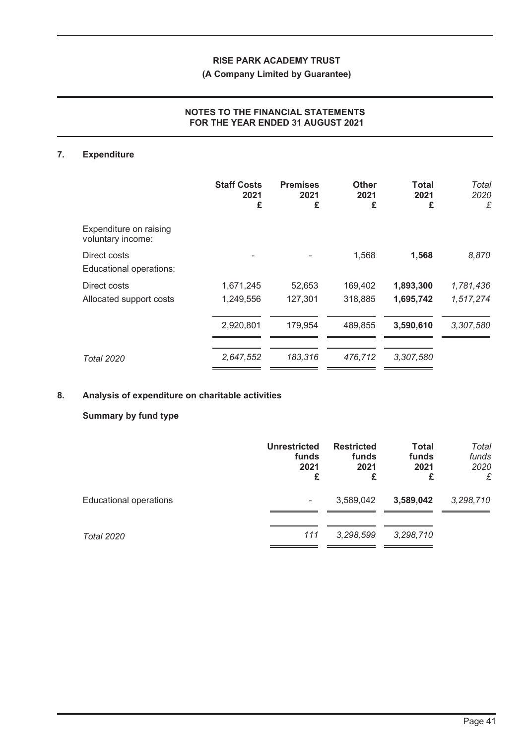# RISE PARK ACADEMY TRUST

**(A Company Limited by Guarantee)**

**NOTES TO THE FINANCIAL STATEMENTS FOR THE YEAR ENDED 31 AUGUST 2021**

## 7. Expenditure

| | Staff Costs 2021 £ | Premises 2021 £ | Other 2021 £ | Total 2021 £ | *Total 2020 £* |
|---|---|---|---|---|---|
| Expenditure on raising voluntary income: | | | | | |
| Direct costs | - | - | 1,568 | **1,568** | *8,870* |
| Educational operations: | | | | | |
| Direct costs | 1,671,245 | 52,653 | 169,402 | **1,893,300** | *1,781,436* |
| Allocated support costs | 1,249,556 | 127,301 | 318,885 | **1,695,742** | *1,517,274* |
| | 2,920,801 | 179,954 | 489,855 | **3,590,610** | *3,307,580* |
| *Total 2020* | *2,647,552* | *183,316* | *476,712* | *3,307,580* | |

## 8. Analysis of expenditure on charitable activities

### Summary by fund type

| | Unrestricted funds 2021 £ | Restricted funds 2021 £ | Total funds 2021 £ | *Total funds 2020 £* |
|---|---|---|---|---|
| Educational operations | - | 3,589,042 | **3,589,042** | *3,298,710* |
| *Total 2020* | *111* | *3,298,599* | *3,298,710* | |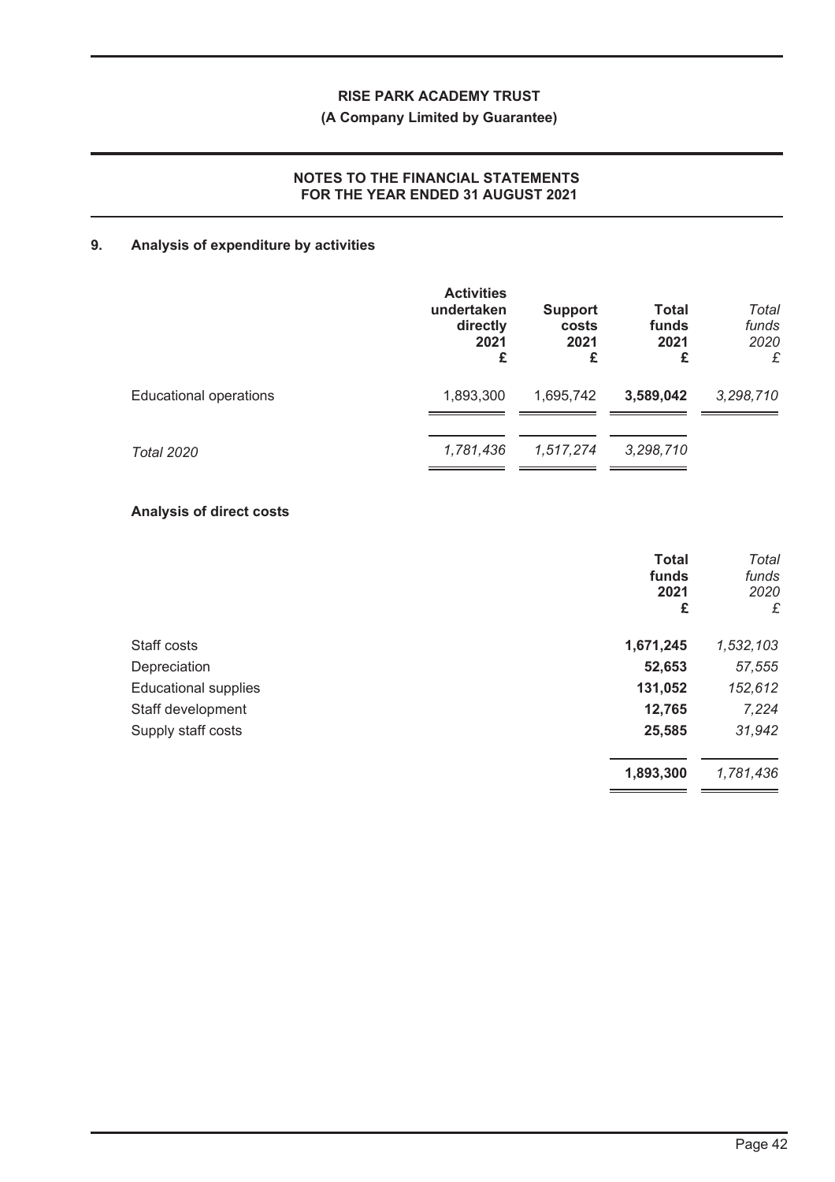**RISE PARK ACADEMY TRUST**

**(A Company Limited by Guarantee)**

**NOTES TO THE FINANCIAL STATEMENTS FOR THE YEAR ENDED 31 AUGUST 2021**

## 9. Analysis of expenditure by activities

| | Activities undertaken directly 2021 £ | Support costs 2021 £ | Total funds 2021 £ | *Total funds 2020 £* |
|---|---|---|---|---|
| Educational operations | 1,893,300 | 1,695,742 | **3,589,042** | *3,298,710* |
| *Total 2020* | *1,781,436* | *1,517,274* | *3,298,710* | |

### Analysis of direct costs

| | Total funds 2021 £ | *Total funds 2020 £* |
|---|---|---|
| Staff costs | **1,671,245** | *1,532,103* |
| Depreciation | **52,653** | *57,555* |
| Educational supplies | **131,052** | *152,612* |
| Staff development | **12,765** | *7,224* |
| Supply staff costs | **25,585** | *31,942* |
| | **1,893,300** | *1,781,436* |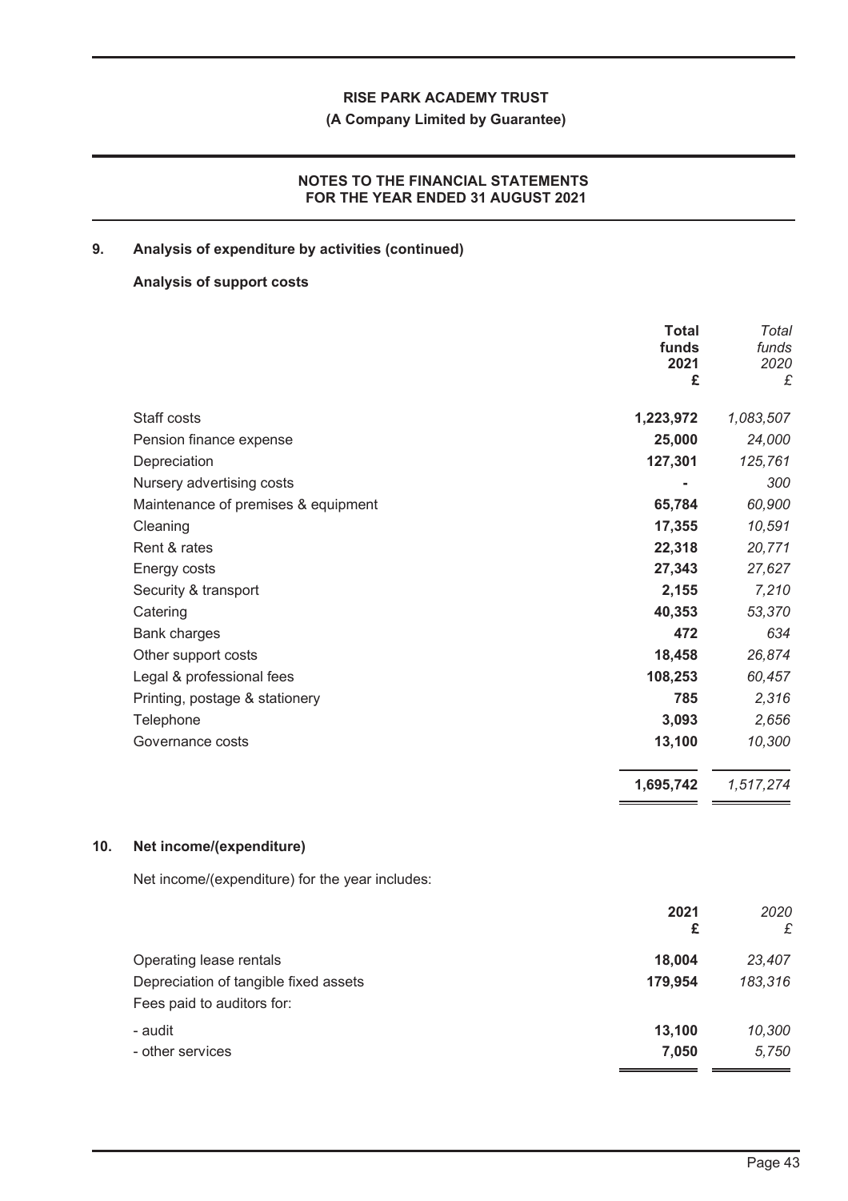## 9. Analysis of expenditure by activities (continued)

### Analysis of support costs

| | Total funds 2021 £ | *Total funds 2020 £* |
|---|---|---|
| Staff costs | 1,223,972 | *1,083,507* |
| Pension finance expense | 25,000 | *24,000* |
| Depreciation | 127,301 | *125,761* |
| Nursery advertising costs | - | *300* |
| Maintenance of premises & equipment | 65,784 | *60,900* |
| Cleaning | 17,355 | *10,591* |
| Rent & rates | 22,318 | *20,771* |
| Energy costs | 27,343 | *27,627* |
| Security & transport | 2,155 | *7,210* |
| Catering | 40,353 | *53,370* |
| Bank charges | 472 | *634* |
| Other support costs | 18,458 | *26,874* |
| Legal & professional fees | 108,253 | *60,457* |
| Printing, postage & stationery | 785 | *2,316* |
| Telephone | 3,093 | *2,656* |
| Governance costs | 13,100 | *10,300* |
| | **1,695,742** | *1,517,274* |

## 10. Net income/(expenditure)

Net income/(expenditure) for the year includes:

| | 2021 £ | *2020 £* |
|---|---|---|
| Operating lease rentals | 18,004 | *23,407* |
| Depreciation of tangible fixed assets | 179,954 | *183,316* |
| Fees paid to auditors for: | | |
| - audit | 13,100 | *10,300* |
| - other services | 7,050 | *5,750* |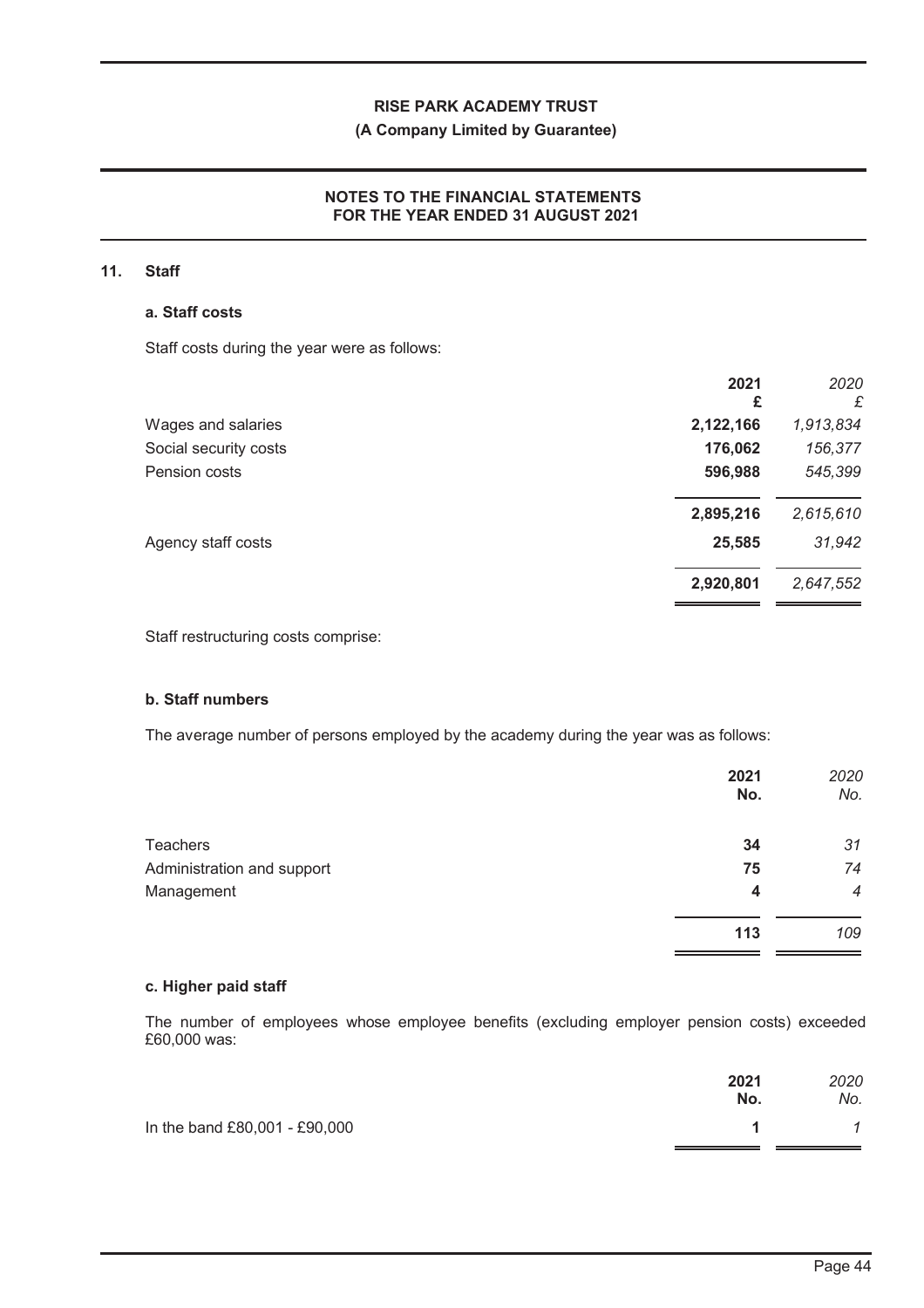**RISE PARK ACADEMY TRUST**

**(A Company Limited by Guarantee)**

**NOTES TO THE FINANCIAL STATEMENTS FOR THE YEAR ENDED 31 AUGUST 2021**

## 11. Staff

### a. Staff costs

Staff costs during the year were as follows:

| | **2021** **£** | *2020* *£* |
|---|---|---|
| Wages and salaries | **2,122,166** | *1,913,834* |
| Social security costs | **176,062** | *156,377* |
| Pension costs | **596,988** | *545,399* |
| | **2,895,216** | *2,615,610* |
| Agency staff costs | **25,585** | *31,942* |
| | **2,920,801** | *2,647,552* |

Staff restructuring costs comprise:

### b. Staff numbers

The average number of persons employed by the academy during the year was as follows:

| | **2021** **No.** | *2020* *No.* |
|---|---|---|
| Teachers | **34** | *31* |
| Administration and support | **75** | *74* |
| Management | **4** | *4* |
| | **113** | *109* |

### c. Higher paid staff

The number of employees whose employee benefits (excluding employer pension costs) exceeded £60,000 was:

| | **2021** **No.** | *2020* *No.* |
|---|---|---|
| In the band £80,001 - £90,000 | **1** | *1* |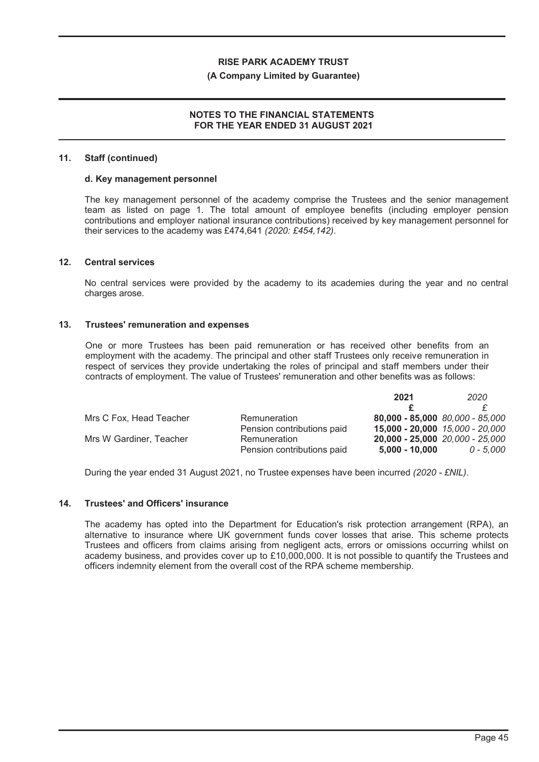### 11. Staff (continued)

#### d. Key management personnel

The key management personnel of the academy comprise the Trustees and the senior management team as listed on page 1. The total amount of employee benefits (including employer pension contributions and employer national insurance contributions) received by key management personnel for their services to the academy was £474,641 *(2020: £454,142)*.

### 12. Central services

No central services were provided by the academy to its academies during the year and no central charges arose.

### 13. Trustees' remuneration and expenses

One or more Trustees has been paid remuneration or has received other benefits from an employment with the academy. The principal and other staff Trustees only receive remuneration in respect of services they provide undertaking the roles of principal and staff members under their contracts of employment. The value of Trustees' remuneration and other benefits was as follows:

| | | 2021 | *2020* |
|---|---|---|---|
| | | £ | *£* |
| Mrs C Fox, Head Teacher | Remuneration | **80,000 - 85,000** | *80,000 - 85,000* |
| | Pension contributions paid | **15,000 - 20,000** | *15,000 - 20,000* |
| Mrs W Gardiner, Teacher | Remuneration | **20,000 - 25,000** | *20,000 - 25,000* |
| | Pension contributions paid | **5,000 - 10,000** | *0 - 5,000* |

During the year ended 31 August 2021, no Trustee expenses have been incurred *(2020 - £NIL)*.

### 14. Trustees' and Officers' insurance

The academy has opted into the Department for Education's risk protection arrangement (RPA), an alternative to insurance where UK government funds cover losses that arise. This scheme protects Trustees and officers from claims arising from negligent acts, errors or omissions occurring whilst on academy business, and provides cover up to £10,000,000. It is not possible to quantify the Trustees and officers indemnity element from the overall cost of the RPA scheme membership.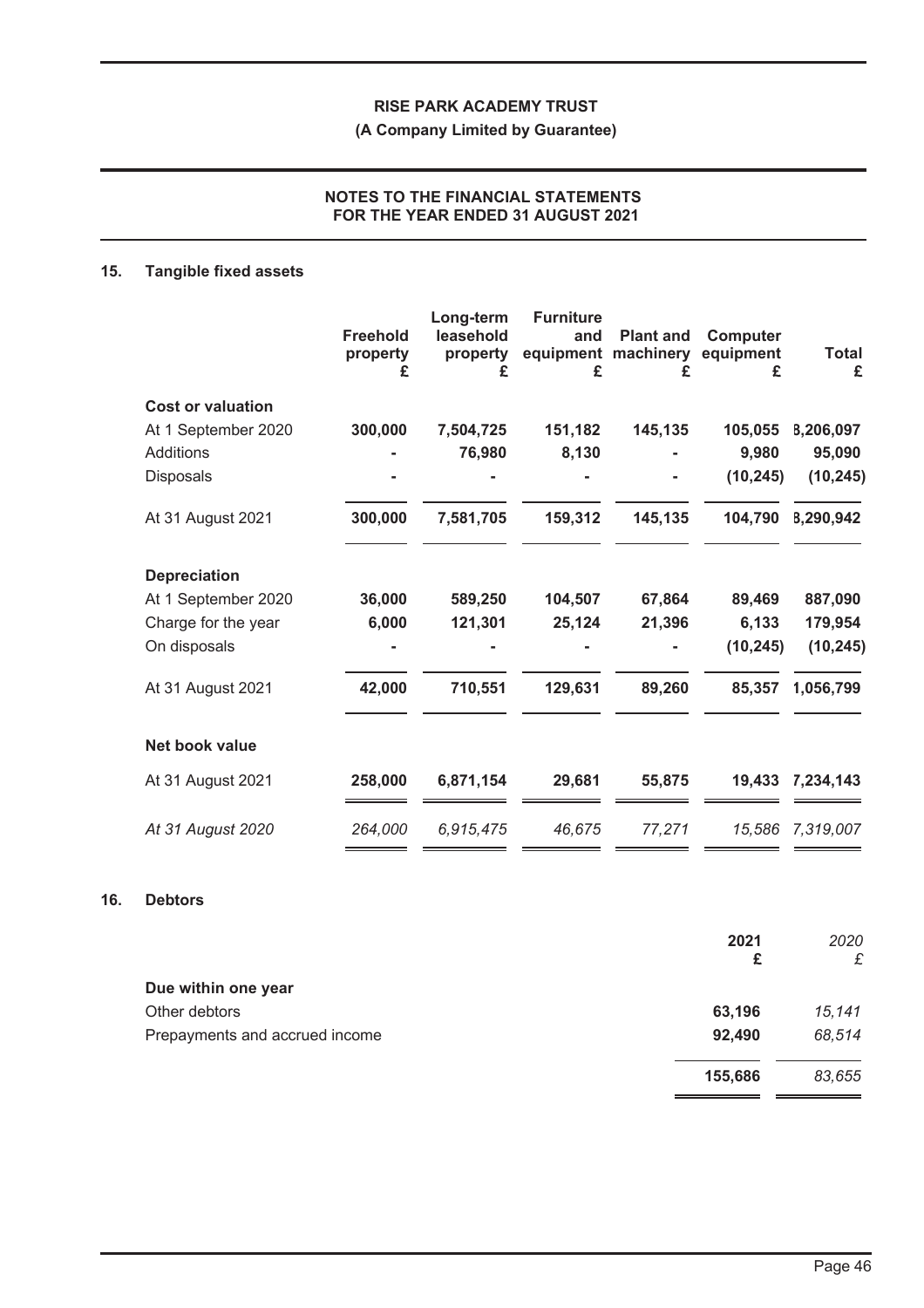**RISE PARK ACADEMY TRUST**

**(A Company Limited by Guarantee)**

**NOTES TO THE FINANCIAL STATEMENTS FOR THE YEAR ENDED 31 AUGUST 2021**

## 15. Tangible fixed assets

| | Freehold property £ | Long-term leasehold property £ | Furniture and equipment £ | Plant and machinery £ | Computer equipment £ | Total £ |
|---|---|---|---|---|---|---|
| **Cost or valuation** | | | | | | |
| At 1 September 2020 | 300,000 | 7,504,725 | 151,182 | 145,135 | 105,055 | 8,206,097 |
| Additions | - | 76,980 | 8,130 | - | 9,980 | 95,090 |
| Disposals | - | - | - | - | (10,245) | (10,245) |
| At 31 August 2021 | 300,000 | 7,581,705 | 159,312 | 145,135 | 104,790 | 8,290,942 |
| **Depreciation** | | | | | | |
| At 1 September 2020 | 36,000 | 589,250 | 104,507 | 67,864 | 89,469 | 887,090 |
| Charge for the year | 6,000 | 121,301 | 25,124 | 21,396 | 6,133 | 179,954 |
| On disposals | - | - | - | - | (10,245) | (10,245) |
| At 31 August 2021 | 42,000 | 710,551 | 129,631 | 89,260 | 85,357 | 1,056,799 |
| **Net book value** | | | | | | |
| At 31 August 2021 | 258,000 | 6,871,154 | 29,681 | 55,875 | 19,433 | 7,234,143 |
| *At 31 August 2020* | *264,000* | *6,915,475* | *46,675* | *77,271* | *15,586* | *7,319,007* |

## 16. Debtors

| | 2021 £ | *2020 £* |
|---|---|---|
| **Due within one year** | | |
| Other debtors | 63,196 | *15,141* |
| Prepayments and accrued income | 92,490 | *68,514* |
| | 155,686 | *83,655* |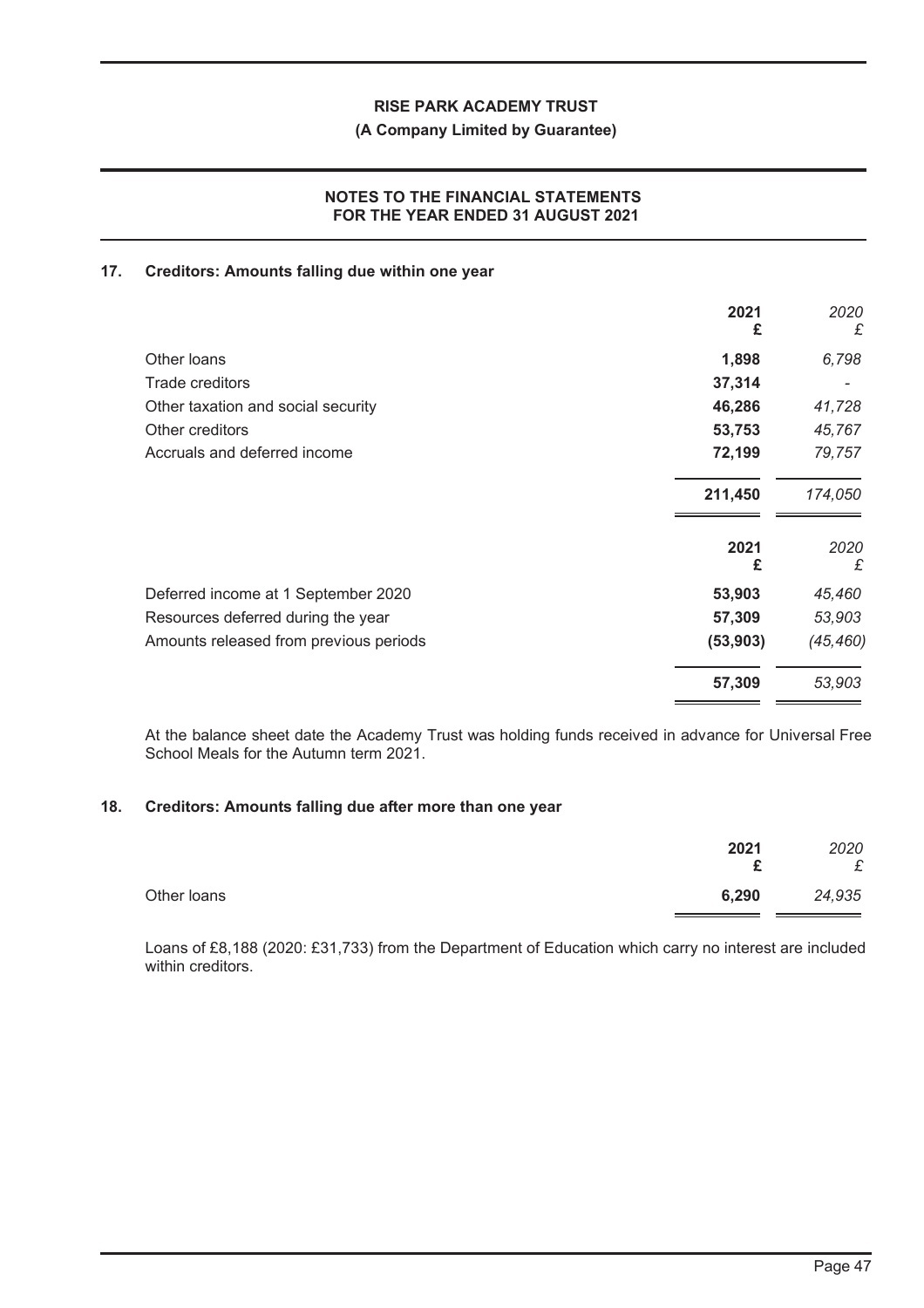## 17. Creditors: Amounts falling due within one year

| | 2021 £ | 2020 £ |
|---|---|---|
| Other loans | 1,898 | 6,798 |
| Trade creditors | 37,314 | - |
| Other taxation and social security | 46,286 | 41,728 |
| Other creditors | 53,753 | 45,767 |
| Accruals and deferred income | 72,199 | 79,757 |
| | 211,450 | 174,050 |

| | 2021 £ | 2020 £ |
|---|---|---|
| Deferred income at 1 September 2020 | 53,903 | 45,460 |
| Resources deferred during the year | 57,309 | 53,903 |
| Amounts released from previous periods | (53,903) | (45,460) |
| | 57,309 | 53,903 |

At the balance sheet date the Academy Trust was holding funds received in advance for Universal Free School Meals for the Autumn term 2021.

## 18. Creditors: Amounts falling due after more than one year

| | 2021 £ | 2020 £ |
|---|---|---|
| Other loans | 6,290 | 24,935 |

Loans of £8,188 (2020: £31,733) from the Department of Education which carry no interest are included within creditors.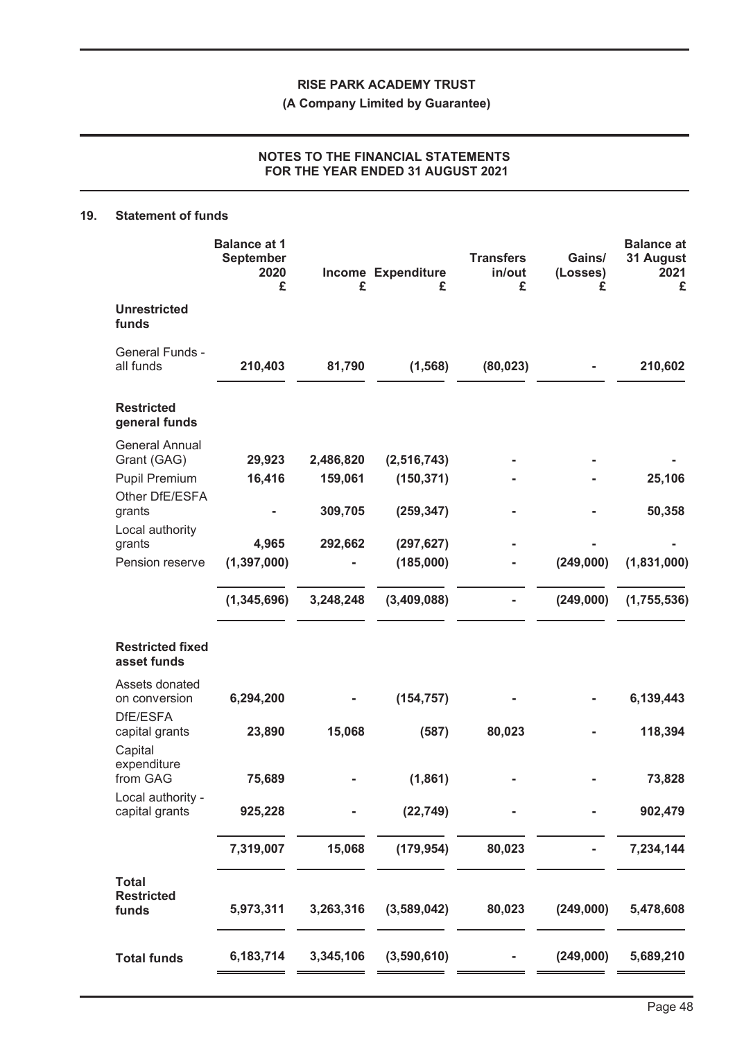## 19. Statement of funds

| | Balance at 1 September 2020 £ | Income £ | Expenditure £ | Transfers in/out £ | Gains/ (Losses) £ | Balance at 31 August 2021 £ |
|---|---|---|---|---|---|---|
| **Unrestricted funds** | | | | | | |
| General Funds - all funds | **210,403** | **81,790** | **(1,568)** | **(80,023)** | **-** | **210,602** |
| **Restricted general funds** | | | | | | |
| General Annual Grant (GAG) | **29,923** | **2,486,820** | **(2,516,743)** | **-** | **-** | **-** |
| Pupil Premium | **16,416** | **159,061** | **(150,371)** | **-** | **-** | **25,106** |
| Other DfE/ESFA grants | **-** | **309,705** | **(259,347)** | **-** | **-** | **50,358** |
| Local authority grants | **4,965** | **292,662** | **(297,627)** | **-** | **-** | **-** |
| Pension reserve | **(1,397,000)** | **-** | **(185,000)** | **-** | **(249,000)** | **(1,831,000)** |
| | **(1,345,696)** | **3,248,248** | **(3,409,088)** | **-** | **(249,000)** | **(1,755,536)** |
| **Restricted fixed asset funds** | | | | | | |
| Assets donated on conversion | **6,294,200** | **-** | **(154,757)** | **-** | **-** | **6,139,443** |
| DfE/ESFA capital grants | **23,890** | **15,068** | **(587)** | **80,023** | **-** | **118,394** |
| Capital expenditure from GAG | **75,689** | **-** | **(1,861)** | **-** | **-** | **73,828** |
| Local authority - capital grants | **925,228** | **-** | **(22,749)** | **-** | **-** | **902,479** |
| | **7,319,007** | **15,068** | **(179,954)** | **80,023** | **-** | **7,234,144** |
| **Total Restricted funds** | **5,973,311** | **3,263,316** | **(3,589,042)** | **80,023** | **(249,000)** | **5,478,608** |
| **Total funds** | **6,183,714** | **3,345,106** | **(3,590,610)** | **-** | **(249,000)** | **5,689,210** |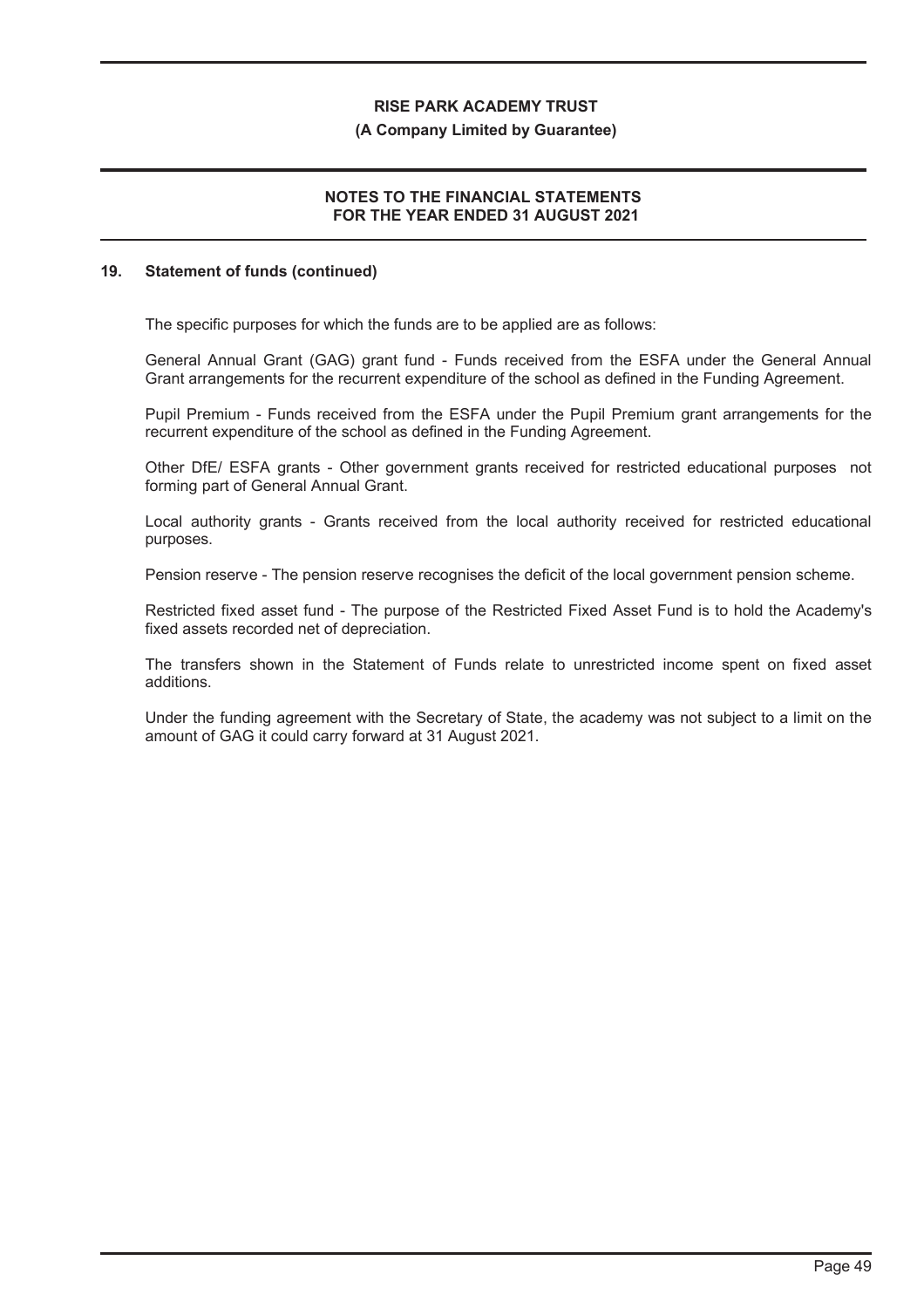## 19. Statement of funds (continued)

The specific purposes for which the funds are to be applied are as follows:

General Annual Grant (GAG) grant fund - Funds received from the ESFA under the General Annual Grant arrangements for the recurrent expenditure of the school as defined in the Funding Agreement.

Pupil Premium - Funds received from the ESFA under the Pupil Premium grant arrangements for the recurrent expenditure of the school as defined in the Funding Agreement.

Other DfE/ ESFA grants - Other government grants received for restricted educational purposes not forming part of General Annual Grant.

Local authority grants - Grants received from the local authority received for restricted educational purposes.

Pension reserve - The pension reserve recognises the deficit of the local government pension scheme.

Restricted fixed asset fund - The purpose of the Restricted Fixed Asset Fund is to hold the Academy's fixed assets recorded net of depreciation.

The transfers shown in the Statement of Funds relate to unrestricted income spent on fixed asset additions.

Under the funding agreement with the Secretary of State, the academy was not subject to a limit on the amount of GAG it could carry forward at 31 August 2021.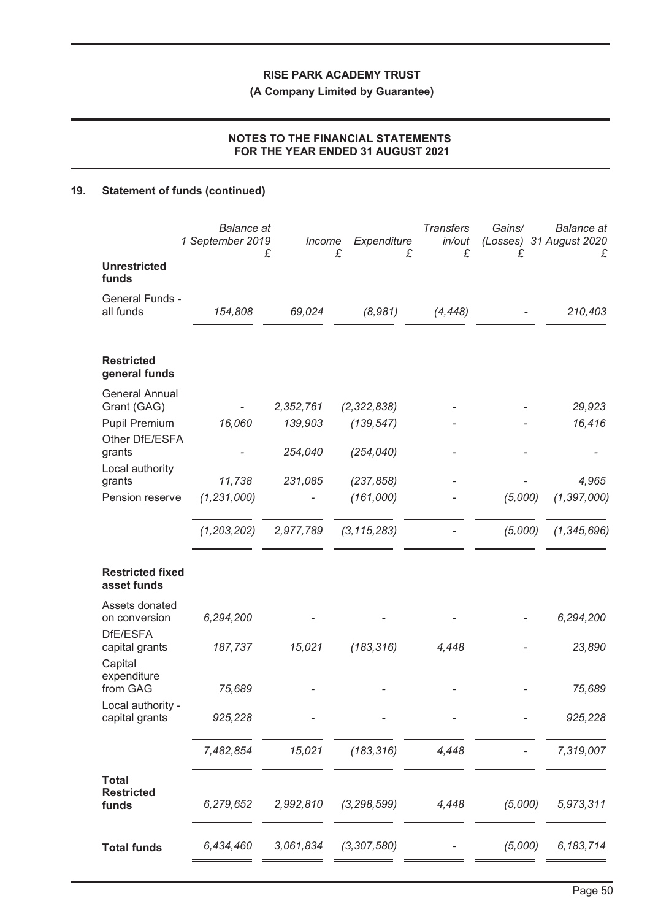## 19. Statement of funds (continued)

| | Balance at 1 September 2019 £ | Income £ | Expenditure £ | Transfers in/out £ | Gains/ (Losses) £ | Balance at 31 August 2020 £ |
|---|---|---|---|---|---|---|
| **Unrestricted funds** | | | | | | |
| General Funds - all funds | *154,808* | *69,024* | *(8,981)* | *(4,448)* | *-* | *210,403* |
| **Restricted general funds** | | | | | | |
| General Annual Grant (GAG) | *-* | *2,352,761* | *(2,322,838)* | *-* | *-* | *29,923* |
| Pupil Premium | *16,060* | *139,903* | *(139,547)* | *-* | *-* | *16,416* |
| Other DfE/ESFA grants | *-* | *254,040* | *(254,040)* | *-* | *-* | *-* |
| Local authority grants | *11,738* | *231,085* | *(237,858)* | *-* | *-* | *4,965* |
| Pension reserve | *(1,231,000)* | *-* | *(161,000)* | *-* | *(5,000)* | *(1,397,000)* |
| | *(1,203,202)* | *2,977,789* | *(3,115,283)* | *-* | *(5,000)* | *(1,345,696)* |
| **Restricted fixed asset funds** | | | | | | |
| Assets donated on conversion | *6,294,200* | *-* | *-* | *-* | *-* | *6,294,200* |
| DfE/ESFA capital grants | *187,737* | *15,021* | *(183,316)* | *4,448* | *-* | *23,890* |
| Capital expenditure from GAG | *75,689* | *-* | *-* | *-* | *-* | *75,689* |
| Local authority - capital grants | *925,228* | *-* | *-* | *-* | *-* | *925,228* |
| | *7,482,854* | *15,021* | *(183,316)* | *4,448* | *-* | *7,319,007* |
| **Total Restricted funds** | *6,279,652* | *2,992,810* | *(3,298,599)* | *4,448* | *(5,000)* | *5,973,311* |
| **Total funds** | *6,434,460* | *3,061,834* | *(3,307,580)* | *-* | *(5,000)* | *6,183,714* |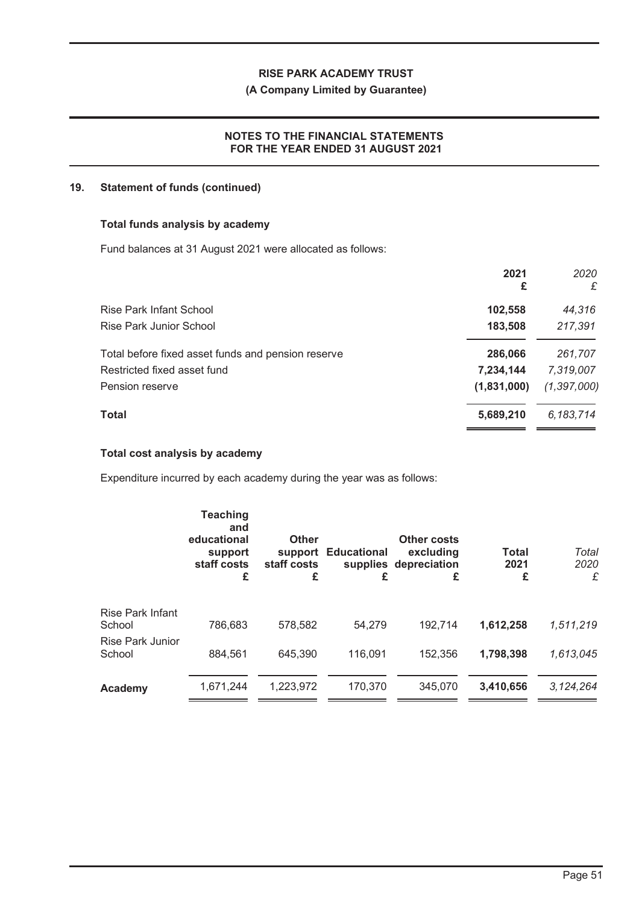## 19. Statement of funds (continued)

### Total funds analysis by academy

Fund balances at 31 August 2021 were allocated as follows:

| | 2021 £ | *2020 £* |
|---|---|---|
| Rise Park Infant School | **102,558** | *44,316* |
| Rise Park Junior School | **183,508** | *217,391* |
| Total before fixed asset funds and pension reserve | **286,066** | *261,707* |
| Restricted fixed asset fund | **7,234,144** | *7,319,007* |
| Pension reserve | **(1,831,000)** | *(1,397,000)* |
| **Total** | **5,689,210** | *6,183,714* |

### Total cost analysis by academy

Expenditure incurred by each academy during the year was as follows:

| | Teaching and educational support staff costs £ | Other support staff costs £ | Educational supplies £ | Other costs excluding depreciation £ | Total 2021 £ | *Total 2020 £* |
|---|---|---|---|---|---|---|
| Rise Park Infant School | 786,683 | 578,582 | 54,279 | 192,714 | **1,612,258** | *1,511,219* |
| Rise Park Junior School | 884,561 | 645,390 | 116,091 | 152,356 | **1,798,398** | *1,613,045* |
| **Academy** | 1,671,244 | 1,223,972 | 170,370 | 345,070 | **3,410,656** | *3,124,264* |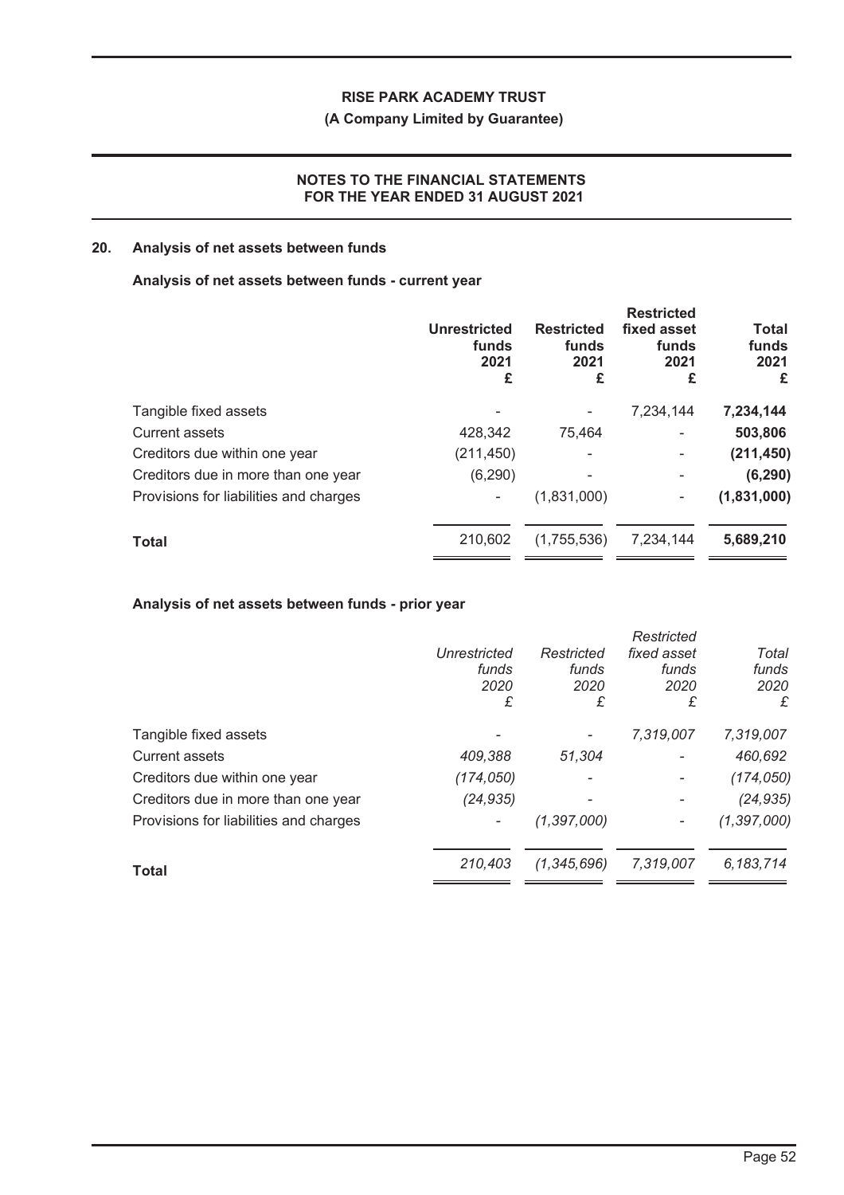**RISE PARK ACADEMY TRUST**

**(A Company Limited by Guarantee)**

**NOTES TO THE FINANCIAL STATEMENTS FOR THE YEAR ENDED 31 AUGUST 2021**

## 20. Analysis of net assets between funds

### Analysis of net assets between funds - current year

| | Unrestricted funds 2021 £ | Restricted funds 2021 £ | Restricted fixed asset funds 2021 £ | Total funds 2021 £ |
|---|---|---|---|---|
| Tangible fixed assets | - | - | 7,234,144 | **7,234,144** |
| Current assets | 428,342 | 75,464 | - | **503,806** |
| Creditors due within one year | (211,450) | - | - | **(211,450)** |
| Creditors due in more than one year | (6,290) | - | - | **(6,290)** |
| Provisions for liabilities and charges | - | (1,831,000) | - | **(1,831,000)** |
| **Total** | 210,602 | (1,755,536) | 7,234,144 | **5,689,210** |

### Analysis of net assets between funds - prior year

| | *Unrestricted funds 2020 £* | *Restricted funds 2020 £* | *Restricted fixed asset funds 2020 £* | *Total funds 2020 £* |
|---|---|---|---|---|
| Tangible fixed assets | - | - | *7,319,007* | *7,319,007* |
| Current assets | *409,388* | *51,304* | - | *460,692* |
| Creditors due within one year | *(174,050)* | - | - | *(174,050)* |
| Creditors due in more than one year | *(24,935)* | - | - | *(24,935)* |
| Provisions for liabilities and charges | - | *(1,397,000)* | - | *(1,397,000)* |
| **Total** | *210,403* | *(1,345,696)* | *7,319,007* | *6,183,714* |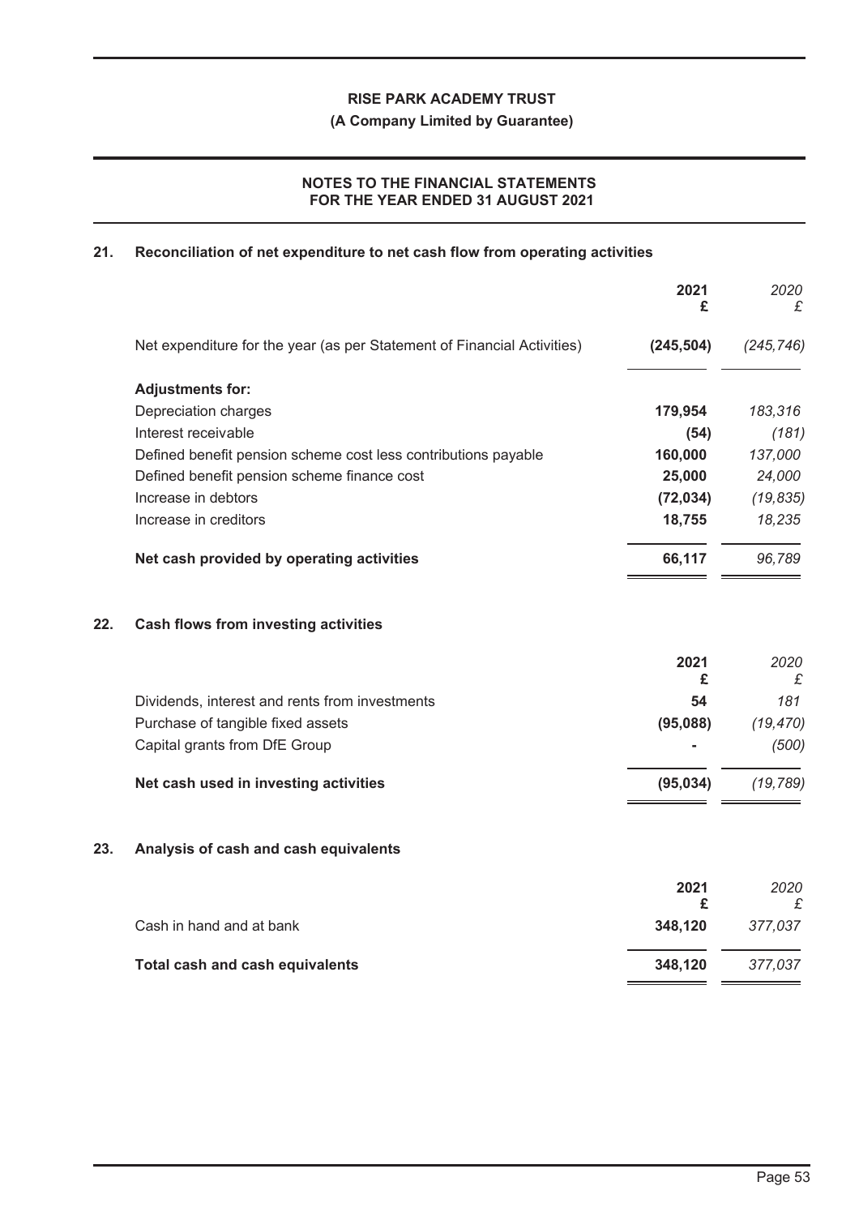**RISE PARK ACADEMY TRUST**

**(A Company Limited by Guarantee)**

**NOTES TO THE FINANCIAL STATEMENTS FOR THE YEAR ENDED 31 AUGUST 2021**

## 21. Reconciliation of net expenditure to net cash flow from operating activities

| | 2021 £ | 2020 £ |
|---|---|---|
| Net expenditure for the year (as per Statement of Financial Activities) | **(245,504)** | *(245,746)* |
| **Adjustments for:** | | |
| Depreciation charges | **179,954** | *183,316* |
| Interest receivable | **(54)** | *(181)* |
| Defined benefit pension scheme cost less contributions payable | **160,000** | *137,000* |
| Defined benefit pension scheme finance cost | **25,000** | *24,000* |
| Increase in debtors | **(72,034)** | *(19,835)* |
| Increase in creditors | **18,755** | *18,235* |
| **Net cash provided by operating activities** | **66,117** | *96,789* |

## 22. Cash flows from investing activities

| | 2021 £ | 2020 £ |
|---|---|---|
| Dividends, interest and rents from investments | **54** | *181* |
| Purchase of tangible fixed assets | **(95,088)** | *(19,470)* |
| Capital grants from DfE Group | **-** | *(500)* |
| **Net cash used in investing activities** | **(95,034)** | *(19,789)* |

## 23. Analysis of cash and cash equivalents

| | 2021 £ | 2020 £ |
|---|---|---|
| Cash in hand and at bank | **348,120** | *377,037* |
| **Total cash and cash equivalents** | **348,120** | *377,037* |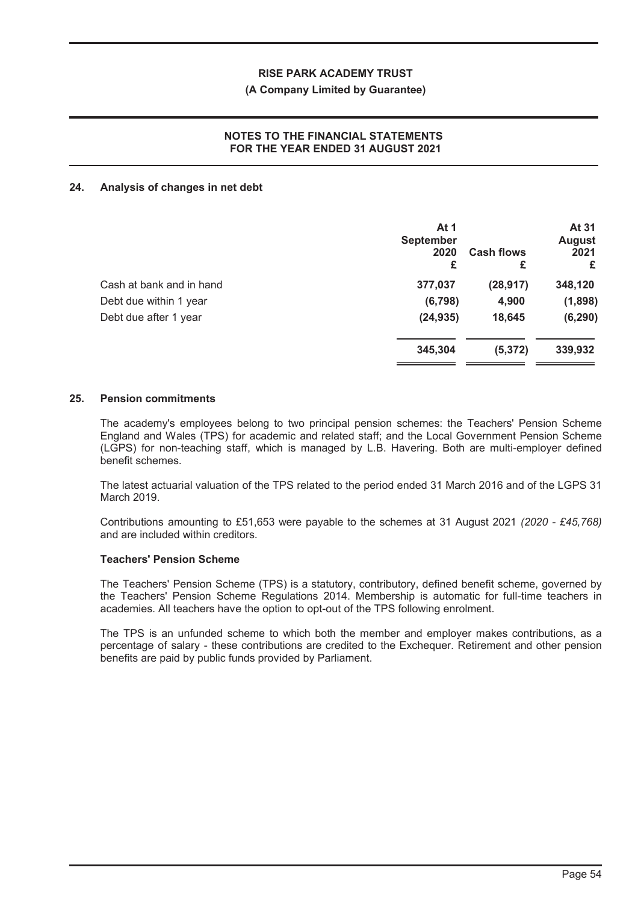## 24. Analysis of changes in net debt

| | At 1 September 2020 £ | Cash flows £ | At 31 August 2021 £ |
|---|---|---|---|
| Cash at bank and in hand | **377,037** | **(28,917)** | **348,120** |
| Debt due within 1 year | **(6,798)** | **4,900** | **(1,898)** |
| Debt due after 1 year | **(24,935)** | **18,645** | **(6,290)** |
| | **345,304** | **(5,372)** | **339,932** |

## 25. Pension commitments

The academy's employees belong to two principal pension schemes: the Teachers' Pension Scheme England and Wales (TPS) for academic and related staff; and the Local Government Pension Scheme (LGPS) for non-teaching staff, which is managed by L.B. Havering. Both are multi-employer defined benefit schemes.

The latest actuarial valuation of the TPS related to the period ended 31 March 2016 and of the LGPS 31 March 2019.

Contributions amounting to £51,653 were payable to the schemes at 31 August 2021 *(2020 - £45,768)* and are included within creditors.

### Teachers' Pension Scheme

The Teachers' Pension Scheme (TPS) is a statutory, contributory, defined benefit scheme, governed by the Teachers' Pension Scheme Regulations 2014. Membership is automatic for full-time teachers in academies. All teachers have the option to opt-out of the TPS following enrolment.

The TPS is an unfunded scheme to which both the member and employer makes contributions, as a percentage of salary - these contributions are credited to the Exchequer. Retirement and other pension benefits are paid by public funds provided by Parliament.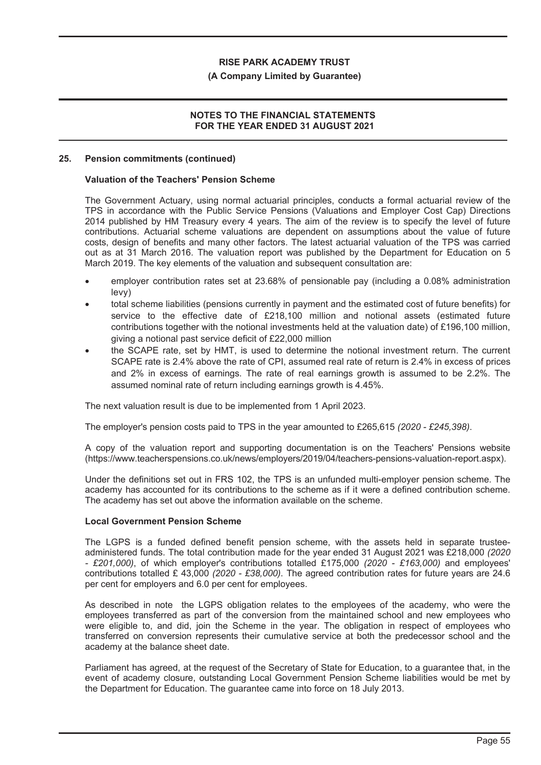## 25. Pension commitments (continued)

### Valuation of the Teachers' Pension Scheme

The Government Actuary, using normal actuarial principles, conducts a formal actuarial review of the TPS in accordance with the Public Service Pensions (Valuations and Employer Cost Cap) Directions 2014 published by HM Treasury every 4 years. The aim of the review is to specify the level of future contributions. Actuarial scheme valuations are dependent on assumptions about the value of future costs, design of benefits and many other factors. The latest actuarial valuation of the TPS was carried out as at 31 March 2016. The valuation report was published by the Department for Education on 5 March 2019. The key elements of the valuation and subsequent consultation are:

- employer contribution rates set at 23.68% of pensionable pay (including a 0.08% administration levy)
- total scheme liabilities (pensions currently in payment and the estimated cost of future benefits) for service to the effective date of £218,100 million and notional assets (estimated future contributions together with the notional investments held at the valuation date) of £196,100 million, giving a notional past service deficit of £22,000 million
- the SCAPE rate, set by HMT, is used to determine the notional investment return. The current SCAPE rate is 2.4% above the rate of CPI, assumed real rate of return is 2.4% in excess of prices and 2% in excess of earnings. The rate of real earnings growth is assumed to be 2.2%. The assumed nominal rate of return including earnings growth is 4.45%.

The next valuation result is due to be implemented from 1 April 2023.

The employer's pension costs paid to TPS in the year amounted to £265,615 *(2020 - £245,398)*.

A copy of the valuation report and supporting documentation is on the Teachers' Pensions website (https://www.teacherspensions.co.uk/news/employers/2019/04/teachers-pensions-valuation-report.aspx).

Under the definitions set out in FRS 102, the TPS is an unfunded multi-employer pension scheme. The academy has accounted for its contributions to the scheme as if it were a defined contribution scheme. The academy has set out above the information available on the scheme.

### Local Government Pension Scheme

The LGPS is a funded defined benefit pension scheme, with the assets held in separate trustee-administered funds. The total contribution made for the year ended 31 August 2021 was £218,000 *(2020 - £201,000)*, of which employer's contributions totalled £175,000 *(2020 - £163,000)* and employees' contributions totalled £ 43,000 *(2020 - £38,000)*. The agreed contribution rates for future years are 24.6 per cent for employers and 6.0 per cent for employees.

As described in note  the LGPS obligation relates to the employees of the academy, who were the employees transferred as part of the conversion from the maintained school and new employees who were eligible to, and did, join the Scheme in the year. The obligation in respect of employees who transferred on conversion represents their cumulative service at both the predecessor school and the academy at the balance sheet date.

Parliament has agreed, at the request of the Secretary of State for Education, to a guarantee that, in the event of academy closure, outstanding Local Government Pension Scheme liabilities would be met by the Department for Education. The guarantee came into force on 18 July 2013.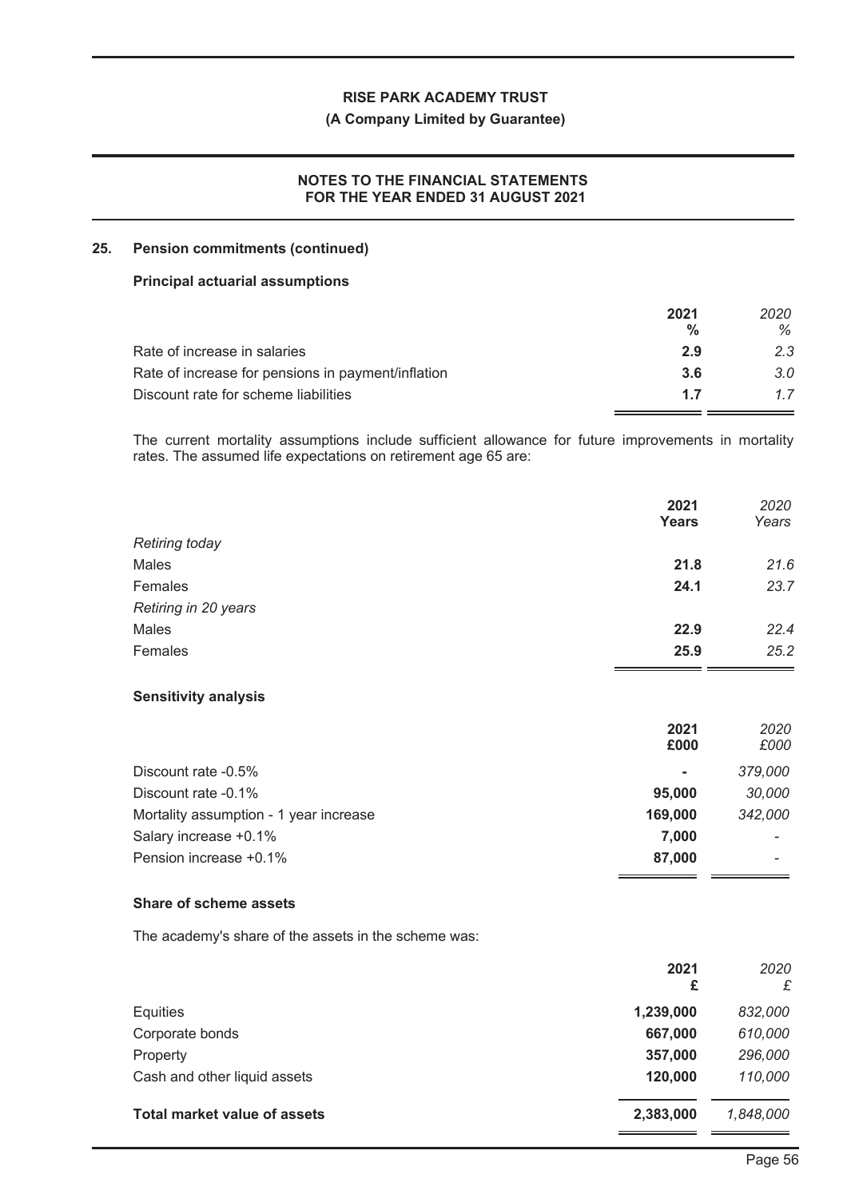## 25. Pension commitments (continued)

### Principal actuarial assumptions

| | 2021 % | *2020 %* |
|---|---|---|
| Rate of increase in salaries | **2.9** | *2.3* |
| Rate of increase for pensions in payment/inflation | **3.6** | *3.0* |
| Discount rate for scheme liabilities | **1.7** | *1.7* |

The current mortality assumptions include sufficient allowance for future improvements in mortality rates. The assumed life expectations on retirement age 65 are:

| | 2021 Years | *2020 Years* |
|---|---|---|
| *Retiring today* | | |
| Males | **21.8** | *21.6* |
| Females | **24.1** | *23.7* |
| *Retiring in 20 years* | | |
| Males | **22.9** | *22.4* |
| Females | **25.9** | *25.2* |

### Sensitivity analysis

| | 2021 £000 | *2020 £000* |
|---|---|---|
| Discount rate -0.5% | **-** | *379,000* |
| Discount rate -0.1% | **95,000** | *30,000* |
| Mortality assumption - 1 year increase | **169,000** | *342,000* |
| Salary increase +0.1% | **7,000** | - |
| Pension increase +0.1% | **87,000** | - |

### Share of scheme assets

The academy's share of the assets in the scheme was:

| | 2021 £ | *2020 £* |
|---|---|---|
| Equities | **1,239,000** | *832,000* |
| Corporate bonds | **667,000** | *610,000* |
| Property | **357,000** | *296,000* |
| Cash and other liquid assets | **120,000** | *110,000* |
| **Total market value of assets** | **2,383,000** | *1,848,000* |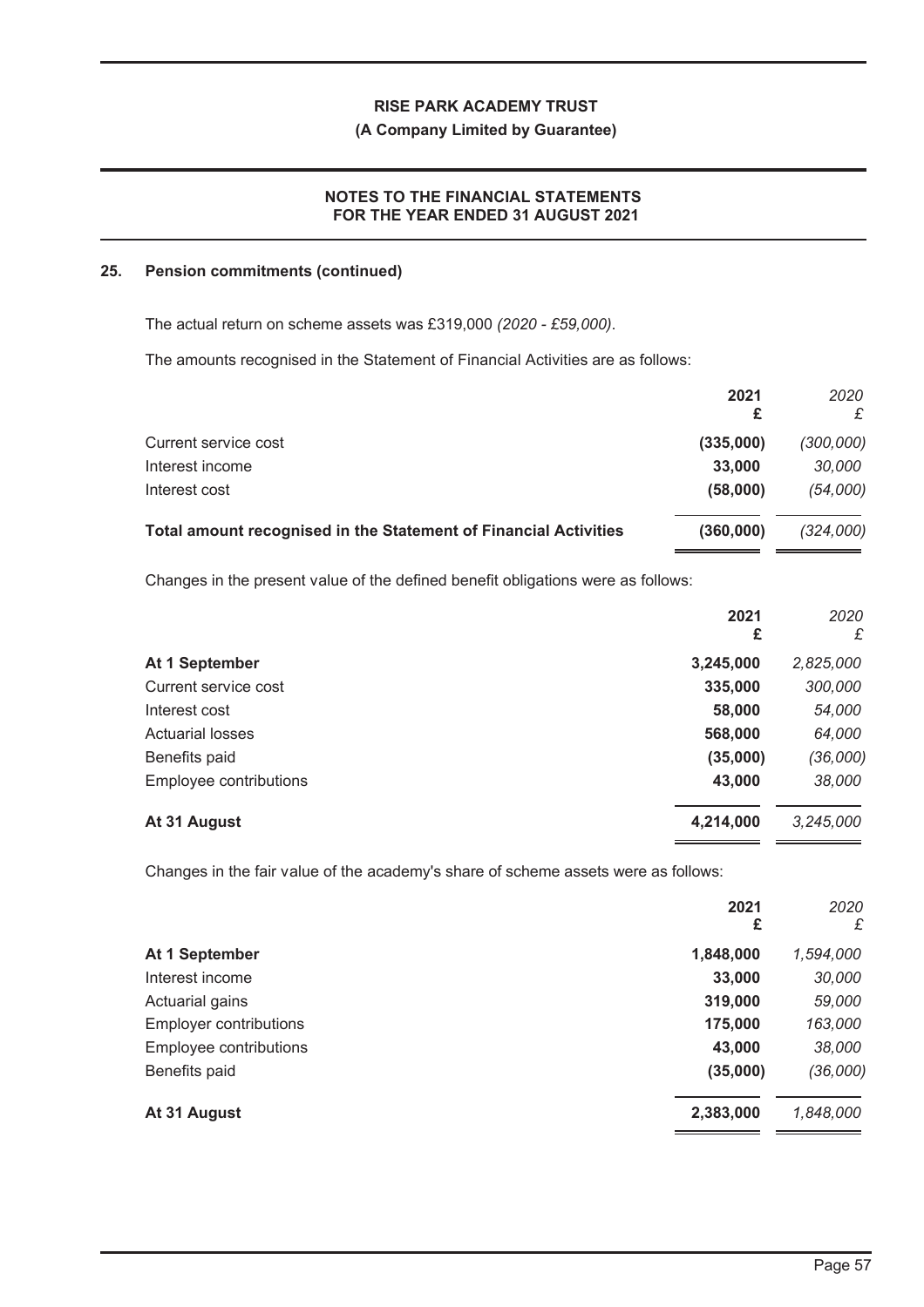## 25. Pension commitments (continued)

The actual return on scheme assets was £319,000 *(2020 - £59,000)*.

The amounts recognised in the Statement of Financial Activities are as follows:

| | 2021 £ | *2020 £* |
|---|---|---|
| Current service cost | (335,000) | *(300,000)* |
| Interest income | 33,000 | *30,000* |
| Interest cost | (58,000) | *(54,000)* |
| **Total amount recognised in the Statement of Financial Activities** | **(360,000)** | *(324,000)* |

Changes in the present value of the defined benefit obligations were as follows:

| | 2021 £ | *2020 £* |
|---|---|---|
| **At 1 September** | 3,245,000 | *2,825,000* |
| Current service cost | 335,000 | *300,000* |
| Interest cost | 58,000 | *54,000* |
| Actuarial losses | 568,000 | *64,000* |
| Benefits paid | (35,000) | *(36,000)* |
| Employee contributions | 43,000 | *38,000* |
| **At 31 August** | 4,214,000 | *3,245,000* |

Changes in the fair value of the academy's share of scheme assets were as follows:

| | 2021 £ | *2020 £* |
|---|---|---|
| **At 1 September** | 1,848,000 | *1,594,000* |
| Interest income | 33,000 | *30,000* |
| Actuarial gains | 319,000 | *59,000* |
| Employer contributions | 175,000 | *163,000* |
| Employee contributions | 43,000 | *38,000* |
| Benefits paid | (35,000) | *(36,000)* |
| **At 31 August** | 2,383,000 | *1,848,000* |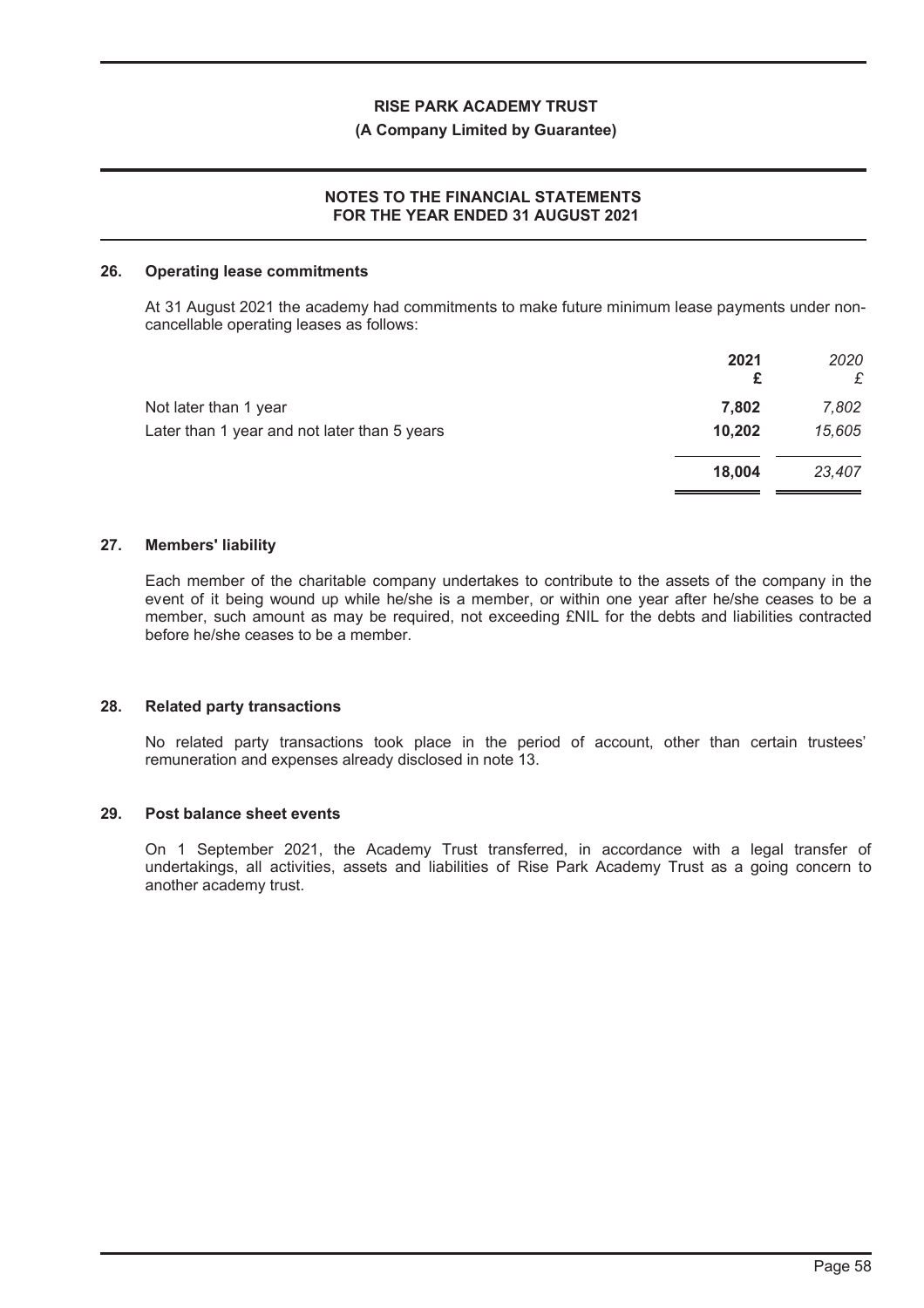## 26. Operating lease commitments

At 31 August 2021 the academy had commitments to make future minimum lease payments under non-cancellable operating leases as follows:

| | **2021** **£** | *2020* *£* |
|---|---|---|
| Not later than 1 year | **7,802** | *7,802* |
| Later than 1 year and not later than 5 years | **10,202** | *15,605* |
| | **18,004** | *23,407* |

## 27. Members' liability

Each member of the charitable company undertakes to contribute to the assets of the company in the event of it being wound up while he/she is a member, or within one year after he/she ceases to be a member, such amount as may be required, not exceeding £NIL for the debts and liabilities contracted before he/she ceases to be a member.

## 28. Related party transactions

No related party transactions took place in the period of account, other than certain trustees' remuneration and expenses already disclosed in note 13.

## 29. Post balance sheet events

On 1 September 2021, the Academy Trust transferred, in accordance with a legal transfer of undertakings, all activities, assets and liabilities of Rise Park Academy Trust as a going concern to another academy trust.